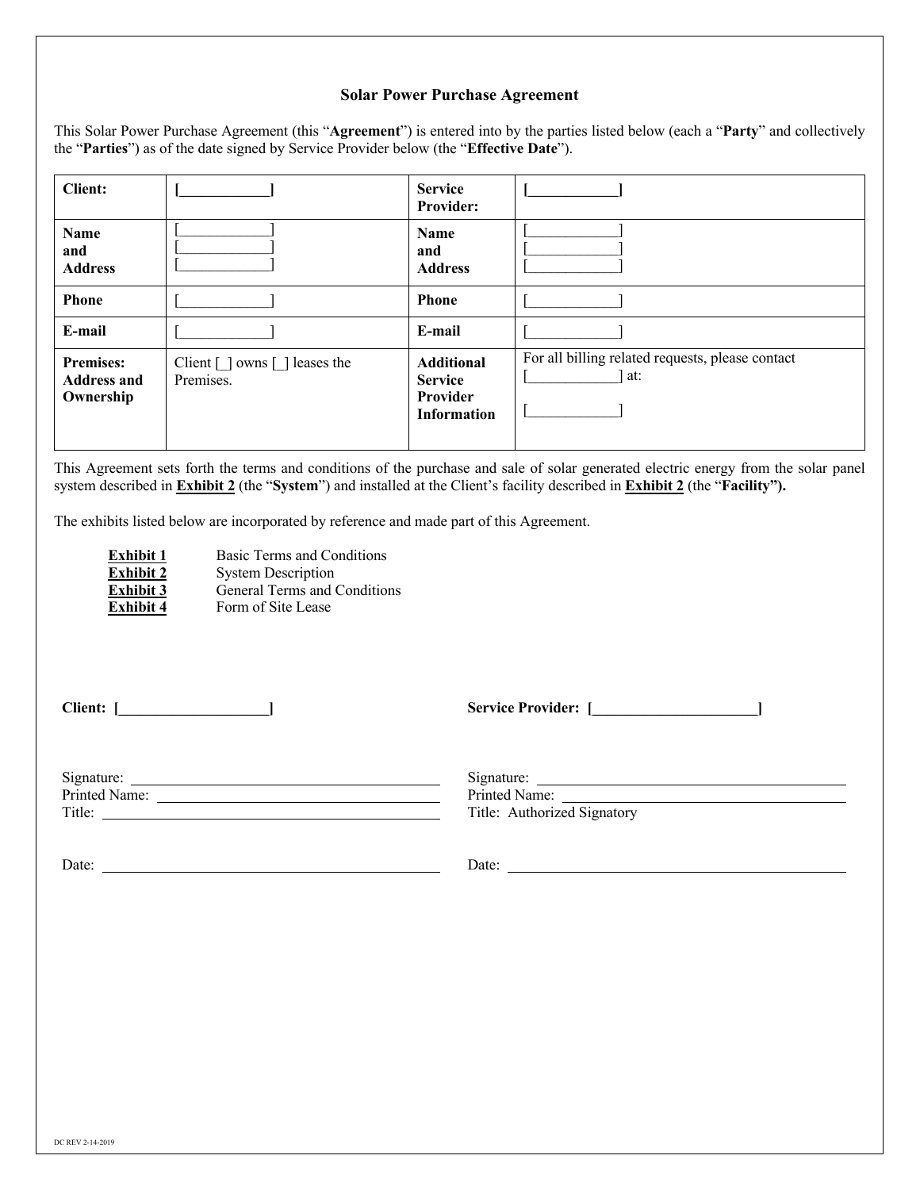# Solar Power Purchase Agreement

This Solar Power Purchase Agreement (this "**Agreement**") is entered into by the parties listed below (each a "**Party**" and collectively the "**Parties**") as of the date signed by Service Provider below (the "**Effective Date**").

| **Client:** | **[____________]** | **Service Provider:** | **[____________]** |
|---|---|---|---|
| **Name and Address** | [____________]<br>[____________]<br>[____________] | **Name and Address** | [____________]<br>[____________]<br>[____________] |
| **Phone** | [____________] | **Phone** | [____________] |
| **E-mail** | [____________] | **E-mail** | [____________] |
| **Premises: Address and Ownership** | Client [_] owns [_] leases the Premises. | **Additional Service Provider Information** | For all billing related requests, please contact [____________] at:<br><br>[____________] |

This Agreement sets forth the terms and conditions of the purchase and sale of solar generated electric energy from the solar panel system described in **Exhibit 2** (the "**System**") and installed at the Client's facility described in **Exhibit 2** (the "**Facility").**

The exhibits listed below are incorporated by reference and made part of this Agreement.

- **Exhibit 1** Basic Terms and Conditions
- **Exhibit 2** System Description
- **Exhibit 3** General Terms and Conditions
- **Exhibit 4** Form of Site Lease

| **Client: [____________________]** | **Service Provider: [______________________]** |
|---|---|
| Signature: ____________________ | Signature: ____________________ |
| Printed Name: ____________________ | Printed Name: ____________________ |
| Title: ____________________ | Title: Authorized Signatory |
| Date: ____________________ | Date: ____________________ |

DC REV 2-14-2019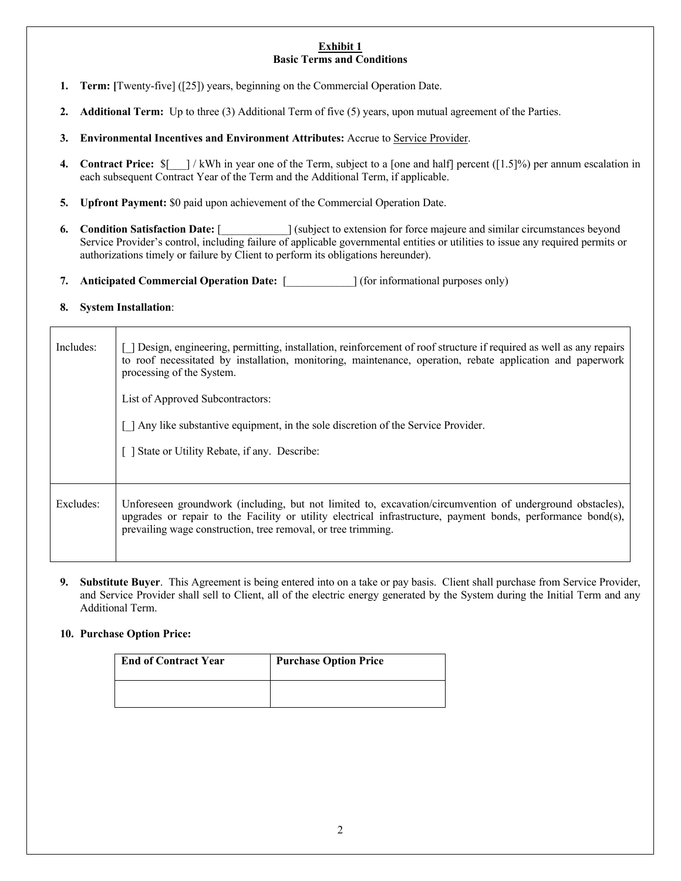**Exhibit 1**
**Basic Terms and Conditions**

1. **Term:** **[**Twenty-five] ([25]) years, beginning on the Commercial Operation Date.

2. **Additional Term:** Up to three (3) Additional Term of five (5) years, upon mutual agreement of the Parties.

3. **Environmental Incentives and Environment Attributes:** Accrue to Service Provider.

4. **Contract Price:** $[___] / kWh in year one of the Term, subject to a [one and half] percent ([1.5]%) per annum escalation in each subsequent Contract Year of the Term and the Additional Term, if applicable.

5. **Upfront Payment:** $0 paid upon achievement of the Commercial Operation Date.

6. **Condition Satisfaction Date:** [____________] (subject to extension for force majeure and similar circumstances beyond Service Provider's control, including failure of applicable governmental entities or utilities to issue any required permits or authorizations timely or failure by Client to perform its obligations hereunder).

7. **Anticipated Commercial Operation Date:** [____________] (for informational purposes only)

8. **System Installation**:

| | |
|---|---|
| Includes: | [_] Design, engineering, permitting, installation, reinforcement of roof structure if required as well as any repairs to roof necessitated by installation, monitoring, maintenance, operation, rebate application and paperwork processing of the System.<br><br>List of Approved Subcontractors:<br><br>[_] Any like substantive equipment, in the sole discretion of the Service Provider.<br><br>[ ] State or Utility Rebate, if any. Describe: |
| Excludes: | Unforeseen groundwork (including, but not limited to, excavation/circumvention of underground obstacles), upgrades or repair to the Facility or utility electrical infrastructure, payment bonds, performance bond(s), prevailing wage construction, tree removal, or tree trimming. |

9. **Substitute Buyer**. This Agreement is being entered into on a take or pay basis. Client shall purchase from Service Provider, and Service Provider shall sell to Client, all of the electric energy generated by the System during the Initial Term and any Additional Term.

10. **Purchase Option Price:**

| End of Contract Year | Purchase Option Price |
|---|---|
| | |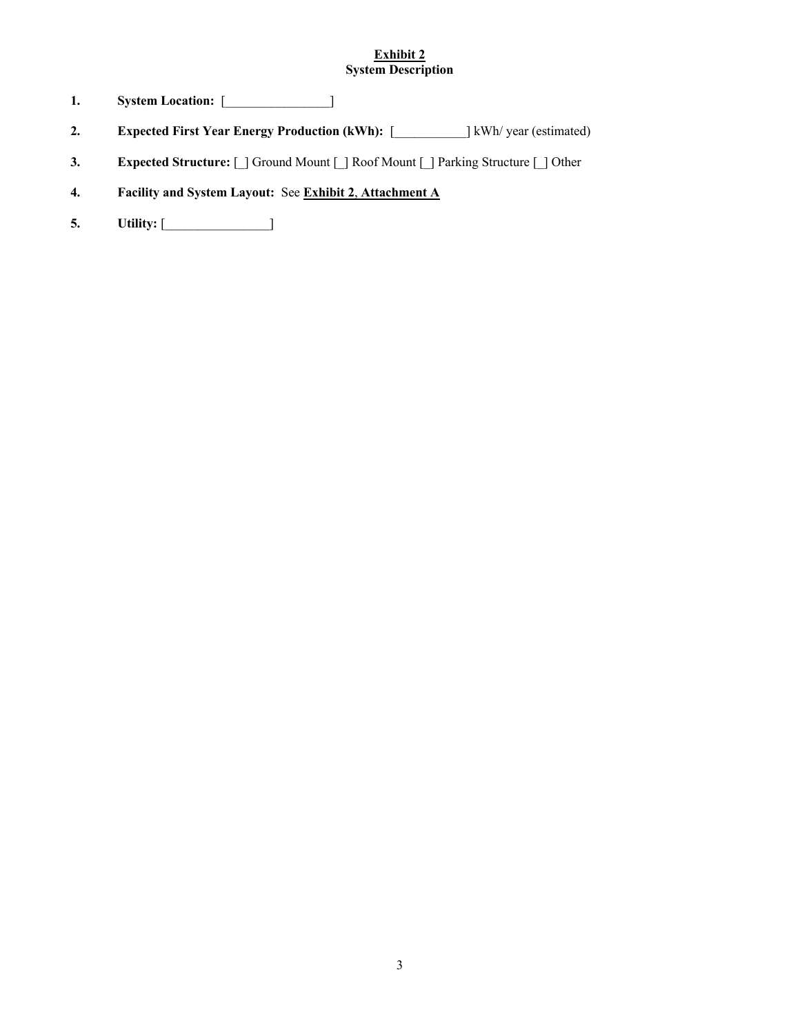**<u>Exhibit 2</u>**
**System Description**

1. **System Location:** [________________]

2. **Expected First Year Energy Production (kWh):** [___________] kWh/ year (estimated)

3. **Expected Structure:** [_] Ground Mount [_] Roof Mount [_] Parking Structure [_] Other

4. **Facility and System Layout:** See **<u>Exhibit 2</u>**, **<u>Attachment A</u>**

5. **Utility:** [________________]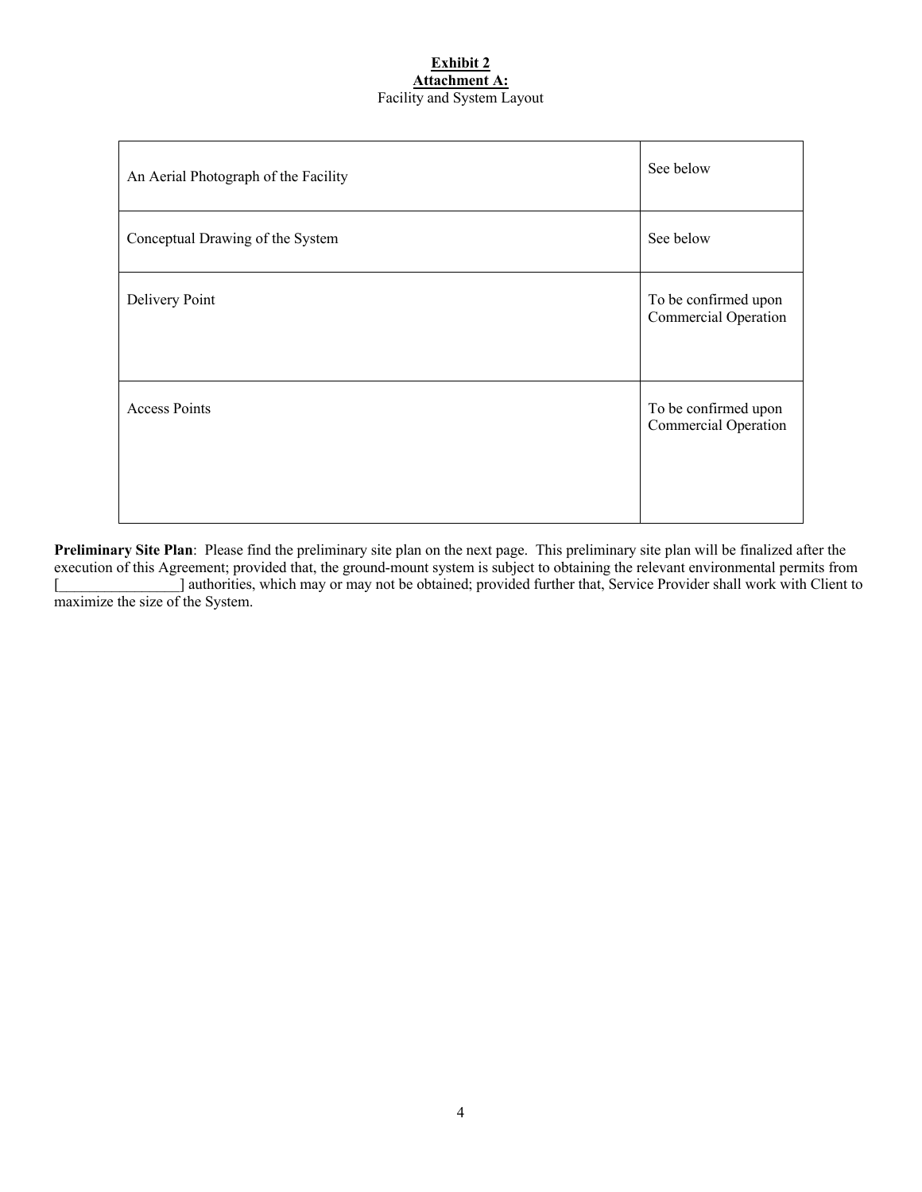**Exhibit 2**

**Attachment A:**

Facility and System Layout

| | |
|---|---|
| An Aerial Photograph of the Facility | See below |
| Conceptual Drawing of the System | See below |
| Delivery Point | To be confirmed upon Commercial Operation |
| Access Points | To be confirmed upon Commercial Operation |

**Preliminary Site Plan**: Please find the preliminary site plan on the next page. This preliminary site plan will be finalized after the execution of this Agreement; provided that, the ground-mount system is subject to obtaining the relevant environmental permits from [________________] authorities, which may or may not be obtained; provided further that, Service Provider shall work with Client to maximize the size of the System.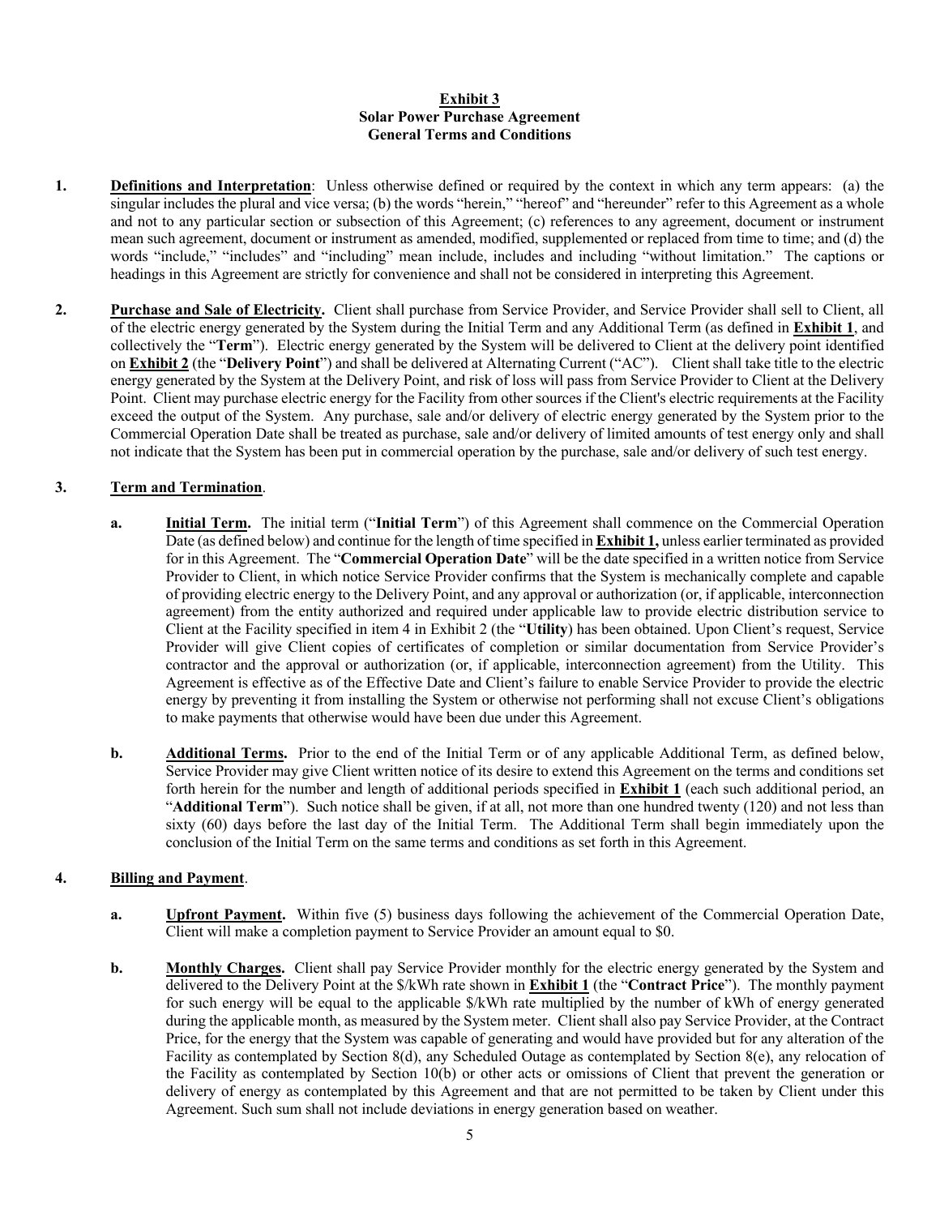**Exhibit 3**
**Solar Power Purchase Agreement**
**General Terms and Conditions**

**1.** **Definitions and Interpretation**: Unless otherwise defined or required by the context in which any term appears: (a) the singular includes the plural and vice versa; (b) the words "herein," "hereof" and "hereunder" refer to this Agreement as a whole and not to any particular section or subsection of this Agreement; (c) references to any agreement, document or instrument mean such agreement, document or instrument as amended, modified, supplemented or replaced from time to time; and (d) the words "include," "includes" and "including" mean include, includes and including "without limitation." The captions or headings in this Agreement are strictly for convenience and shall not be considered in interpreting this Agreement.

**2.** **Purchase and Sale of Electricity.** Client shall purchase from Service Provider, and Service Provider shall sell to Client, all of the electric energy generated by the System during the Initial Term and any Additional Term (as defined in **Exhibit 1**, and collectively the "**Term**"). Electric energy generated by the System will be delivered to Client at the delivery point identified on **Exhibit 2** (the "**Delivery Point**") and shall be delivered at Alternating Current ("AC"). Client shall take title to the electric energy generated by the System at the Delivery Point, and risk of loss will pass from Service Provider to Client at the Delivery Point. Client may purchase electric energy for the Facility from other sources if the Client's electric requirements at the Facility exceed the output of the System. Any purchase, sale and/or delivery of electric energy generated by the System prior to the Commercial Operation Date shall be treated as purchase, sale and/or delivery of limited amounts of test energy only and shall not indicate that the System has been put in commercial operation by the purchase, sale and/or delivery of such test energy.

**3.** **Term and Termination**.

**a.** **Initial Term.** The initial term ("**Initial Term**") of this Agreement shall commence on the Commercial Operation Date (as defined below) and continue for the length of time specified in **Exhibit 1,** unless earlier terminated as provided for in this Agreement. The "**Commercial Operation Date**" will be the date specified in a written notice from Service Provider to Client, in which notice Service Provider confirms that the System is mechanically complete and capable of providing electric energy to the Delivery Point, and any approval or authorization (or, if applicable, interconnection agreement) from the entity authorized and required under applicable law to provide electric distribution service to Client at the Facility specified in item 4 in Exhibit 2 (the "**Utility**) has been obtained. Upon Client's request, Service Provider will give Client copies of certificates of completion or similar documentation from Service Provider's contractor and the approval or authorization (or, if applicable, interconnection agreement) from the Utility. This Agreement is effective as of the Effective Date and Client's failure to enable Service Provider to provide the electric energy by preventing it from installing the System or otherwise not performing shall not excuse Client's obligations to make payments that otherwise would have been due under this Agreement.

**b.** **Additional Terms.** Prior to the end of the Initial Term or of any applicable Additional Term, as defined below, Service Provider may give Client written notice of its desire to extend this Agreement on the terms and conditions set forth herein for the number and length of additional periods specified in **Exhibit 1** (each such additional period, an "**Additional Term**"). Such notice shall be given, if at all, not more than one hundred twenty (120) and not less than sixty (60) days before the last day of the Initial Term. The Additional Term shall begin immediately upon the conclusion of the Initial Term on the same terms and conditions as set forth in this Agreement.

**4.** **Billing and Payment**.

**a.** **Upfront Payment.** Within five (5) business days following the achievement of the Commercial Operation Date, Client will make a completion payment to Service Provider an amount equal to $0.

**b.** **Monthly Charges.** Client shall pay Service Provider monthly for the electric energy generated by the System and delivered to the Delivery Point at the $/kWh rate shown in **Exhibit 1** (the "**Contract Price**"). The monthly payment for such energy will be equal to the applicable $/kWh rate multiplied by the number of kWh of energy generated during the applicable month, as measured by the System meter. Client shall also pay Service Provider, at the Contract Price, for the energy that the System was capable of generating and would have provided but for any alteration of the Facility as contemplated by Section 8(d), any Scheduled Outage as contemplated by Section 8(e), any relocation of the Facility as contemplated by Section 10(b) or other acts or omissions of Client that prevent the generation or delivery of energy as contemplated by this Agreement and that are not permitted to be taken by Client under this Agreement. Such sum shall not include deviations in energy generation based on weather.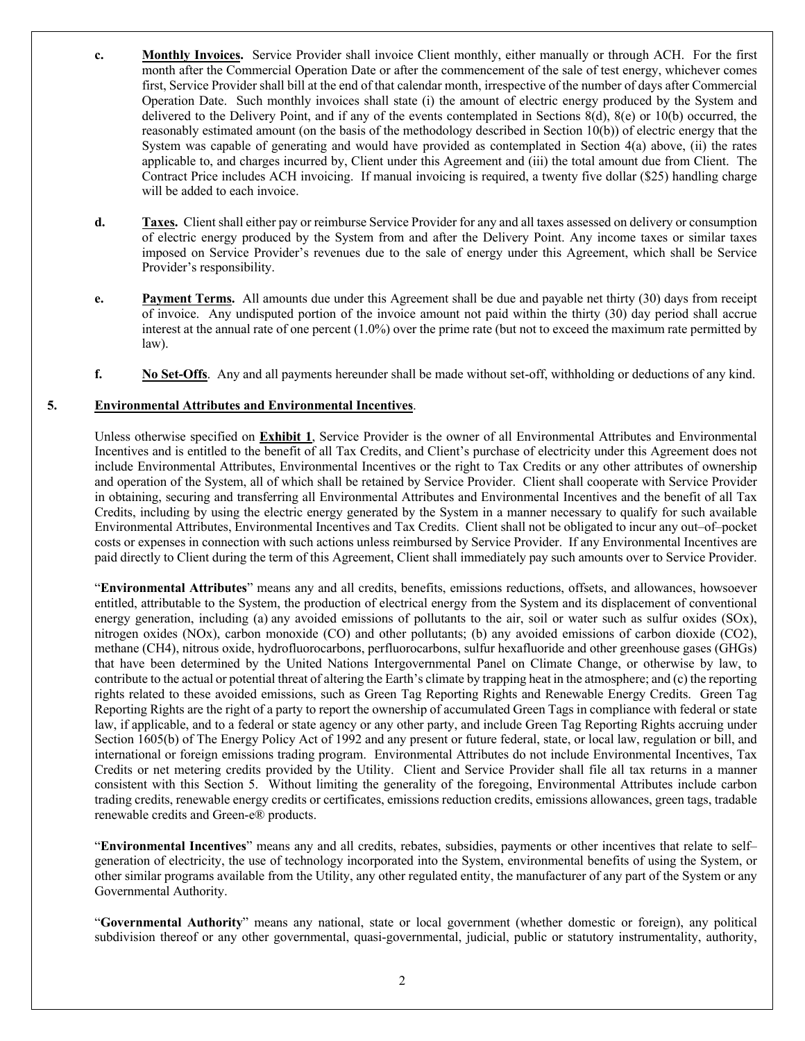**c. Monthly Invoices.** Service Provider shall invoice Client monthly, either manually or through ACH. For the first month after the Commercial Operation Date or after the commencement of the sale of test energy, whichever comes first, Service Provider shall bill at the end of that calendar month, irrespective of the number of days after Commercial Operation Date. Such monthly invoices shall state (i) the amount of electric energy produced by the System and delivered to the Delivery Point, and if any of the events contemplated in Sections 8(d), 8(e) or 10(b) occurred, the reasonably estimated amount (on the basis of the methodology described in Section 10(b)) of electric energy that the System was capable of generating and would have provided as contemplated in Section 4(a) above, (ii) the rates applicable to, and charges incurred by, Client under this Agreement and (iii) the total amount due from Client. The Contract Price includes ACH invoicing. If manual invoicing is required, a twenty five dollar ($25) handling charge will be added to each invoice.

**d. Taxes.** Client shall either pay or reimburse Service Provider for any and all taxes assessed on delivery or consumption of electric energy produced by the System from and after the Delivery Point. Any income taxes or similar taxes imposed on Service Provider's revenues due to the sale of energy under this Agreement, which shall be Service Provider's responsibility.

**e. Payment Terms.** All amounts due under this Agreement shall be due and payable net thirty (30) days from receipt of invoice. Any undisputed portion of the invoice amount not paid within the thirty (30) day period shall accrue interest at the annual rate of one percent (1.0%) over the prime rate (but not to exceed the maximum rate permitted by law).

**f. No Set-Offs**. Any and all payments hereunder shall be made without set-off, withholding or deductions of any kind.

**5. Environmental Attributes and Environmental Incentives**.

Unless otherwise specified on **Exhibit 1**, Service Provider is the owner of all Environmental Attributes and Environmental Incentives and is entitled to the benefit of all Tax Credits, and Client's purchase of electricity under this Agreement does not include Environmental Attributes, Environmental Incentives or the right to Tax Credits or any other attributes of ownership and operation of the System, all of which shall be retained by Service Provider. Client shall cooperate with Service Provider in obtaining, securing and transferring all Environmental Attributes and Environmental Incentives and the benefit of all Tax Credits, including by using the electric energy generated by the System in a manner necessary to qualify for such available Environmental Attributes, Environmental Incentives and Tax Credits. Client shall not be obligated to incur any out–of–pocket costs or expenses in connection with such actions unless reimbursed by Service Provider. If any Environmental Incentives are paid directly to Client during the term of this Agreement, Client shall immediately pay such amounts over to Service Provider.

"**Environmental Attributes**" means any and all credits, benefits, emissions reductions, offsets, and allowances, howsoever entitled, attributable to the System, the production of electrical energy from the System and its displacement of conventional energy generation, including (a) any avoided emissions of pollutants to the air, soil or water such as sulfur oxides (SOx), nitrogen oxides (NOx), carbon monoxide (CO) and other pollutants; (b) any avoided emissions of carbon dioxide ($CO_2$), methane ($CH_4$), nitrous oxide, hydrofluorocarbons, perfluorocarbons, sulfur hexafluoride and other greenhouse gases (GHGs) that have been determined by the United Nations Intergovernmental Panel on Climate Change, or otherwise by law, to contribute to the actual or potential threat of altering the Earth's climate by trapping heat in the atmosphere; and (c) the reporting rights related to these avoided emissions, such as Green Tag Reporting Rights and Renewable Energy Credits. Green Tag Reporting Rights are the right of a party to report the ownership of accumulated Green Tags in compliance with federal or state law, if applicable, and to a federal or state agency or any other party, and include Green Tag Reporting Rights accruing under Section 1605(b) of The Energy Policy Act of 1992 and any present or future federal, state, or local law, regulation or bill, and international or foreign emissions trading program. Environmental Attributes do not include Environmental Incentives, Tax Credits or net metering credits provided by the Utility. Client and Service Provider shall file all tax returns in a manner consistent with this Section 5. Without limiting the generality of the foregoing, Environmental Attributes include carbon trading credits, renewable energy credits or certificates, emissions reduction credits, emissions allowances, green tags, tradable renewable credits and Green-e® products.

"**Environmental Incentives**" means any and all credits, rebates, subsidies, payments or other incentives that relate to self–generation of electricity, the use of technology incorporated into the System, environmental benefits of using the System, or other similar programs available from the Utility, any other regulated entity, the manufacturer of any part of the System or any Governmental Authority.

"**Governmental Authority**" means any national, state or local government (whether domestic or foreign), any political subdivision thereof or any other governmental, quasi-governmental, judicial, public or statutory instrumentality, authority,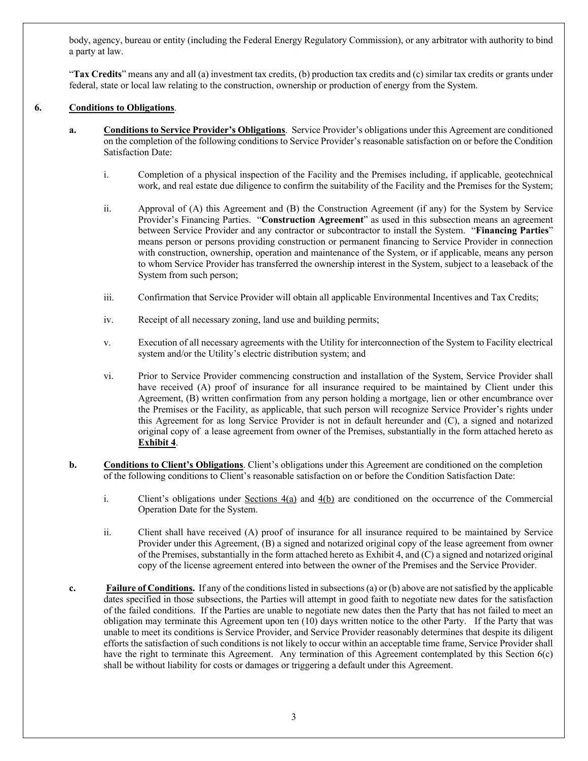body, agency, bureau or entity (including the Federal Energy Regulatory Commission), or any arbitrator with authority to bind a party at law.

"**Tax Credits**" means any and all (a) investment tax credits, (b) production tax credits and (c) similar tax credits or grants under federal, state or local law relating to the construction, ownership or production of energy from the System.

**6. Conditions to Obligations**.

**a. Conditions to Service Provider's Obligations**. Service Provider's obligations under this Agreement are conditioned on the completion of the following conditions to Service Provider's reasonable satisfaction on or before the Condition Satisfaction Date:

i. Completion of a physical inspection of the Facility and the Premises including, if applicable, geotechnical work, and real estate due diligence to confirm the suitability of the Facility and the Premises for the System;

ii. Approval of (A) this Agreement and (B) the Construction Agreement (if any) for the System by Service Provider's Financing Parties. "**Construction Agreement**" as used in this subsection means an agreement between Service Provider and any contractor or subcontractor to install the System. "**Financing Parties**" means person or persons providing construction or permanent financing to Service Provider in connection with construction, ownership, operation and maintenance of the System, or if applicable, means any person to whom Service Provider has transferred the ownership interest in the System, subject to a leaseback of the System from such person;

iii. Confirmation that Service Provider will obtain all applicable Environmental Incentives and Tax Credits;

iv. Receipt of all necessary zoning, land use and building permits;

v. Execution of all necessary agreements with the Utility for interconnection of the System to Facility electrical system and/or the Utility's electric distribution system; and

vi. Prior to Service Provider commencing construction and installation of the System, Service Provider shall have received (A) proof of insurance for all insurance required to be maintained by Client under this Agreement, (B) written confirmation from any person holding a mortgage, lien or other encumbrance over the Premises or the Facility, as applicable, that such person will recognize Service Provider's rights under this Agreement for as long Service Provider is not in default hereunder and (C), a signed and notarized original copy of a lease agreement from owner of the Premises, substantially in the form attached hereto as **Exhibit 4**.

**b. Conditions to Client's Obligations**. Client's obligations under this Agreement are conditioned on the completion of the following conditions to Client's reasonable satisfaction on or before the Condition Satisfaction Date:

i. Client's obligations under Sections 4(a) and 4(b) are conditioned on the occurrence of the Commercial Operation Date for the System.

ii. Client shall have received (A) proof of insurance for all insurance required to be maintained by Service Provider under this Agreement, (B) a signed and notarized original copy of the lease agreement from owner of the Premises, substantially in the form attached hereto as Exhibit 4, and (C) a signed and notarized original copy of the license agreement entered into between the owner of the Premises and the Service Provider.

**c. Failure of Conditions.** If any of the conditions listed in subsections (a) or (b) above are not satisfied by the applicable dates specified in those subsections, the Parties will attempt in good faith to negotiate new dates for the satisfaction of the failed conditions. If the Parties are unable to negotiate new dates then the Party that has not failed to meet an obligation may terminate this Agreement upon ten (10) days written notice to the other Party. If the Party that was unable to meet its conditions is Service Provider, and Service Provider reasonably determines that despite its diligent efforts the satisfaction of such conditions is not likely to occur within an acceptable time frame, Service Provider shall have the right to terminate this Agreement. Any termination of this Agreement contemplated by this Section 6(c) shall be without liability for costs or damages or triggering a default under this Agreement.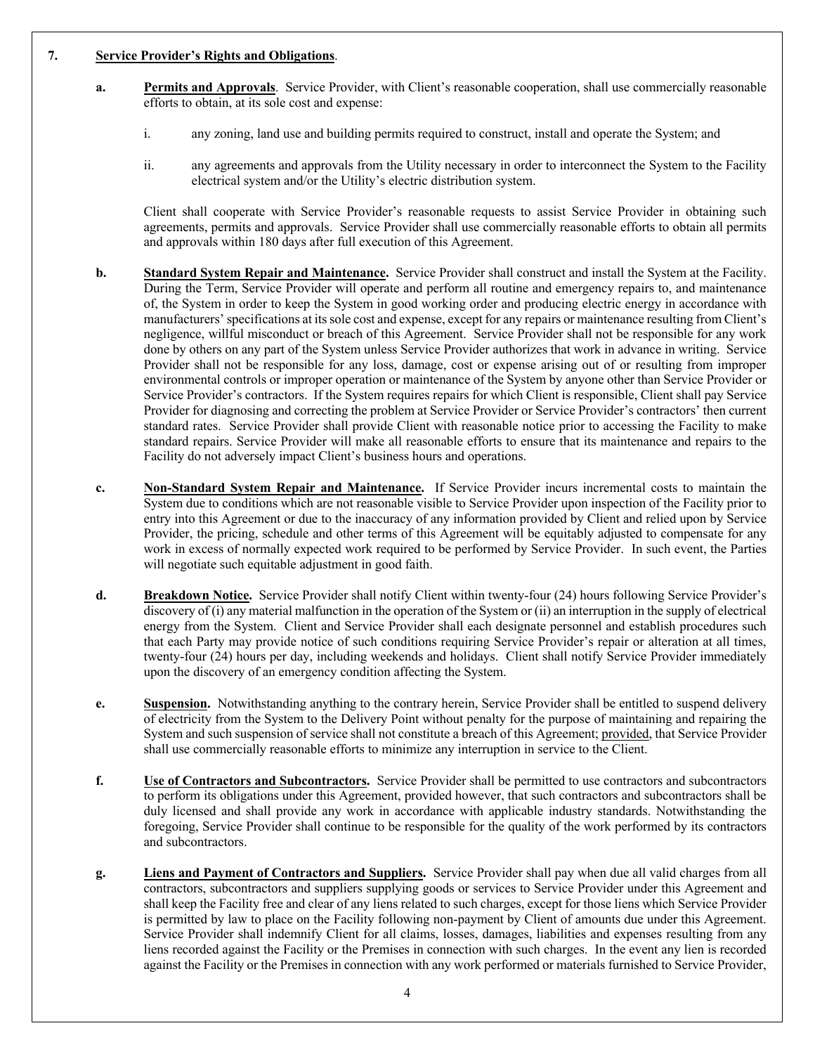**7. Service Provider's Rights and Obligations**.

**a. Permits and Approvals**. Service Provider, with Client's reasonable cooperation, shall use commercially reasonable efforts to obtain, at its sole cost and expense:

i. any zoning, land use and building permits required to construct, install and operate the System; and

ii. any agreements and approvals from the Utility necessary in order to interconnect the System to the Facility electrical system and/or the Utility's electric distribution system.

Client shall cooperate with Service Provider's reasonable requests to assist Service Provider in obtaining such agreements, permits and approvals. Service Provider shall use commercially reasonable efforts to obtain all permits and approvals within 180 days after full execution of this Agreement.

**b. Standard System Repair and Maintenance.** Service Provider shall construct and install the System at the Facility. During the Term, Service Provider will operate and perform all routine and emergency repairs to, and maintenance of, the System in order to keep the System in good working order and producing electric energy in accordance with manufacturers' specifications at its sole cost and expense, except for any repairs or maintenance resulting from Client's negligence, willful misconduct or breach of this Agreement. Service Provider shall not be responsible for any work done by others on any part of the System unless Service Provider authorizes that work in advance in writing. Service Provider shall not be responsible for any loss, damage, cost or expense arising out of or resulting from improper environmental controls or improper operation or maintenance of the System by anyone other than Service Provider or Service Provider's contractors. If the System requires repairs for which Client is responsible, Client shall pay Service Provider for diagnosing and correcting the problem at Service Provider or Service Provider's contractors' then current standard rates. Service Provider shall provide Client with reasonable notice prior to accessing the Facility to make standard repairs. Service Provider will make all reasonable efforts to ensure that its maintenance and repairs to the Facility do not adversely impact Client's business hours and operations.

**c. Non-Standard System Repair and Maintenance.** If Service Provider incurs incremental costs to maintain the System due to conditions which are not reasonable visible to Service Provider upon inspection of the Facility prior to entry into this Agreement or due to the inaccuracy of any information provided by Client and relied upon by Service Provider, the pricing, schedule and other terms of this Agreement will be equitably adjusted to compensate for any work in excess of normally expected work required to be performed by Service Provider. In such event, the Parties will negotiate such equitable adjustment in good faith.

**d. Breakdown Notice.** Service Provider shall notify Client within twenty-four (24) hours following Service Provider's discovery of (i) any material malfunction in the operation of the System or (ii) an interruption in the supply of electrical energy from the System. Client and Service Provider shall each designate personnel and establish procedures such that each Party may provide notice of such conditions requiring Service Provider's repair or alteration at all times, twenty-four (24) hours per day, including weekends and holidays. Client shall notify Service Provider immediately upon the discovery of an emergency condition affecting the System.

**e. Suspension.** Notwithstanding anything to the contrary herein, Service Provider shall be entitled to suspend delivery of electricity from the System to the Delivery Point without penalty for the purpose of maintaining and repairing the System and such suspension of service shall not constitute a breach of this Agreement; provided, that Service Provider shall use commercially reasonable efforts to minimize any interruption in service to the Client.

**f. Use of Contractors and Subcontractors.** Service Provider shall be permitted to use contractors and subcontractors to perform its obligations under this Agreement, provided however, that such contractors and subcontractors shall be duly licensed and shall provide any work in accordance with applicable industry standards. Notwithstanding the foregoing, Service Provider shall continue to be responsible for the quality of the work performed by its contractors and subcontractors.

**g. Liens and Payment of Contractors and Suppliers.** Service Provider shall pay when due all valid charges from all contractors, subcontractors and suppliers supplying goods or services to Service Provider under this Agreement and shall keep the Facility free and clear of any liens related to such charges, except for those liens which Service Provider is permitted by law to place on the Facility following non-payment by Client of amounts due under this Agreement. Service Provider shall indemnify Client for all claims, losses, damages, liabilities and expenses resulting from any liens recorded against the Facility or the Premises in connection with such charges. In the event any lien is recorded against the Facility or the Premises in connection with any work performed or materials furnished to Service Provider,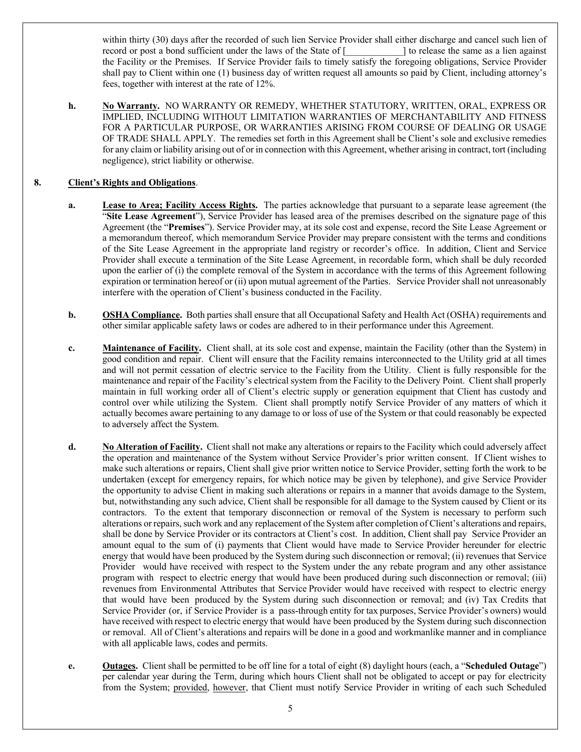within thirty (30) days after the recorded of such lien Service Provider shall either discharge and cancel such lien of record or post a bond sufficient under the laws of the State of [____________] to release the same as a lien against the Facility or the Premises. If Service Provider fails to timely satisfy the foregoing obligations, Service Provider shall pay to Client within one (1) business day of written request all amounts so paid by Client, including attorney's fees, together with interest at the rate of 12%.

**h.** **No Warranty.** NO WARRANTY OR REMEDY, WHETHER STATUTORY, WRITTEN, ORAL, EXPRESS OR IMPLIED, INCLUDING WITHOUT LIMITATION WARRANTIES OF MERCHANTABILITY AND FITNESS FOR A PARTICULAR PURPOSE, OR WARRANTIES ARISING FROM COURSE OF DEALING OR USAGE OF TRADE SHALL APPLY. The remedies set forth in this Agreement shall be Client's sole and exclusive remedies for any claim or liability arising out of or in connection with this Agreement, whether arising in contract, tort (including negligence), strict liability or otherwise.

**8. Client's Rights and Obligations.**

**a.** **Lease to Area; Facility Access Rights.** The parties acknowledge that pursuant to a separate lease agreement (the "**Site Lease Agreement**"), Service Provider has leased area of the premises described on the signature page of this Agreement (the "**Premises**"). Service Provider may, at its sole cost and expense, record the Site Lease Agreement or a memorandum thereof, which memorandum Service Provider may prepare consistent with the terms and conditions of the Site Lease Agreement in the appropriate land registry or recorder's office. In addition, Client and Service Provider shall execute a termination of the Site Lease Agreement, in recordable form, which shall be duly recorded upon the earlier of (i) the complete removal of the System in accordance with the terms of this Agreement following expiration or termination hereof or (ii) upon mutual agreement of the Parties. Service Provider shall not unreasonably interfere with the operation of Client's business conducted in the Facility.

**b.** **OSHA Compliance.** Both parties shall ensure that all Occupational Safety and Health Act (OSHA) requirements and other similar applicable safety laws or codes are adhered to in their performance under this Agreement.

**c.** **Maintenance of Facility.** Client shall, at its sole cost and expense, maintain the Facility (other than the System) in good condition and repair. Client will ensure that the Facility remains interconnected to the Utility grid at all times and will not permit cessation of electric service to the Facility from the Utility. Client is fully responsible for the maintenance and repair of the Facility's electrical system from the Facility to the Delivery Point. Client shall properly maintain in full working order all of Client's electric supply or generation equipment that Client has custody and control over while utilizing the System. Client shall promptly notify Service Provider of any matters of which it actually becomes aware pertaining to any damage to or loss of use of the System or that could reasonably be expected to adversely affect the System.

**d.** **No Alteration of Facility.** Client shall not make any alterations or repairs to the Facility which could adversely affect the operation and maintenance of the System without Service Provider's prior written consent. If Client wishes to make such alterations or repairs, Client shall give prior written notice to Service Provider, setting forth the work to be undertaken (except for emergency repairs, for which notice may be given by telephone), and give Service Provider the opportunity to advise Client in making such alterations or repairs in a manner that avoids damage to the System, but, notwithstanding any such advice, Client shall be responsible for all damage to the System caused by Client or its contractors. To the extent that temporary disconnection or removal of the System is necessary to perform such alterations or repairs, such work and any replacement of the System after completion of Client's alterations and repairs, shall be done by Service Provider or its contractors at Client's cost. In addition, Client shall pay Service Provider an amount equal to the sum of (i) payments that Client would have made to Service Provider hereunder for electric energy that would have been produced by the System during such disconnection or removal; (ii) revenues that Service Provider would have received with respect to the System under the any rebate program and any other assistance program with respect to electric energy that would have been produced during such disconnection or removal; (iii) revenues from Environmental Attributes that Service Provider would have received with respect to electric energy that would have been produced by the System during such disconnection or removal; and (iv) Tax Credits that Service Provider (or, if Service Provider is a pass-through entity for tax purposes, Service Provider's owners) would have received with respect to electric energy that would have been produced by the System during such disconnection or removal. All of Client's alterations and repairs will be done in a good and workmanlike manner and in compliance with all applicable laws, codes and permits.

**e.** **Outages.** Client shall be permitted to be off line for a total of eight (8) daylight hours (each, a "**Scheduled Outage**") per calendar year during the Term, during which hours Client shall not be obligated to accept or pay for electricity from the System; provided, however, that Client must notify Service Provider in writing of each such Scheduled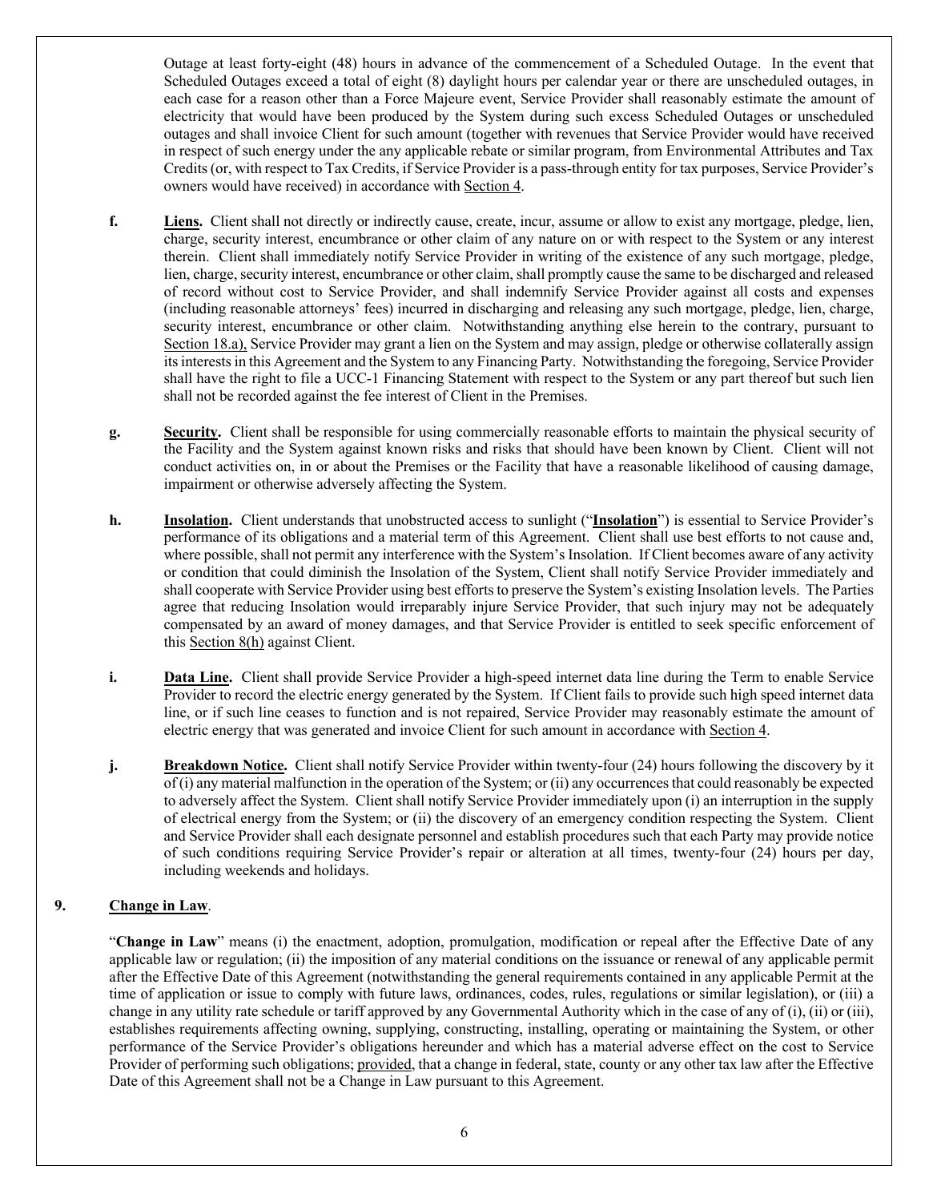Outage at least forty-eight (48) hours in advance of the commencement of a Scheduled Outage. In the event that Scheduled Outages exceed a total of eight (8) daylight hours per calendar year or there are unscheduled outages, in each case for a reason other than a Force Majeure event, Service Provider shall reasonably estimate the amount of electricity that would have been produced by the System during such excess Scheduled Outages or unscheduled outages and shall invoice Client for such amount (together with revenues that Service Provider would have received in respect of such energy under the any applicable rebate or similar program, from Environmental Attributes and Tax Credits (or, with respect to Tax Credits, if Service Provider is a pass-through entity for tax purposes, Service Provider's owners would have received) in accordance with Section 4.

**f.** **Liens.** Client shall not directly or indirectly cause, create, incur, assume or allow to exist any mortgage, pledge, lien, charge, security interest, encumbrance or other claim of any nature on or with respect to the System or any interest therein. Client shall immediately notify Service Provider in writing of the existence of any such mortgage, pledge, lien, charge, security interest, encumbrance or other claim, shall promptly cause the same to be discharged and released of record without cost to Service Provider, and shall indemnify Service Provider against all costs and expenses (including reasonable attorneys' fees) incurred in discharging and releasing any such mortgage, pledge, lien, charge, security interest, encumbrance or other claim. Notwithstanding anything else herein to the contrary, pursuant to Section 18.a), Service Provider may grant a lien on the System and may assign, pledge or otherwise collaterally assign its interests in this Agreement and the System to any Financing Party. Notwithstanding the foregoing, Service Provider shall have the right to file a UCC-1 Financing Statement with respect to the System or any part thereof but such lien shall not be recorded against the fee interest of Client in the Premises.

**g.** **Security.** Client shall be responsible for using commercially reasonable efforts to maintain the physical security of the Facility and the System against known risks and risks that should have been known by Client. Client will not conduct activities on, in or about the Premises or the Facility that have a reasonable likelihood of causing damage, impairment or otherwise adversely affecting the System.

**h.** **Insolation.** Client understands that unobstructed access to sunlight ("**Insolation**") is essential to Service Provider's performance of its obligations and a material term of this Agreement. Client shall use best efforts to not cause and, where possible, shall not permit any interference with the System's Insolation. If Client becomes aware of any activity or condition that could diminish the Insolation of the System, Client shall notify Service Provider immediately and shall cooperate with Service Provider using best efforts to preserve the System's existing Insolation levels. The Parties agree that reducing Insolation would irreparably injure Service Provider, that such injury may not be adequately compensated by an award of money damages, and that Service Provider is entitled to seek specific enforcement of this Section 8(h) against Client.

**i.** **Data Line.** Client shall provide Service Provider a high-speed internet data line during the Term to enable Service Provider to record the electric energy generated by the System. If Client fails to provide such high speed internet data line, or if such line ceases to function and is not repaired, Service Provider may reasonably estimate the amount of electric energy that was generated and invoice Client for such amount in accordance with Section 4.

**j.** **Breakdown Notice.** Client shall notify Service Provider within twenty-four (24) hours following the discovery by it of (i) any material malfunction in the operation of the System; or (ii) any occurrences that could reasonably be expected to adversely affect the System. Client shall notify Service Provider immediately upon (i) an interruption in the supply of electrical energy from the System; or (ii) the discovery of an emergency condition respecting the System. Client and Service Provider shall each designate personnel and establish procedures such that each Party may provide notice of such conditions requiring Service Provider's repair or alteration at all times, twenty-four (24) hours per day, including weekends and holidays.

## 9. Change in Law.

"**Change in Law**" means (i) the enactment, adoption, promulgation, modification or repeal after the Effective Date of any applicable law or regulation; (ii) the imposition of any material conditions on the issuance or renewal of any applicable permit after the Effective Date of this Agreement (notwithstanding the general requirements contained in any applicable Permit at the time of application or issue to comply with future laws, ordinances, codes, rules, regulations or similar legislation), or (iii) a change in any utility rate schedule or tariff approved by any Governmental Authority which in the case of any of (i), (ii) or (iii), establishes requirements affecting owning, supplying, constructing, installing, operating or maintaining the System, or other performance of the Service Provider's obligations hereunder and which has a material adverse effect on the cost to Service Provider of performing such obligations; provided, that a change in federal, state, county or any other tax law after the Effective Date of this Agreement shall not be a Change in Law pursuant to this Agreement.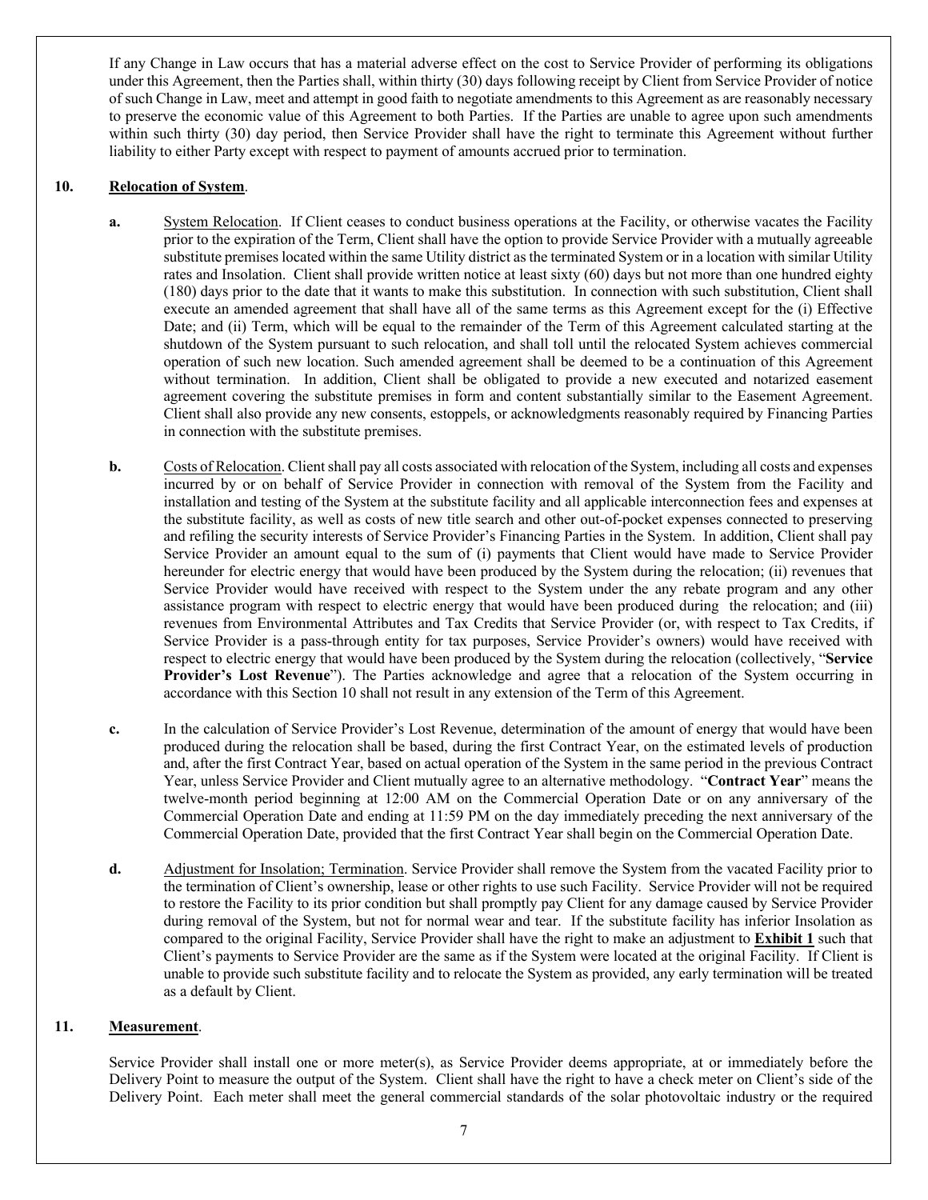If any Change in Law occurs that has a material adverse effect on the cost to Service Provider of performing its obligations under this Agreement, then the Parties shall, within thirty (30) days following receipt by Client from Service Provider of notice of such Change in Law, meet and attempt in good faith to negotiate amendments to this Agreement as are reasonably necessary to preserve the economic value of this Agreement to both Parties. If the Parties are unable to agree upon such amendments within such thirty (30) day period, then Service Provider shall have the right to terminate this Agreement without further liability to either Party except with respect to payment of amounts accrued prior to termination.

**10. Relocation of System.**

**a.** System Relocation. If Client ceases to conduct business operations at the Facility, or otherwise vacates the Facility prior to the expiration of the Term, Client shall have the option to provide Service Provider with a mutually agreeable substitute premises located within the same Utility district as the terminated System or in a location with similar Utility rates and Insolation. Client shall provide written notice at least sixty (60) days but not more than one hundred eighty (180) days prior to the date that it wants to make this substitution. In connection with such substitution, Client shall execute an amended agreement that shall have all of the same terms as this Agreement except for the (i) Effective Date; and (ii) Term, which will be equal to the remainder of the Term of this Agreement calculated starting at the shutdown of the System pursuant to such relocation, and shall toll until the relocated System achieves commercial operation of such new location. Such amended agreement shall be deemed to be a continuation of this Agreement without termination. In addition, Client shall be obligated to provide a new executed and notarized easement agreement covering the substitute premises in form and content substantially similar to the Easement Agreement. Client shall also provide any new consents, estoppels, or acknowledgments reasonably required by Financing Parties in connection with the substitute premises.

**b.** Costs of Relocation. Client shall pay all costs associated with relocation of the System, including all costs and expenses incurred by or on behalf of Service Provider in connection with removal of the System from the Facility and installation and testing of the System at the substitute facility and all applicable interconnection fees and expenses at the substitute facility, as well as costs of new title search and other out-of-pocket expenses connected to preserving and refiling the security interests of Service Provider's Financing Parties in the System. In addition, Client shall pay Service Provider an amount equal to the sum of (i) payments that Client would have made to Service Provider hereunder for electric energy that would have been produced by the System during the relocation; (ii) revenues that Service Provider would have received with respect to the System under the any rebate program and any other assistance program with respect to electric energy that would have been produced during the relocation; and (iii) revenues from Environmental Attributes and Tax Credits that Service Provider (or, with respect to Tax Credits, if Service Provider is a pass-through entity for tax purposes, Service Provider's owners) would have received with respect to electric energy that would have been produced by the System during the relocation (collectively, "**Service Provider's Lost Revenue**"). The Parties acknowledge and agree that a relocation of the System occurring in accordance with this Section 10 shall not result in any extension of the Term of this Agreement.

**c.** In the calculation of Service Provider's Lost Revenue, determination of the amount of energy that would have been produced during the relocation shall be based, during the first Contract Year, on the estimated levels of production and, after the first Contract Year, based on actual operation of the System in the same period in the previous Contract Year, unless Service Provider and Client mutually agree to an alternative methodology. "**Contract Year**" means the twelve-month period beginning at 12:00 AM on the Commercial Operation Date or on any anniversary of the Commercial Operation Date and ending at 11:59 PM on the day immediately preceding the next anniversary of the Commercial Operation Date, provided that the first Contract Year shall begin on the Commercial Operation Date.

**d.** Adjustment for Insolation; Termination. Service Provider shall remove the System from the vacated Facility prior to the termination of Client's ownership, lease or other rights to use such Facility. Service Provider will not be required to restore the Facility to its prior condition but shall promptly pay Client for any damage caused by Service Provider during removal of the System, but not for normal wear and tear. If the substitute facility has inferior Insolation as compared to the original Facility, Service Provider shall have the right to make an adjustment to **Exhibit 1** such that Client's payments to Service Provider are the same as if the System were located at the original Facility. If Client is unable to provide such substitute facility and to relocate the System as provided, any early termination will be treated as a default by Client.

**11. Measurement.**

Service Provider shall install one or more meter(s), as Service Provider deems appropriate, at or immediately before the Delivery Point to measure the output of the System. Client shall have the right to have a check meter on Client's side of the Delivery Point. Each meter shall meet the general commercial standards of the solar photovoltaic industry or the required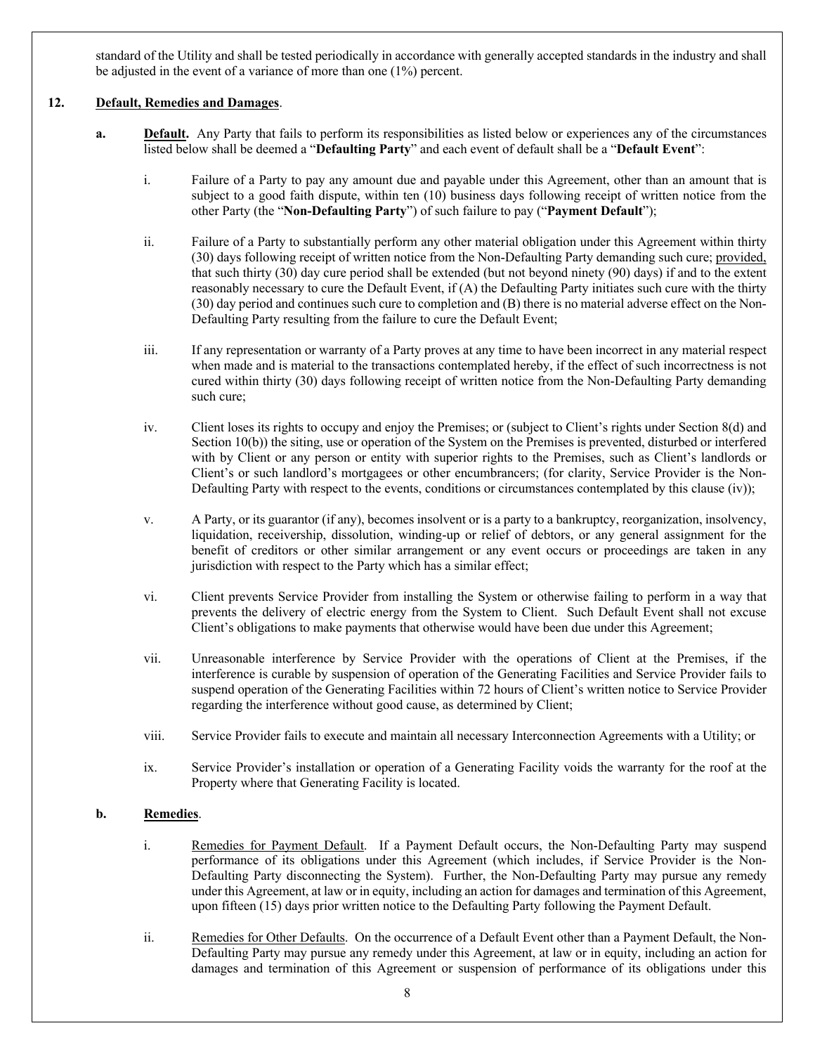standard of the Utility and shall be tested periodically in accordance with generally accepted standards in the industry and shall be adjusted in the event of a variance of more than one (1%) percent.

**12. Default, Remedies and Damages**.

**a. Default.** Any Party that fails to perform its responsibilities as listed below or experiences any of the circumstances listed below shall be deemed a "**Defaulting Party**" and each event of default shall be a "**Default Event**":

i. Failure of a Party to pay any amount due and payable under this Agreement, other than an amount that is subject to a good faith dispute, within ten (10) business days following receipt of written notice from the other Party (the "**Non-Defaulting Party**") of such failure to pay ("**Payment Default**");

ii. Failure of a Party to substantially perform any other material obligation under this Agreement within thirty (30) days following receipt of written notice from the Non-Defaulting Party demanding such cure; provided, that such thirty (30) day cure period shall be extended (but not beyond ninety (90) days) if and to the extent reasonably necessary to cure the Default Event, if (A) the Defaulting Party initiates such cure with the thirty (30) day period and continues such cure to completion and (B) there is no material adverse effect on the Non-Defaulting Party resulting from the failure to cure the Default Event;

iii. If any representation or warranty of a Party proves at any time to have been incorrect in any material respect when made and is material to the transactions contemplated hereby, if the effect of such incorrectness is not cured within thirty (30) days following receipt of written notice from the Non-Defaulting Party demanding such cure;

iv. Client loses its rights to occupy and enjoy the Premises; or (subject to Client's rights under Section 8(d) and Section 10(b)) the siting, use or operation of the System on the Premises is prevented, disturbed or interfered with by Client or any person or entity with superior rights to the Premises, such as Client's landlords or Client's or such landlord's mortgagees or other encumbrancers; (for clarity, Service Provider is the Non-Defaulting Party with respect to the events, conditions or circumstances contemplated by this clause (iv));

v. A Party, or its guarantor (if any), becomes insolvent or is a party to a bankruptcy, reorganization, insolvency, liquidation, receivership, dissolution, winding-up or relief of debtors, or any general assignment for the benefit of creditors or other similar arrangement or any event occurs or proceedings are taken in any jurisdiction with respect to the Party which has a similar effect;

vi. Client prevents Service Provider from installing the System or otherwise failing to perform in a way that prevents the delivery of electric energy from the System to Client. Such Default Event shall not excuse Client's obligations to make payments that otherwise would have been due under this Agreement;

vii. Unreasonable interference by Service Provider with the operations of Client at the Premises, if the interference is curable by suspension of operation of the Generating Facilities and Service Provider fails to suspend operation of the Generating Facilities within 72 hours of Client's written notice to Service Provider regarding the interference without good cause, as determined by Client;

viii. Service Provider fails to execute and maintain all necessary Interconnection Agreements with a Utility; or

ix. Service Provider's installation or operation of a Generating Facility voids the warranty for the roof at the Property where that Generating Facility is located.

**b. Remedies**.

i. Remedies for Payment Default. If a Payment Default occurs, the Non-Defaulting Party may suspend performance of its obligations under this Agreement (which includes, if Service Provider is the Non-Defaulting Party disconnecting the System). Further, the Non-Defaulting Party may pursue any remedy under this Agreement, at law or in equity, including an action for damages and termination of this Agreement, upon fifteen (15) days prior written notice to the Defaulting Party following the Payment Default.

ii. Remedies for Other Defaults. On the occurrence of a Default Event other than a Payment Default, the Non-Defaulting Party may pursue any remedy under this Agreement, at law or in equity, including an action for damages and termination of this Agreement or suspension of performance of its obligations under this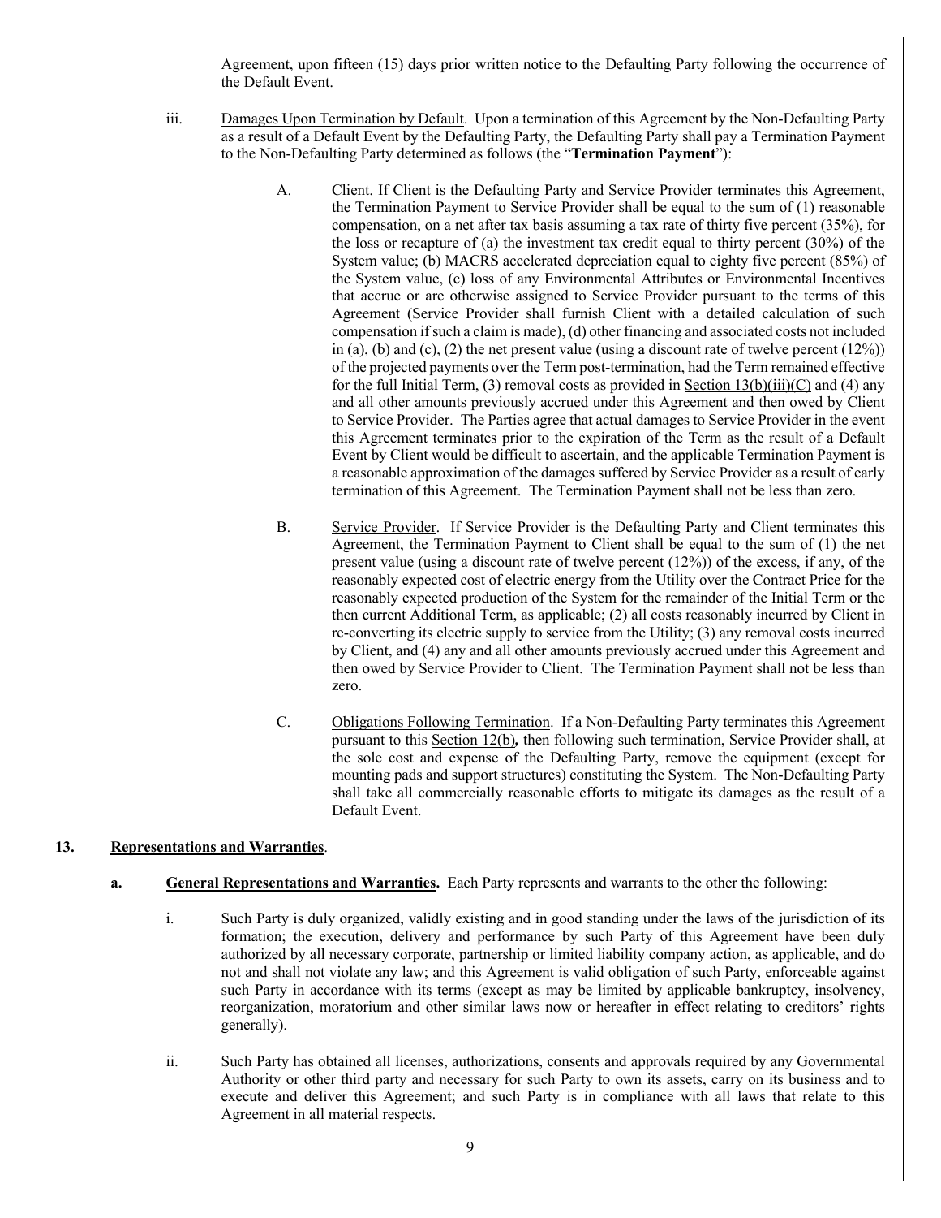Agreement, upon fifteen (15) days prior written notice to the Defaulting Party following the occurrence of the Default Event.

iii. Damages Upon Termination by Default. Upon a termination of this Agreement by the Non-Defaulting Party as a result of a Default Event by the Defaulting Party, the Defaulting Party shall pay a Termination Payment to the Non-Defaulting Party determined as follows (the "**Termination Payment**"):

A. Client. If Client is the Defaulting Party and Service Provider terminates this Agreement, the Termination Payment to Service Provider shall be equal to the sum of (1) reasonable compensation, on a net after tax basis assuming a tax rate of thirty five percent (35%), for the loss or recapture of (a) the investment tax credit equal to thirty percent (30%) of the System value; (b) MACRS accelerated depreciation equal to eighty five percent (85%) of the System value, (c) loss of any Environmental Attributes or Environmental Incentives that accrue or are otherwise assigned to Service Provider pursuant to the terms of this Agreement (Service Provider shall furnish Client with a detailed calculation of such compensation if such a claim is made), (d) other financing and associated costs not included in (a), (b) and (c), (2) the net present value (using a discount rate of twelve percent (12%)) of the projected payments over the Term post-termination, had the Term remained effective for the full Initial Term, (3) removal costs as provided in Section 13(b)(iii)(C) and (4) any and all other amounts previously accrued under this Agreement and then owed by Client to Service Provider. The Parties agree that actual damages to Service Provider in the event this Agreement terminates prior to the expiration of the Term as the result of a Default Event by Client would be difficult to ascertain, and the applicable Termination Payment is a reasonable approximation of the damages suffered by Service Provider as a result of early termination of this Agreement. The Termination Payment shall not be less than zero.

B. Service Provider. If Service Provider is the Defaulting Party and Client terminates this Agreement, the Termination Payment to Client shall be equal to the sum of (1) the net present value (using a discount rate of twelve percent (12%)) of the excess, if any, of the reasonably expected cost of electric energy from the Utility over the Contract Price for the reasonably expected production of the System for the remainder of the Initial Term or the then current Additional Term, as applicable; (2) all costs reasonably incurred by Client in re-converting its electric supply to service from the Utility; (3) any removal costs incurred by Client, and (4) any and all other amounts previously accrued under this Agreement and then owed by Service Provider to Client. The Termination Payment shall not be less than zero.

C. Obligations Following Termination. If a Non-Defaulting Party terminates this Agreement pursuant to this Section 12(b)**,** then following such termination, Service Provider shall, at the sole cost and expense of the Defaulting Party, remove the equipment (except for mounting pads and support structures) constituting the System. The Non-Defaulting Party shall take all commercially reasonable efforts to mitigate its damages as the result of a Default Event.

## 13. Representations and Warranties.

**a. General Representations and Warranties.** Each Party represents and warrants to the other the following:

i. Such Party is duly organized, validly existing and in good standing under the laws of the jurisdiction of its formation; the execution, delivery and performance by such Party of this Agreement have been duly authorized by all necessary corporate, partnership or limited liability company action, as applicable, and do not and shall not violate any law; and this Agreement is valid obligation of such Party, enforceable against such Party in accordance with its terms (except as may be limited by applicable bankruptcy, insolvency, reorganization, moratorium and other similar laws now or hereafter in effect relating to creditors' rights generally).

ii. Such Party has obtained all licenses, authorizations, consents and approvals required by any Governmental Authority or other third party and necessary for such Party to own its assets, carry on its business and to execute and deliver this Agreement; and such Party is in compliance with all laws that relate to this Agreement in all material respects.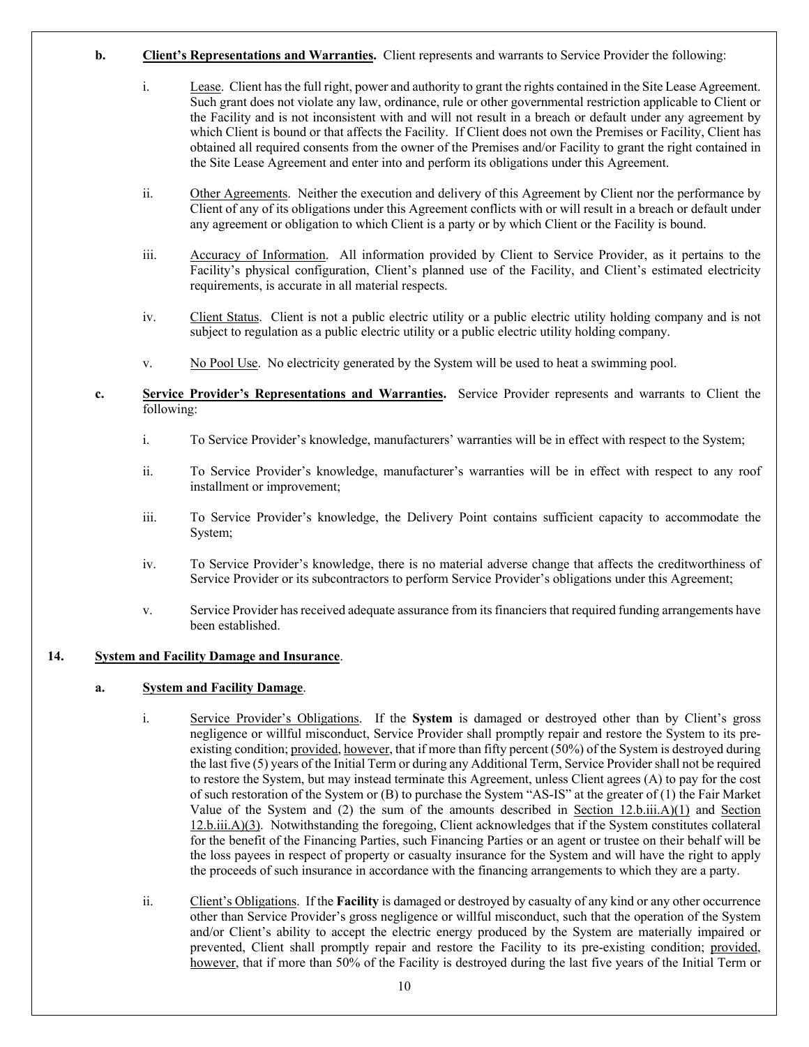**b. Client's Representations and Warranties.** Client represents and warrants to Service Provider the following:

i. Lease. Client has the full right, power and authority to grant the rights contained in the Site Lease Agreement. Such grant does not violate any law, ordinance, rule or other governmental restriction applicable to Client or the Facility and is not inconsistent with and will not result in a breach or default under any agreement by which Client is bound or that affects the Facility. If Client does not own the Premises or Facility, Client has obtained all required consents from the owner of the Premises and/or Facility to grant the right contained in the Site Lease Agreement and enter into and perform its obligations under this Agreement.

ii. Other Agreements. Neither the execution and delivery of this Agreement by Client nor the performance by Client of any of its obligations under this Agreement conflicts with or will result in a breach or default under any agreement or obligation to which Client is a party or by which Client or the Facility is bound.

iii. Accuracy of Information. All information provided by Client to Service Provider, as it pertains to the Facility's physical configuration, Client's planned use of the Facility, and Client's estimated electricity requirements, is accurate in all material respects.

iv. Client Status. Client is not a public electric utility or a public electric utility holding company and is not subject to regulation as a public electric utility or a public electric utility holding company.

v. No Pool Use. No electricity generated by the System will be used to heat a swimming pool.

**c. Service Provider's Representations and Warranties.** Service Provider represents and warrants to Client the following:

i. To Service Provider's knowledge, manufacturers' warranties will be in effect with respect to the System;

ii. To Service Provider's knowledge, manufacturer's warranties will be in effect with respect to any roof installment or improvement;

iii. To Service Provider's knowledge, the Delivery Point contains sufficient capacity to accommodate the System;

iv. To Service Provider's knowledge, there is no material adverse change that affects the creditworthiness of Service Provider or its subcontractors to perform Service Provider's obligations under this Agreement;

v. Service Provider has received adequate assurance from its financiers that required funding arrangements have been established.

## 14. System and Facility Damage and Insurance.

### a. System and Facility Damage.

i. Service Provider's Obligations. If the **System** is damaged or destroyed other than by Client's gross negligence or willful misconduct, Service Provider shall promptly repair and restore the System to its pre-existing condition; provided, however, that if more than fifty percent (50%) of the System is destroyed during the last five (5) years of the Initial Term or during any Additional Term, Service Provider shall not be required to restore the System, but may instead terminate this Agreement, unless Client agrees (A) to pay for the cost of such restoration of the System or (B) to purchase the System "AS-IS" at the greater of (1) the Fair Market Value of the System and (2) the sum of the amounts described in Section 12.b.iii.A)(1) and Section 12.b.iii.A)(3). Notwithstanding the foregoing, Client acknowledges that if the System constitutes collateral for the benefit of the Financing Parties, such Financing Parties or an agent or trustee on their behalf will be the loss payees in respect of property or casualty insurance for the System and will have the right to apply the proceeds of such insurance in accordance with the financing arrangements to which they are a party.

ii. Client's Obligations. If the **Facility** is damaged or destroyed by casualty of any kind or any other occurrence other than Service Provider's gross negligence or willful misconduct, such that the operation of the System and/or Client's ability to accept the electric energy produced by the System are materially impaired or prevented, Client shall promptly repair and restore the Facility to its pre-existing condition; provided, however, that if more than 50% of the Facility is destroyed during the last five years of the Initial Term or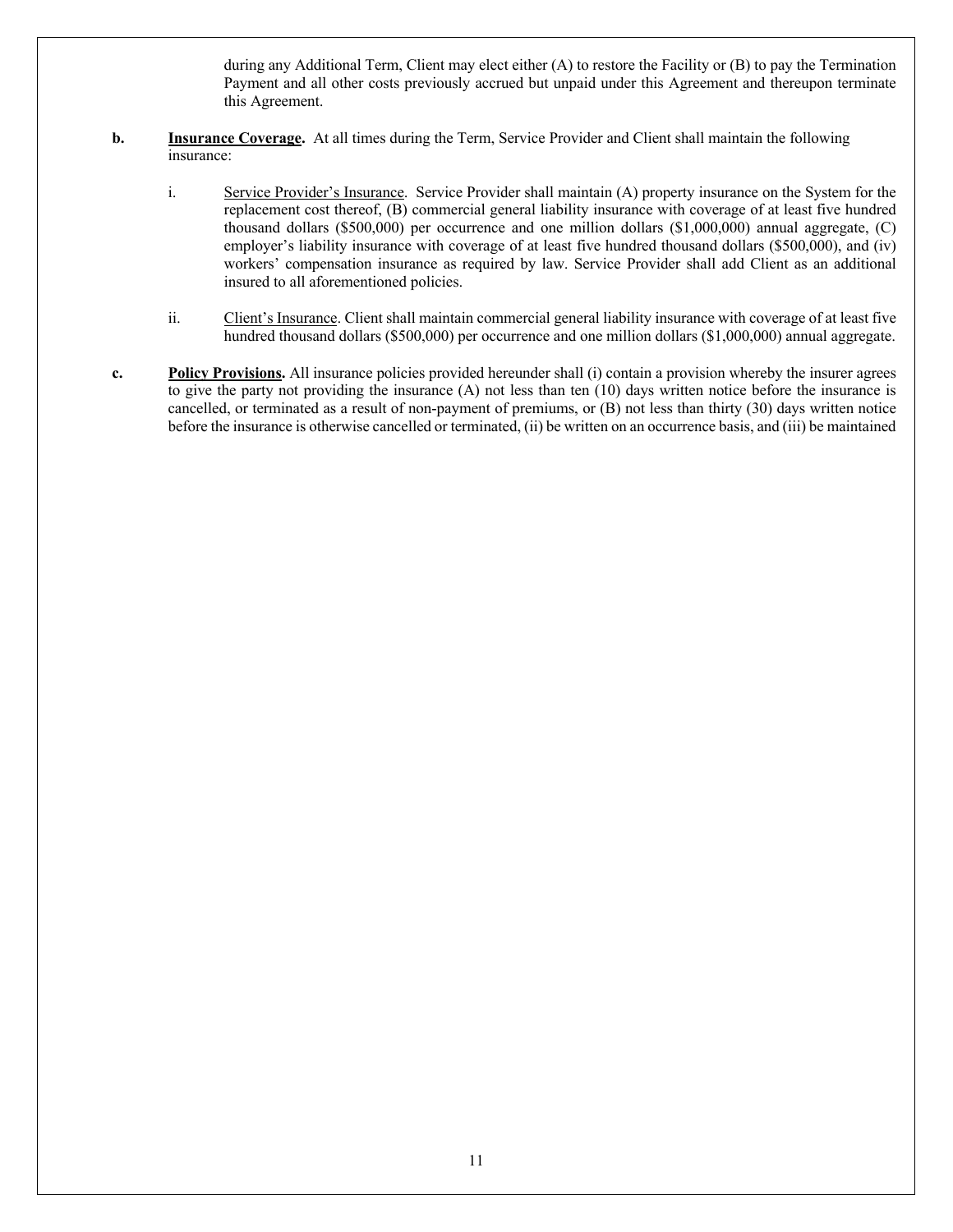during any Additional Term, Client may elect either (A) to restore the Facility or (B) to pay the Termination Payment and all other costs previously accrued but unpaid under this Agreement and thereupon terminate this Agreement.

**b. Insurance Coverage.** At all times during the Term, Service Provider and Client shall maintain the following insurance:

i. Service Provider's Insurance. Service Provider shall maintain (A) property insurance on the System for the replacement cost thereof, (B) commercial general liability insurance with coverage of at least five hundred thousand dollars ($500,000) per occurrence and one million dollars ($1,000,000) annual aggregate, (C) employer's liability insurance with coverage of at least five hundred thousand dollars ($500,000), and (iv) workers' compensation insurance as required by law. Service Provider shall add Client as an additional insured to all aforementioned policies.

ii. Client's Insurance. Client shall maintain commercial general liability insurance with coverage of at least five hundred thousand dollars ($500,000) per occurrence and one million dollars ($1,000,000) annual aggregate.

**c. Policy Provisions.** All insurance policies provided hereunder shall (i) contain a provision whereby the insurer agrees to give the party not providing the insurance (A) not less than ten (10) days written notice before the insurance is cancelled, or terminated as a result of non-payment of premiums, or (B) not less than thirty (30) days written notice before the insurance is otherwise cancelled or terminated, (ii) be written on an occurrence basis, and (iii) be maintained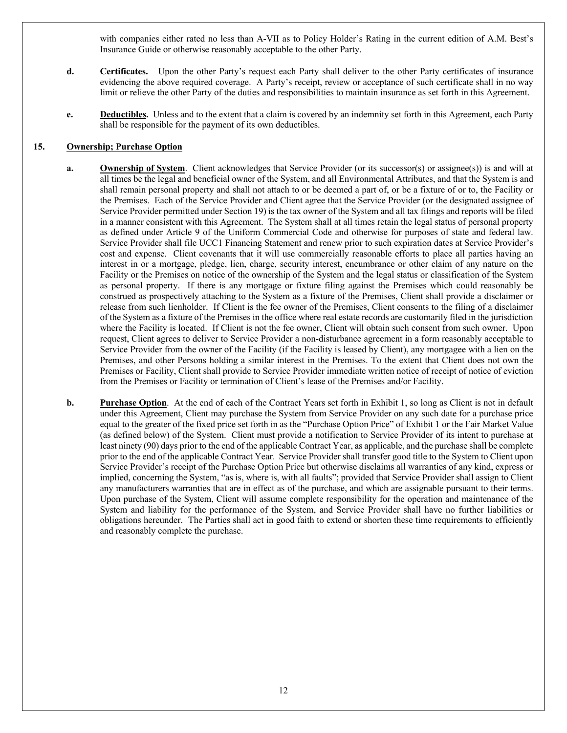with companies either rated no less than A-VII as to Policy Holder's Rating in the current edition of A.M. Best's Insurance Guide or otherwise reasonably acceptable to the other Party.

**d.** **Certificates.** Upon the other Party's request each Party shall deliver to the other Party certificates of insurance evidencing the above required coverage. A Party's receipt, review or acceptance of such certificate shall in no way limit or relieve the other Party of the duties and responsibilities to maintain insurance as set forth in this Agreement.

**e.** **Deductibles.** Unless and to the extent that a claim is covered by an indemnity set forth in this Agreement, each Party shall be responsible for the payment of its own deductibles.

## 15. Ownership; Purchase Option

**a.** **Ownership of System**. Client acknowledges that Service Provider (or its successor(s) or assignee(s)) is and will at all times be the legal and beneficial owner of the System, and all Environmental Attributes, and that the System is and shall remain personal property and shall not attach to or be deemed a part of, or be a fixture of or to, the Facility or the Premises. Each of the Service Provider and Client agree that the Service Provider (or the designated assignee of Service Provider permitted under Section 19) is the tax owner of the System and all tax filings and reports will be filed in a manner consistent with this Agreement. The System shall at all times retain the legal status of personal property as defined under Article 9 of the Uniform Commercial Code and otherwise for purposes of state and federal law. Service Provider shall file UCC1 Financing Statement and renew prior to such expiration dates at Service Provider's cost and expense. Client covenants that it will use commercially reasonable efforts to place all parties having an interest in or a mortgage, pledge, lien, charge, security interest, encumbrance or other claim of any nature on the Facility or the Premises on notice of the ownership of the System and the legal status or classification of the System as personal property. If there is any mortgage or fixture filing against the Premises which could reasonably be construed as prospectively attaching to the System as a fixture of the Premises, Client shall provide a disclaimer or release from such lienholder. If Client is the fee owner of the Premises, Client consents to the filing of a disclaimer of the System as a fixture of the Premises in the office where real estate records are customarily filed in the jurisdiction where the Facility is located. If Client is not the fee owner, Client will obtain such consent from such owner. Upon request, Client agrees to deliver to Service Provider a non-disturbance agreement in a form reasonably acceptable to Service Provider from the owner of the Facility (if the Facility is leased by Client), any mortgagee with a lien on the Premises, and other Persons holding a similar interest in the Premises. To the extent that Client does not own the Premises or Facility, Client shall provide to Service Provider immediate written notice of receipt of notice of eviction from the Premises or Facility or termination of Client's lease of the Premises and/or Facility.

**b.** **Purchase Option**. At the end of each of the Contract Years set forth in Exhibit 1, so long as Client is not in default under this Agreement, Client may purchase the System from Service Provider on any such date for a purchase price equal to the greater of the fixed price set forth in as the "Purchase Option Price" of Exhibit 1 or the Fair Market Value (as defined below) of the System. Client must provide a notification to Service Provider of its intent to purchase at least ninety (90) days prior to the end of the applicable Contract Year, as applicable, and the purchase shall be complete prior to the end of the applicable Contract Year. Service Provider shall transfer good title to the System to Client upon Service Provider's receipt of the Purchase Option Price but otherwise disclaims all warranties of any kind, express or implied, concerning the System, "as is, where is, with all faults"; provided that Service Provider shall assign to Client any manufacturers warranties that are in effect as of the purchase, and which are assignable pursuant to their terms. Upon purchase of the System, Client will assume complete responsibility for the operation and maintenance of the System and liability for the performance of the System, and Service Provider shall have no further liabilities or obligations hereunder. The Parties shall act in good faith to extend or shorten these time requirements to efficiently and reasonably complete the purchase.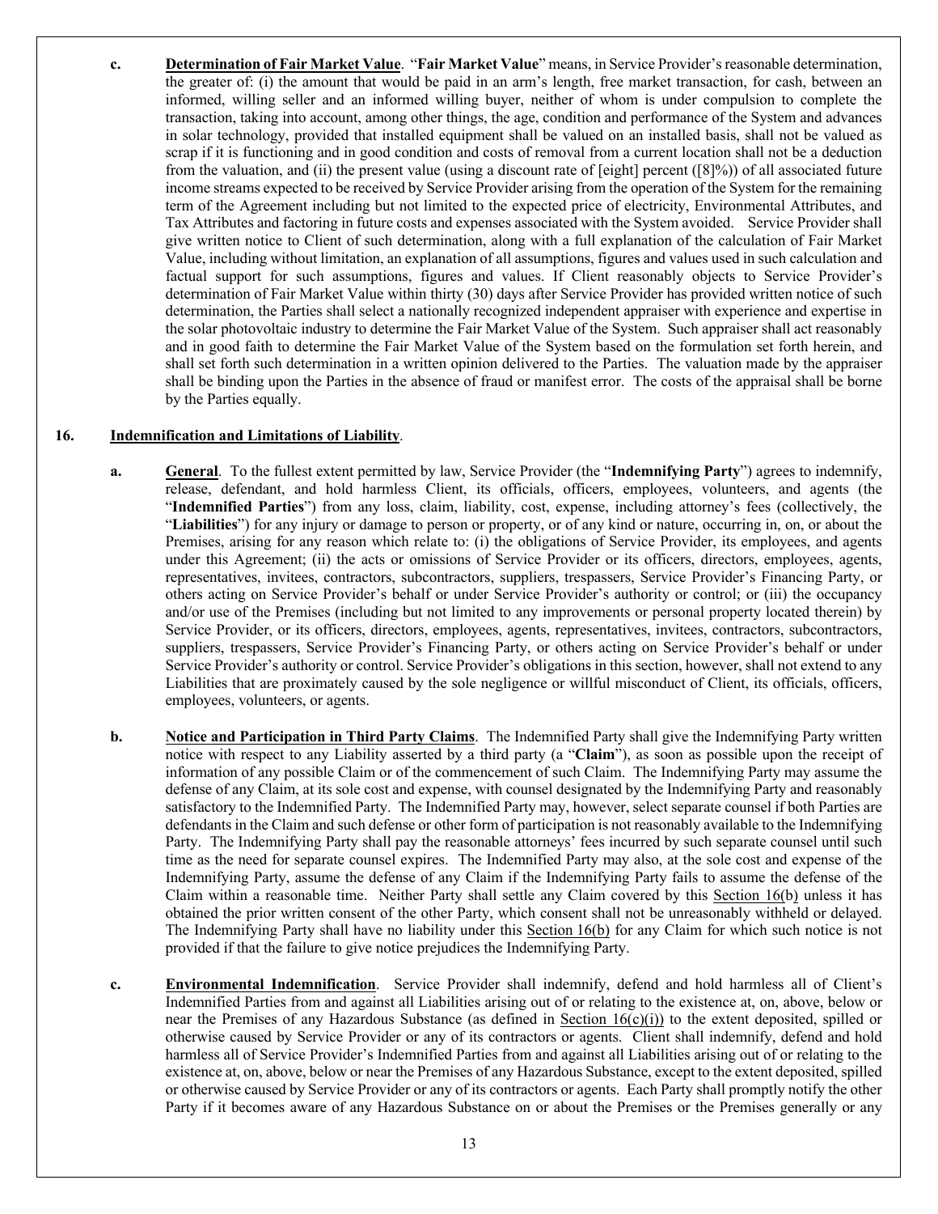**c. Determination of Fair Market Value**. "**Fair Market Value**" means, in Service Provider's reasonable determination, the greater of: (i) the amount that would be paid in an arm's length, free market transaction, for cash, between an informed, willing seller and an informed willing buyer, neither of whom is under compulsion to complete the transaction, taking into account, among other things, the age, condition and performance of the System and advances in solar technology, provided that installed equipment shall be valued on an installed basis, shall not be valued as scrap if it is functioning and in good condition and costs of removal from a current location shall not be a deduction from the valuation, and (ii) the present value (using a discount rate of [eight] percent ([8]%)) of all associated future income streams expected to be received by Service Provider arising from the operation of the System for the remaining term of the Agreement including but not limited to the expected price of electricity, Environmental Attributes, and Tax Attributes and factoring in future costs and expenses associated with the System avoided. Service Provider shall give written notice to Client of such determination, along with a full explanation of the calculation of Fair Market Value, including without limitation, an explanation of all assumptions, figures and values used in such calculation and factual support for such assumptions, figures and values. If Client reasonably objects to Service Provider's determination of Fair Market Value within thirty (30) days after Service Provider has provided written notice of such determination, the Parties shall select a nationally recognized independent appraiser with experience and expertise in the solar photovoltaic industry to determine the Fair Market Value of the System. Such appraiser shall act reasonably and in good faith to determine the Fair Market Value of the System based on the formulation set forth herein, and shall set forth such determination in a written opinion delivered to the Parties. The valuation made by the appraiser shall be binding upon the Parties in the absence of fraud or manifest error. The costs of the appraisal shall be borne by the Parties equally.

**16. Indemnification and Limitations of Liability**.

**a. General**. To the fullest extent permitted by law, Service Provider (the "**Indemnifying Party**") agrees to indemnify, release, defendant, and hold harmless Client, its officials, officers, employees, volunteers, and agents (the "**Indemnified Parties**") from any loss, claim, liability, cost, expense, including attorney's fees (collectively, the "**Liabilities**") for any injury or damage to person or property, or of any kind or nature, occurring in, on, or about the Premises, arising for any reason which relate to: (i) the obligations of Service Provider, its employees, and agents under this Agreement; (ii) the acts or omissions of Service Provider or its officers, directors, employees, agents, representatives, invitees, contractors, subcontractors, suppliers, trespassers, Service Provider's Financing Party, or others acting on Service Provider's behalf or under Service Provider's authority or control; or (iii) the occupancy and/or use of the Premises (including but not limited to any improvements or personal property located therein) by Service Provider, or its officers, directors, employees, agents, representatives, invitees, contractors, subcontractors, suppliers, trespassers, Service Provider's Financing Party, or others acting on Service Provider's behalf or under Service Provider's authority or control. Service Provider's obligations in this section, however, shall not extend to any Liabilities that are proximately caused by the sole negligence or willful misconduct of Client, its officials, officers, employees, volunteers, or agents.

**b. Notice and Participation in Third Party Claims**. The Indemnified Party shall give the Indemnifying Party written notice with respect to any Liability asserted by a third party (a "**Claim**"), as soon as possible upon the receipt of information of any possible Claim or of the commencement of such Claim. The Indemnifying Party may assume the defense of any Claim, at its sole cost and expense, with counsel designated by the Indemnifying Party and reasonably satisfactory to the Indemnified Party. The Indemnified Party may, however, select separate counsel if both Parties are defendants in the Claim and such defense or other form of participation is not reasonably available to the Indemnifying Party. The Indemnifying Party shall pay the reasonable attorneys' fees incurred by such separate counsel until such time as the need for separate counsel expires. The Indemnified Party may also, at the sole cost and expense of the Indemnifying Party, assume the defense of any Claim if the Indemnifying Party fails to assume the defense of the Claim within a reasonable time. Neither Party shall settle any Claim covered by this Section 16(b) unless it has obtained the prior written consent of the other Party, which consent shall not be unreasonably withheld or delayed. The Indemnifying Party shall have no liability under this Section 16(b) for any Claim for which such notice is not provided if that the failure to give notice prejudices the Indemnifying Party.

**c. Environmental Indemnification**. Service Provider shall indemnify, defend and hold harmless all of Client's Indemnified Parties from and against all Liabilities arising out of or relating to the existence at, on, above, below or near the Premises of any Hazardous Substance (as defined in Section 16(c)(i)) to the extent deposited, spilled or otherwise caused by Service Provider or any of its contractors or agents. Client shall indemnify, defend and hold harmless all of Service Provider's Indemnified Parties from and against all Liabilities arising out of or relating to the existence at, on, above, below or near the Premises of any Hazardous Substance, except to the extent deposited, spilled or otherwise caused by Service Provider or any of its contractors or agents. Each Party shall promptly notify the other Party if it becomes aware of any Hazardous Substance on or about the Premises or the Premises generally or any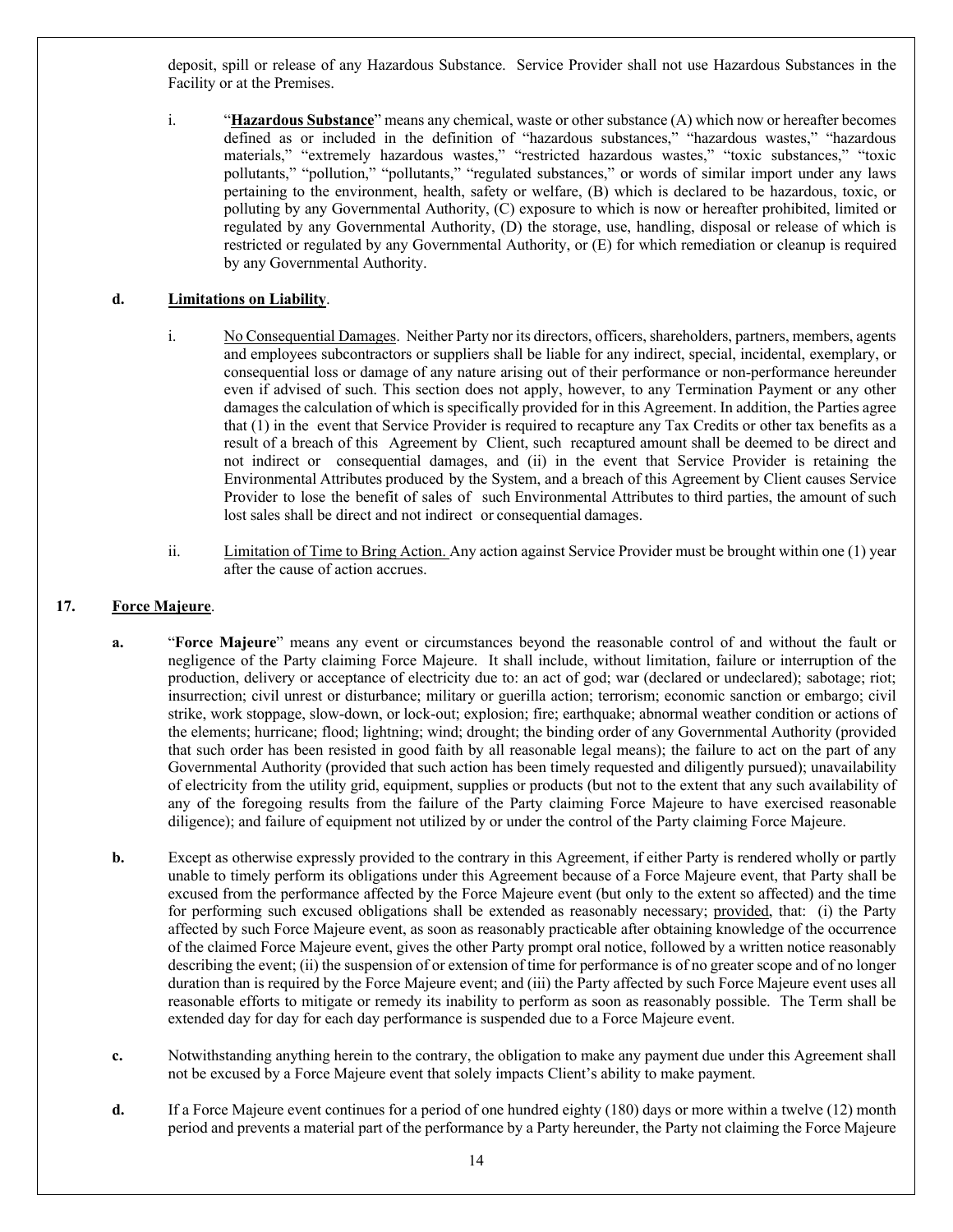deposit, spill or release of any Hazardous Substance. Service Provider shall not use Hazardous Substances in the Facility or at the Premises.

i. "**Hazardous Substance**" means any chemical, waste or other substance (A) which now or hereafter becomes defined as or included in the definition of "hazardous substances," "hazardous wastes," "hazardous materials," "extremely hazardous wastes," "restricted hazardous wastes," "toxic substances," "toxic pollutants," "pollution," "pollutants," "regulated substances," or words of similar import under any laws pertaining to the environment, health, safety or welfare, (B) which is declared to be hazardous, toxic, or polluting by any Governmental Authority, (C) exposure to which is now or hereafter prohibited, limited or regulated by any Governmental Authority, (D) the storage, use, handling, disposal or release of which is restricted or regulated by any Governmental Authority, or (E) for which remediation or cleanup is required by any Governmental Authority.

**d. Limitations on Liability**.

i. No Consequential Damages. Neither Party nor its directors, officers, shareholders, partners, members, agents and employees subcontractors or suppliers shall be liable for any indirect, special, incidental, exemplary, or consequential loss or damage of any nature arising out of their performance or non-performance hereunder even if advised of such. This section does not apply, however, to any Termination Payment or any other damages the calculation of which is specifically provided for in this Agreement. In addition, the Parties agree that (1) in the event that Service Provider is required to recapture any Tax Credits or other tax benefits as a result of a breach of this Agreement by Client, such recaptured amount shall be deemed to be direct and not indirect or consequential damages, and (ii) in the event that Service Provider is retaining the Environmental Attributes produced by the System, and a breach of this Agreement by Client causes Service Provider to lose the benefit of sales of such Environmental Attributes to third parties, the amount of such lost sales shall be direct and not indirect or consequential damages.

ii. Limitation of Time to Bring Action. Any action against Service Provider must be brought within one (1) year after the cause of action accrues.

## 17. Force Majeure.

**a.** "**Force Majeure**" means any event or circumstances beyond the reasonable control of and without the fault or negligence of the Party claiming Force Majeure. It shall include, without limitation, failure or interruption of the production, delivery or acceptance of electricity due to: an act of god; war (declared or undeclared); sabotage; riot; insurrection; civil unrest or disturbance; military or guerilla action; terrorism; economic sanction or embargo; civil strike, work stoppage, slow-down, or lock-out; explosion; fire; earthquake; abnormal weather condition or actions of the elements; hurricane; flood; lightning; wind; drought; the binding order of any Governmental Authority (provided that such order has been resisted in good faith by all reasonable legal means); the failure to act on the part of any Governmental Authority (provided that such action has been timely requested and diligently pursued); unavailability of electricity from the utility grid, equipment, supplies or products (but not to the extent that any such availability of any of the foregoing results from the failure of the Party claiming Force Majeure to have exercised reasonable diligence); and failure of equipment not utilized by or under the control of the Party claiming Force Majeure.

**b.** Except as otherwise expressly provided to the contrary in this Agreement, if either Party is rendered wholly or partly unable to timely perform its obligations under this Agreement because of a Force Majeure event, that Party shall be excused from the performance affected by the Force Majeure event (but only to the extent so affected) and the time for performing such excused obligations shall be extended as reasonably necessary; provided, that: (i) the Party affected by such Force Majeure event, as soon as reasonably practicable after obtaining knowledge of the occurrence of the claimed Force Majeure event, gives the other Party prompt oral notice, followed by a written notice reasonably describing the event; (ii) the suspension of or extension of time for performance is of no greater scope and of no longer duration than is required by the Force Majeure event; and (iii) the Party affected by such Force Majeure event uses all reasonable efforts to mitigate or remedy its inability to perform as soon as reasonably possible. The Term shall be extended day for day for each day performance is suspended due to a Force Majeure event.

**c.** Notwithstanding anything herein to the contrary, the obligation to make any payment due under this Agreement shall not be excused by a Force Majeure event that solely impacts Client's ability to make payment.

**d.** If a Force Majeure event continues for a period of one hundred eighty (180) days or more within a twelve (12) month period and prevents a material part of the performance by a Party hereunder, the Party not claiming the Force Majeure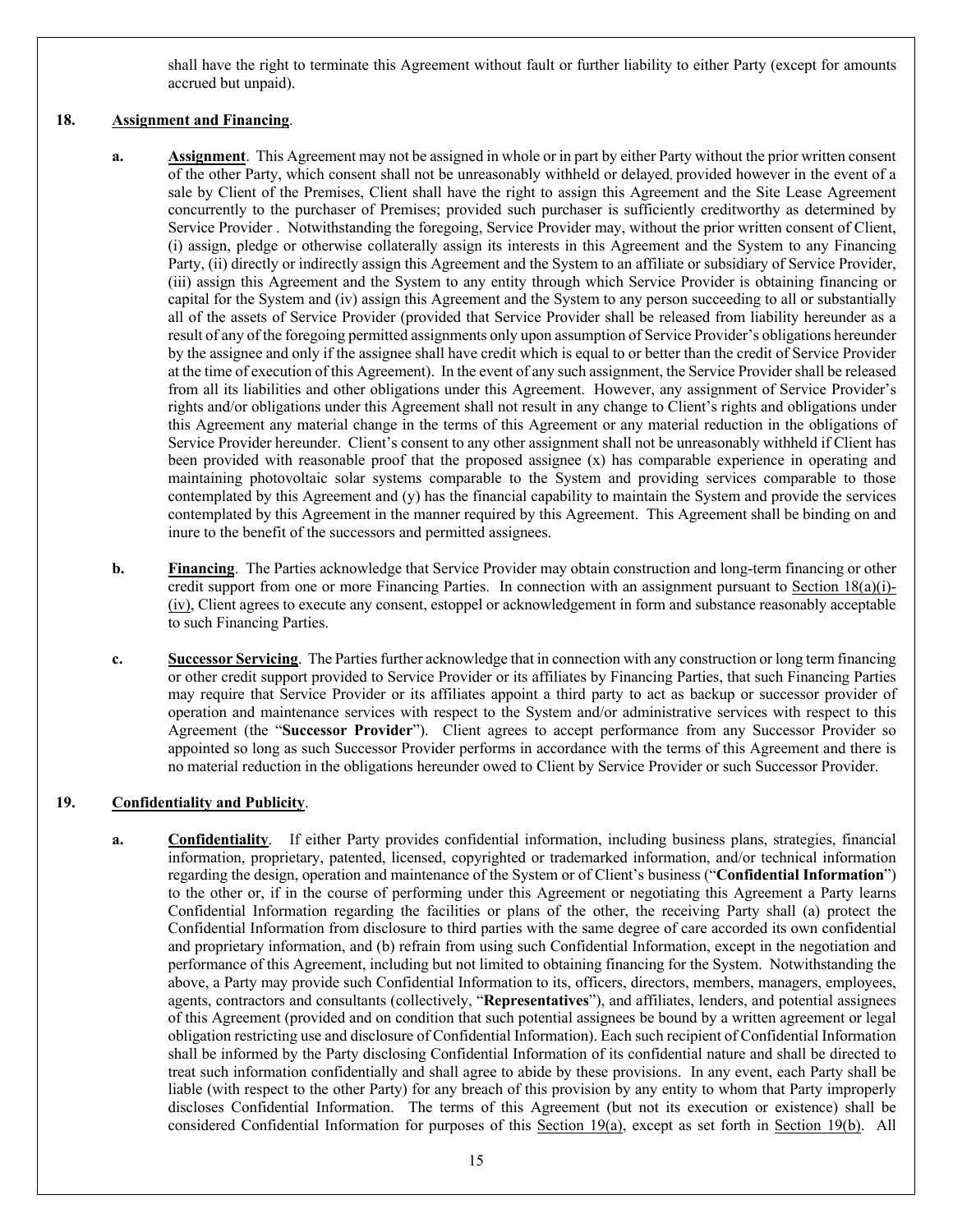shall have the right to terminate this Agreement without fault or further liability to either Party (except for amounts accrued but unpaid).

**18.** **Assignment and Financing**.

**a.** **Assignment**. This Agreement may not be assigned in whole or in part by either Party without the prior written consent of the other Party, which consent shall not be unreasonably withheld or delayed, provided however in the event of a sale by Client of the Premises, Client shall have the right to assign this Agreement and the Site Lease Agreement concurrently to the purchaser of Premises; provided such purchaser is sufficiently creditworthy as determined by Service Provider . Notwithstanding the foregoing, Service Provider may, without the prior written consent of Client, (i) assign, pledge or otherwise collaterally assign its interests in this Agreement and the System to any Financing Party, (ii) directly or indirectly assign this Agreement and the System to an affiliate or subsidiary of Service Provider, (iii) assign this Agreement and the System to any entity through which Service Provider is obtaining financing or capital for the System and (iv) assign this Agreement and the System to any person succeeding to all or substantially all of the assets of Service Provider (provided that Service Provider shall be released from liability hereunder as a result of any of the foregoing permitted assignments only upon assumption of Service Provider's obligations hereunder by the assignee and only if the assignee shall have credit which is equal to or better than the credit of Service Provider at the time of execution of this Agreement). In the event of any such assignment, the Service Provider shall be released from all its liabilities and other obligations under this Agreement. However, any assignment of Service Provider's rights and/or obligations under this Agreement shall not result in any change to Client's rights and obligations under this Agreement any material change in the terms of this Agreement or any material reduction in the obligations of Service Provider hereunder. Client's consent to any other assignment shall not be unreasonably withheld if Client has been provided with reasonable proof that the proposed assignee (x) has comparable experience in operating and maintaining photovoltaic solar systems comparable to the System and providing services comparable to those contemplated by this Agreement and (y) has the financial capability to maintain the System and provide the services contemplated by this Agreement in the manner required by this Agreement. This Agreement shall be binding on and inure to the benefit of the successors and permitted assignees.

**b.** **Financing**. The Parties acknowledge that Service Provider may obtain construction and long-term financing or other credit support from one or more Financing Parties. In connection with an assignment pursuant to Section 18(a)(i)-(iv), Client agrees to execute any consent, estoppel or acknowledgement in form and substance reasonably acceptable to such Financing Parties.

**c.** **Successor Servicing**. The Parties further acknowledge that in connection with any construction or long term financing or other credit support provided to Service Provider or its affiliates by Financing Parties, that such Financing Parties may require that Service Provider or its affiliates appoint a third party to act as backup or successor provider of operation and maintenance services with respect to the System and/or administrative services with respect to this Agreement (the "**Successor Provider**"). Client agrees to accept performance from any Successor Provider so appointed so long as such Successor Provider performs in accordance with the terms of this Agreement and there is no material reduction in the obligations hereunder owed to Client by Service Provider or such Successor Provider.

**19.** **Confidentiality and Publicity**.

**a.** **Confidentiality**. If either Party provides confidential information, including business plans, strategies, financial information, proprietary, patented, licensed, copyrighted or trademarked information, and/or technical information regarding the design, operation and maintenance of the System or of Client's business ("**Confidential Information**") to the other or, if in the course of performing under this Agreement or negotiating this Agreement a Party learns Confidential Information regarding the facilities or plans of the other, the receiving Party shall (a) protect the Confidential Information from disclosure to third parties with the same degree of care accorded its own confidential and proprietary information, and (b) refrain from using such Confidential Information, except in the negotiation and performance of this Agreement, including but not limited to obtaining financing for the System. Notwithstanding the above, a Party may provide such Confidential Information to its, officers, directors, members, managers, employees, agents, contractors and consultants (collectively, "**Representatives**"), and affiliates, lenders, and potential assignees of this Agreement (provided and on condition that such potential assignees be bound by a written agreement or legal obligation restricting use and disclosure of Confidential Information). Each such recipient of Confidential Information shall be informed by the Party disclosing Confidential Information of its confidential nature and shall be directed to treat such information confidentially and shall agree to abide by these provisions. In any event, each Party shall be liable (with respect to the other Party) for any breach of this provision by any entity to whom that Party improperly discloses Confidential Information. The terms of this Agreement (but not its execution or existence) shall be considered Confidential Information for purposes of this Section 19(a), except as set forth in Section 19(b). All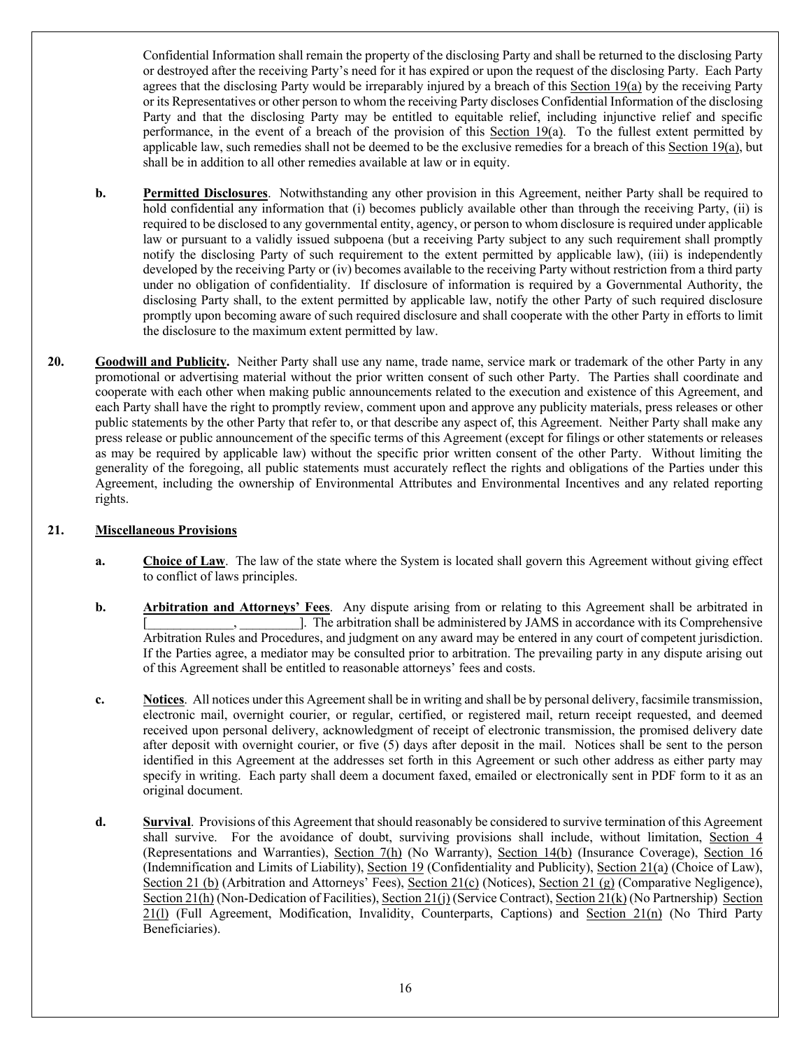Confidential Information shall remain the property of the disclosing Party and shall be returned to the disclosing Party or destroyed after the receiving Party's need for it has expired or upon the request of the disclosing Party. Each Party agrees that the disclosing Party would be irreparably injured by a breach of this Section 19(a) by the receiving Party or its Representatives or other person to whom the receiving Party discloses Confidential Information of the disclosing Party and that the disclosing Party may be entitled to equitable relief, including injunctive relief and specific performance, in the event of a breach of the provision of this Section 19(a). To the fullest extent permitted by applicable law, such remedies shall not be deemed to be the exclusive remedies for a breach of this Section 19(a), but shall be in addition to all other remedies available at law or in equity.

**b. Permitted Disclosures**. Notwithstanding any other provision in this Agreement, neither Party shall be required to hold confidential any information that (i) becomes publicly available other than through the receiving Party, (ii) is required to be disclosed to any governmental entity, agency, or person to whom disclosure is required under applicable law or pursuant to a validly issued subpoena (but a receiving Party subject to any such requirement shall promptly notify the disclosing Party of such requirement to the extent permitted by applicable law), (iii) is independently developed by the receiving Party or (iv) becomes available to the receiving Party without restriction from a third party under no obligation of confidentiality. If disclosure of information is required by a Governmental Authority, the disclosing Party shall, to the extent permitted by applicable law, notify the other Party of such required disclosure promptly upon becoming aware of such required disclosure and shall cooperate with the other Party in efforts to limit the disclosure to the maximum extent permitted by law.

**20. Goodwill and Publicity.** Neither Party shall use any name, trade name, service mark or trademark of the other Party in any promotional or advertising material without the prior written consent of such other Party. The Parties shall coordinate and cooperate with each other when making public announcements related to the execution and existence of this Agreement, and each Party shall have the right to promptly review, comment upon and approve any publicity materials, press releases or other public statements by the other Party that refer to, or that describe any aspect of, this Agreement. Neither Party shall make any press release or public announcement of the specific terms of this Agreement (except for filings or other statements or releases as may be required by applicable law) without the specific prior written consent of the other Party. Without limiting the generality of the foregoing, all public statements must accurately reflect the rights and obligations of the Parties under this Agreement, including the ownership of Environmental Attributes and Environmental Incentives and any related reporting rights.

**21. Miscellaneous Provisions**

**a. Choice of Law**. The law of the state where the System is located shall govern this Agreement without giving effect to conflict of laws principles.

**b. Arbitration and Attorneys' Fees**. Any dispute arising from or relating to this Agreement shall be arbitrated in [_____________, _________]. The arbitration shall be administered by JAMS in accordance with its Comprehensive Arbitration Rules and Procedures, and judgment on any award may be entered in any court of competent jurisdiction. If the Parties agree, a mediator may be consulted prior to arbitration. The prevailing party in any dispute arising out of this Agreement shall be entitled to reasonable attorneys' fees and costs.

**c. Notices**. All notices under this Agreement shall be in writing and shall be by personal delivery, facsimile transmission, electronic mail, overnight courier, or regular, certified, or registered mail, return receipt requested, and deemed received upon personal delivery, acknowledgment of receipt of electronic transmission, the promised delivery date after deposit with overnight courier, or five (5) days after deposit in the mail. Notices shall be sent to the person identified in this Agreement at the addresses set forth in this Agreement or such other address as either party may specify in writing. Each party shall deem a document faxed, emailed or electronically sent in PDF form to it as an original document.

**d. Survival**. Provisions of this Agreement that should reasonably be considered to survive termination of this Agreement shall survive. For the avoidance of doubt, surviving provisions shall include, without limitation, Section 4 (Representations and Warranties), Section 7(h) (No Warranty), Section 14(b) (Insurance Coverage), Section 16 (Indemnification and Limits of Liability), Section 19 (Confidentiality and Publicity), Section 21(a) (Choice of Law), Section 21 (b) (Arbitration and Attorneys' Fees), Section 21(c) (Notices), Section 21 (g) (Comparative Negligence), Section 21(h) (Non-Dedication of Facilities), Section 21(j) (Service Contract), Section 21(k) (No Partnership) Section 21(l) (Full Agreement, Modification, Invalidity, Counterparts, Captions) and Section 21(n) (No Third Party Beneficiaries).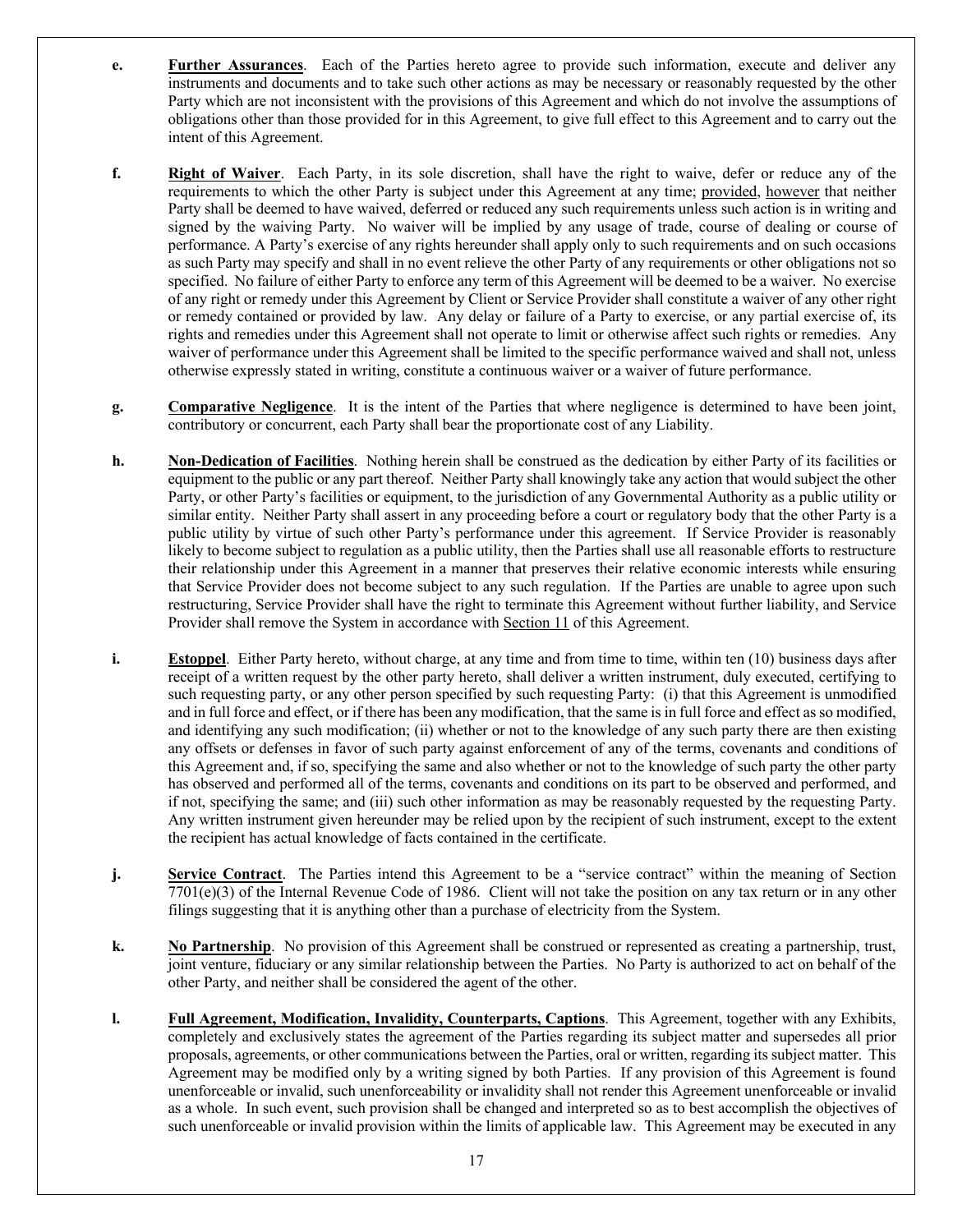**e.** **Further Assurances**. Each of the Parties hereto agree to provide such information, execute and deliver any instruments and documents and to take such other actions as may be necessary or reasonably requested by the other Party which are not inconsistent with the provisions of this Agreement and which do not involve the assumptions of obligations other than those provided for in this Agreement, to give full effect to this Agreement and to carry out the intent of this Agreement.

**f.** **Right of Waiver**. Each Party, in its sole discretion, shall have the right to waive, defer or reduce any of the requirements to which the other Party is subject under this Agreement at any time; provided, however that neither Party shall be deemed to have waived, deferred or reduced any such requirements unless such action is in writing and signed by the waiving Party. No waiver will be implied by any usage of trade, course of dealing or course of performance. A Party's exercise of any rights hereunder shall apply only to such requirements and on such occasions as such Party may specify and shall in no event relieve the other Party of any requirements or other obligations not so specified. No failure of either Party to enforce any term of this Agreement will be deemed to be a waiver. No exercise of any right or remedy under this Agreement by Client or Service Provider shall constitute a waiver of any other right or remedy contained or provided by law. Any delay or failure of a Party to exercise, or any partial exercise of, its rights and remedies under this Agreement shall not operate to limit or otherwise affect such rights or remedies. Any waiver of performance under this Agreement shall be limited to the specific performance waived and shall not, unless otherwise expressly stated in writing, constitute a continuous waiver or a waiver of future performance.

**g.** **Comparative Negligence**. It is the intent of the Parties that where negligence is determined to have been joint, contributory or concurrent, each Party shall bear the proportionate cost of any Liability.

**h.** **Non-Dedication of Facilities**. Nothing herein shall be construed as the dedication by either Party of its facilities or equipment to the public or any part thereof. Neither Party shall knowingly take any action that would subject the other Party, or other Party's facilities or equipment, to the jurisdiction of any Governmental Authority as a public utility or similar entity. Neither Party shall assert in any proceeding before a court or regulatory body that the other Party is a public utility by virtue of such other Party's performance under this agreement. If Service Provider is reasonably likely to become subject to regulation as a public utility, then the Parties shall use all reasonable efforts to restructure their relationship under this Agreement in a manner that preserves their relative economic interests while ensuring that Service Provider does not become subject to any such regulation. If the Parties are unable to agree upon such restructuring, Service Provider shall have the right to terminate this Agreement without further liability, and Service Provider shall remove the System in accordance with Section 11 of this Agreement.

**i.** **Estoppel**. Either Party hereto, without charge, at any time and from time to time, within ten (10) business days after receipt of a written request by the other party hereto, shall deliver a written instrument, duly executed, certifying to such requesting party, or any other person specified by such requesting Party: (i) that this Agreement is unmodified and in full force and effect, or if there has been any modification, that the same is in full force and effect as so modified, and identifying any such modification; (ii) whether or not to the knowledge of any such party there are then existing any offsets or defenses in favor of such party against enforcement of any of the terms, covenants and conditions of this Agreement and, if so, specifying the same and also whether or not to the knowledge of such party the other party has observed and performed all of the terms, covenants and conditions on its part to be observed and performed, and if not, specifying the same; and (iii) such other information as may be reasonably requested by the requesting Party. Any written instrument given hereunder may be relied upon by the recipient of such instrument, except to the extent the recipient has actual knowledge of facts contained in the certificate.

**j.** **Service Contract**. The Parties intend this Agreement to be a "service contract" within the meaning of Section 7701(e)(3) of the Internal Revenue Code of 1986. Client will not take the position on any tax return or in any other filings suggesting that it is anything other than a purchase of electricity from the System.

**k.** **No Partnership**. No provision of this Agreement shall be construed or represented as creating a partnership, trust, joint venture, fiduciary or any similar relationship between the Parties. No Party is authorized to act on behalf of the other Party, and neither shall be considered the agent of the other.

**l.** **Full Agreement, Modification, Invalidity, Counterparts, Captions**. This Agreement, together with any Exhibits, completely and exclusively states the agreement of the Parties regarding its subject matter and supersedes all prior proposals, agreements, or other communications between the Parties, oral or written, regarding its subject matter. This Agreement may be modified only by a writing signed by both Parties. If any provision of this Agreement is found unenforceable or invalid, such unenforceability or invalidity shall not render this Agreement unenforceable or invalid as a whole. In such event, such provision shall be changed and interpreted so as to best accomplish the objectives of such unenforceable or invalid provision within the limits of applicable law. This Agreement may be executed in any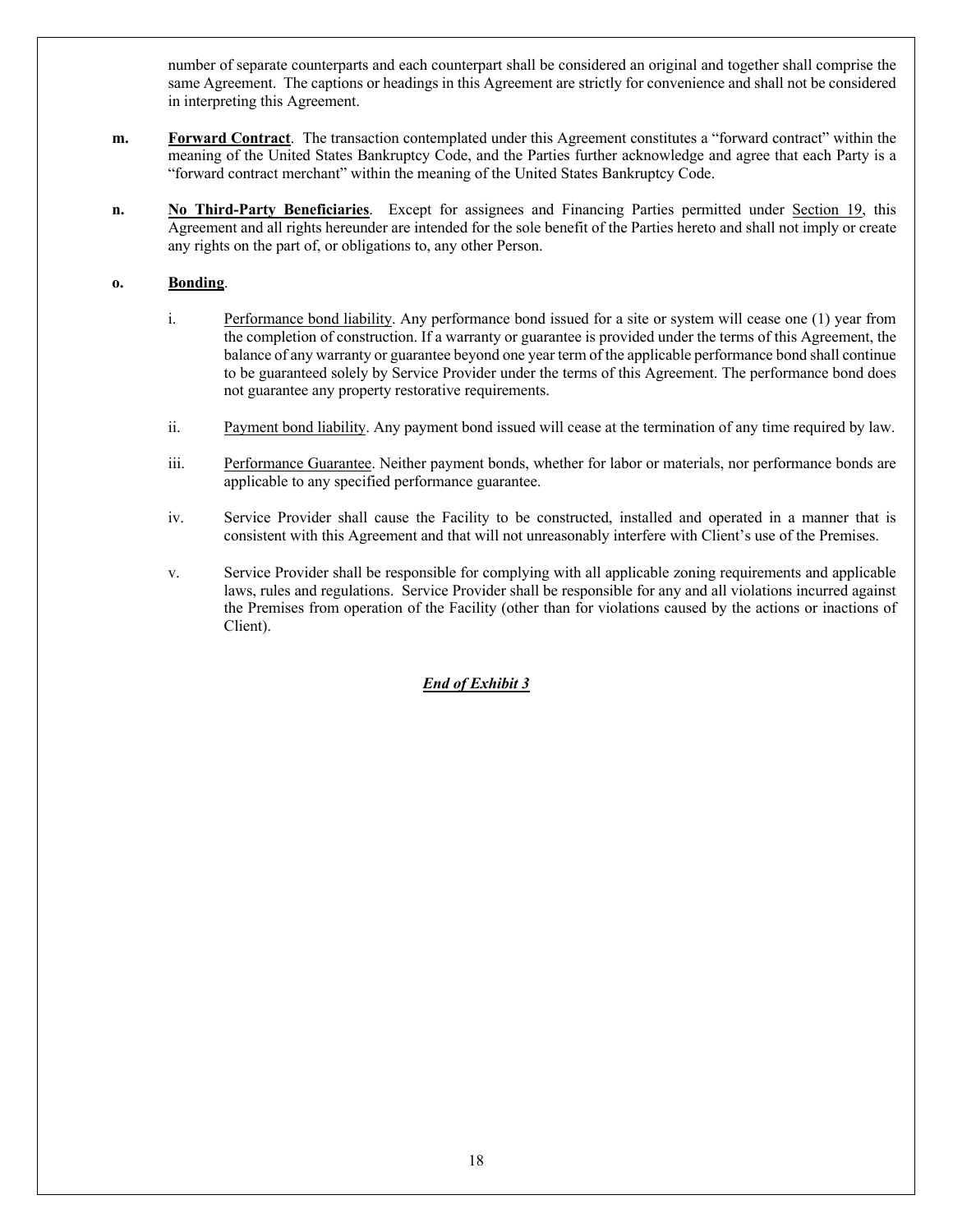number of separate counterparts and each counterpart shall be considered an original and together shall comprise the same Agreement. The captions or headings in this Agreement are strictly for convenience and shall not be considered in interpreting this Agreement.

**m.** **Forward Contract**. The transaction contemplated under this Agreement constitutes a "forward contract" within the meaning of the United States Bankruptcy Code, and the Parties further acknowledge and agree that each Party is a "forward contract merchant" within the meaning of the United States Bankruptcy Code.

**n.** **No Third-Party Beneficiaries**. Except for assignees and Financing Parties permitted under Section 19, this Agreement and all rights hereunder are intended for the sole benefit of the Parties hereto and shall not imply or create any rights on the part of, or obligations to, any other Person.

**o.** **Bonding**.

i. Performance bond liability. Any performance bond issued for a site or system will cease one (1) year from the completion of construction. If a warranty or guarantee is provided under the terms of this Agreement, the balance of any warranty or guarantee beyond one year term of the applicable performance bond shall continue to be guaranteed solely by Service Provider under the terms of this Agreement. The performance bond does not guarantee any property restorative requirements.

ii. Payment bond liability. Any payment bond issued will cease at the termination of any time required by law.

iii. Performance Guarantee. Neither payment bonds, whether for labor or materials, nor performance bonds are applicable to any specified performance guarantee.

iv. Service Provider shall cause the Facility to be constructed, installed and operated in a manner that is consistent with this Agreement and that will not unreasonably interfere with Client's use of the Premises.

v. Service Provider shall be responsible for complying with all applicable zoning requirements and applicable laws, rules and regulations. Service Provider shall be responsible for any and all violations incurred against the Premises from operation of the Facility (other than for violations caused by the actions or inactions of Client).

***End of Exhibit 3***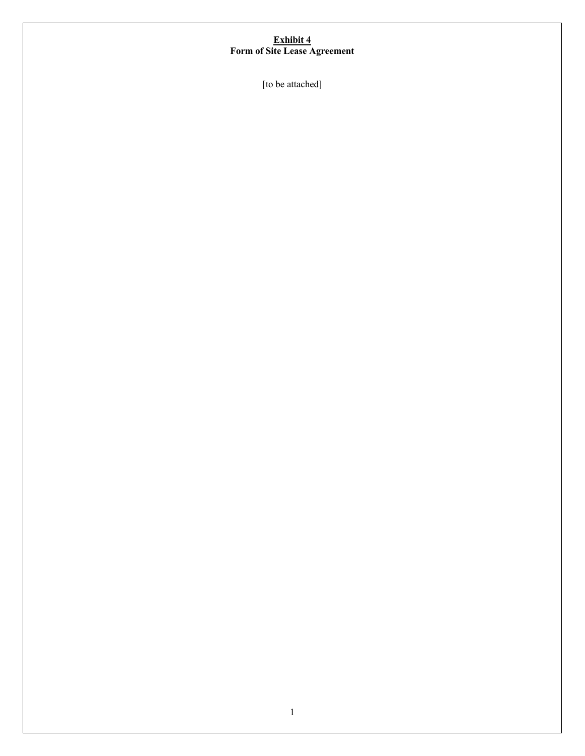**<u>Exhibit 4</u>**
**Form of Site Lease Agreement**

[to be attached]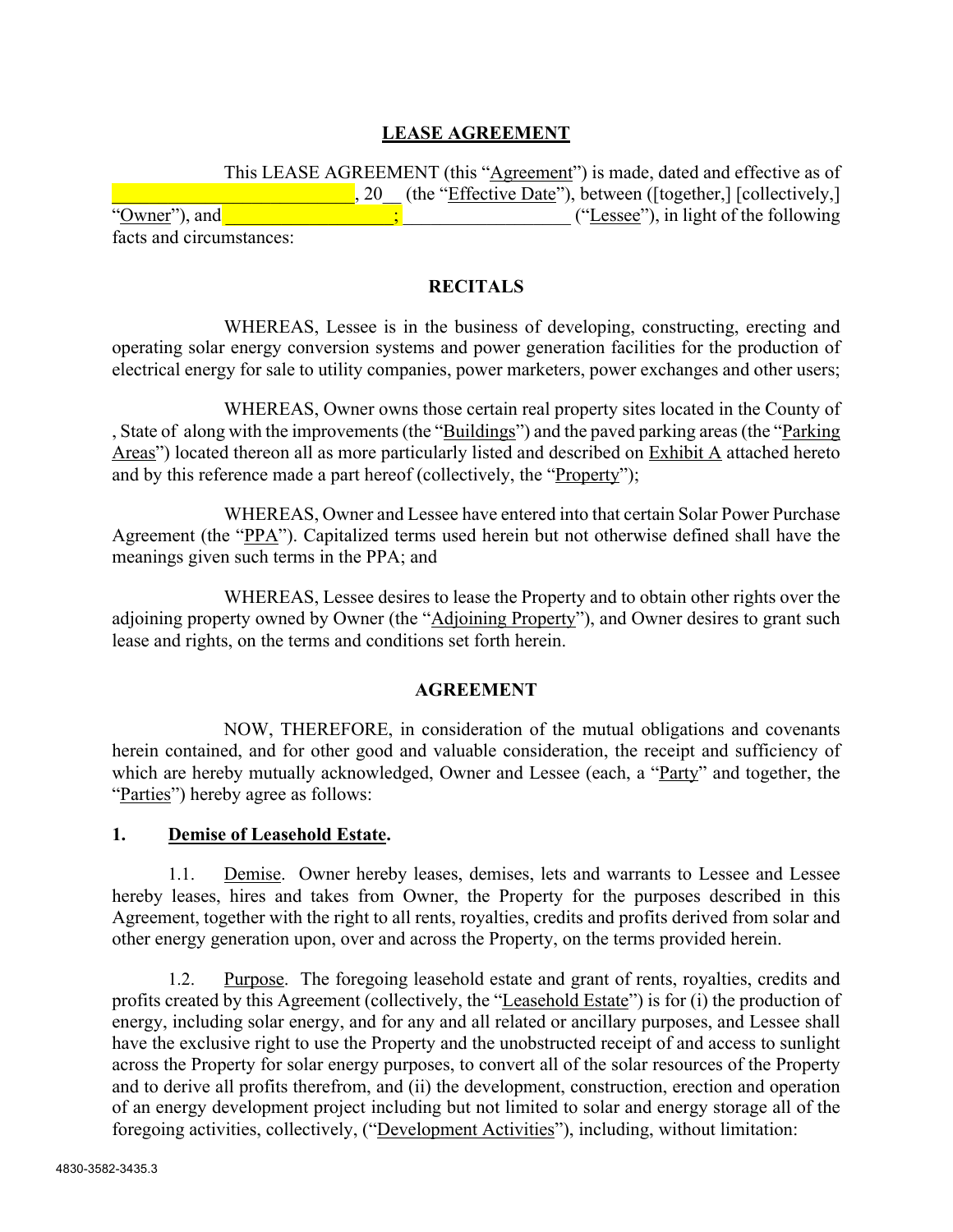# LEASE AGREEMENT

This LEASE AGREEMENT (this "Agreement") is made, dated and effective as of __________________________, 20__ (the "Effective Date"), between ([together,] [collectively,] "Owner"), and __________________; __________________ ("Lessee"), in light of the following facts and circumstances:

## RECITALS

WHEREAS, Lessee is in the business of developing, constructing, erecting and operating solar energy conversion systems and power generation facilities for the production of electrical energy for sale to utility companies, power marketers, power exchanges and other users;

WHEREAS, Owner owns those certain real property sites located in the County of , State of along with the improvements (the "Buildings") and the paved parking areas (the "Parking Areas") located thereon all as more particularly listed and described on Exhibit A attached hereto and by this reference made a part hereof (collectively, the "Property");

WHEREAS, Owner and Lessee have entered into that certain Solar Power Purchase Agreement (the "PPA"). Capitalized terms used herein but not otherwise defined shall have the meanings given such terms in the PPA; and

WHEREAS, Lessee desires to lease the Property and to obtain other rights over the adjoining property owned by Owner (the "Adjoining Property"), and Owner desires to grant such lease and rights, on the terms and conditions set forth herein.

## AGREEMENT

NOW, THEREFORE, in consideration of the mutual obligations and covenants herein contained, and for other good and valuable consideration, the receipt and sufficiency of which are hereby mutually acknowledged, Owner and Lessee (each, a "Party" and together, the "Parties") hereby agree as follows:

**1. Demise of Leasehold Estate.**

1.1. Demise. Owner hereby leases, demises, lets and warrants to Lessee and Lessee hereby leases, hires and takes from Owner, the Property for the purposes described in this Agreement, together with the right to all rents, royalties, credits and profits derived from solar and other energy generation upon, over and across the Property, on the terms provided herein.

1.2. Purpose. The foregoing leasehold estate and grant of rents, royalties, credits and profits created by this Agreement (collectively, the "Leasehold Estate") is for (i) the production of energy, including solar energy, and for any and all related or ancillary purposes, and Lessee shall have the exclusive right to use the Property and the unobstructed receipt of and access to sunlight across the Property for solar energy purposes, to convert all of the solar resources of the Property and to derive all profits therefrom, and (ii) the development, construction, erection and operation of an energy development project including but not limited to solar and energy storage all of the foregoing activities, collectively, ("Development Activities"), including, without limitation: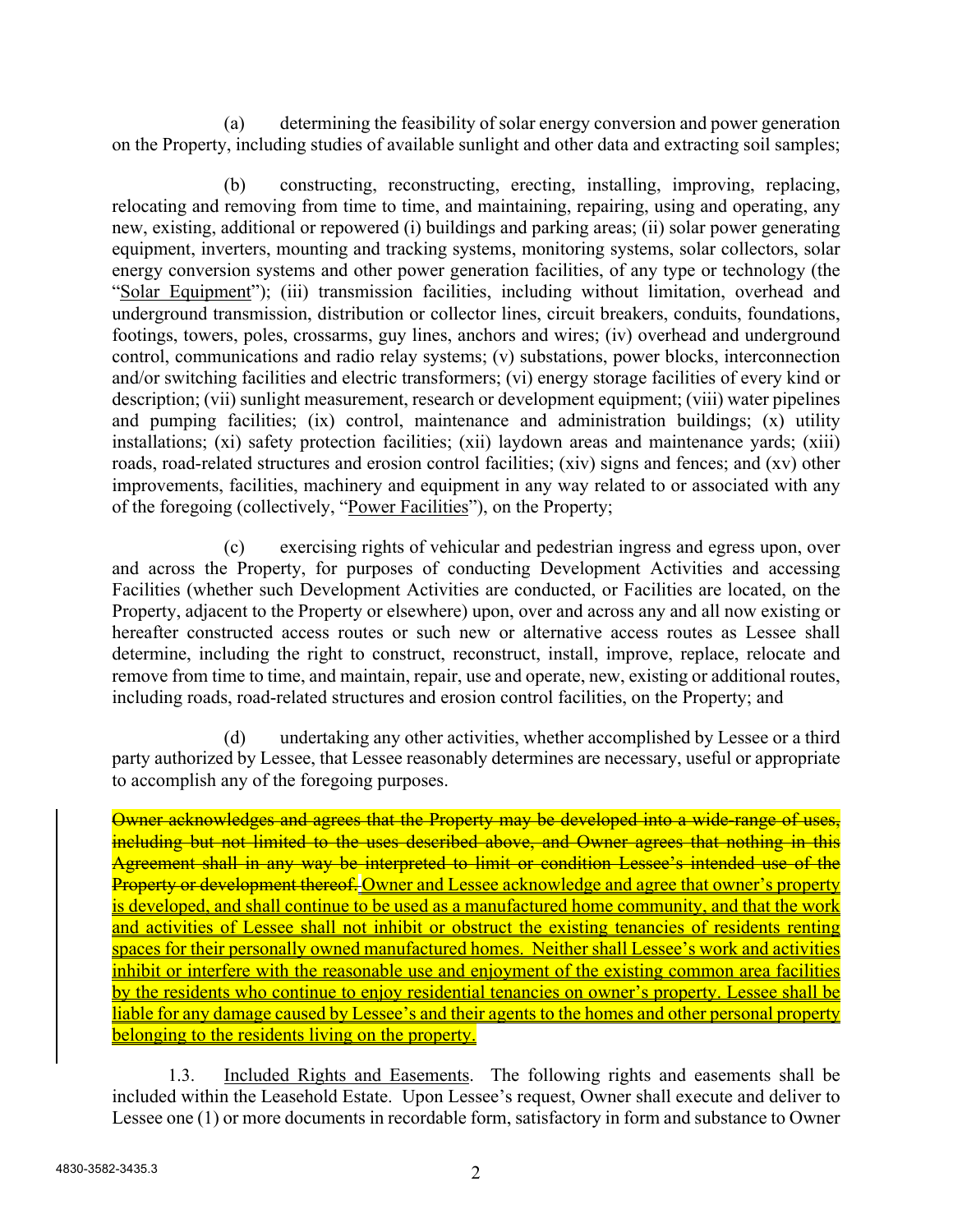(a) determining the feasibility of solar energy conversion and power generation on the Property, including studies of available sunlight and other data and extracting soil samples;

(b) constructing, reconstructing, erecting, installing, improving, replacing, relocating and removing from time to time, and maintaining, repairing, using and operating, any new, existing, additional or repowered (i) buildings and parking areas; (ii) solar power generating equipment, inverters, mounting and tracking systems, monitoring systems, solar collectors, solar energy conversion systems and other power generation facilities, of any type or technology (the "Solar Equipment"); (iii) transmission facilities, including without limitation, overhead and underground transmission, distribution or collector lines, circuit breakers, conduits, foundations, footings, towers, poles, crossarms, guy lines, anchors and wires; (iv) overhead and underground control, communications and radio relay systems; (v) substations, power blocks, interconnection and/or switching facilities and electric transformers; (vi) energy storage facilities of every kind or description; (vii) sunlight measurement, research or development equipment; (viii) water pipelines and pumping facilities; (ix) control, maintenance and administration buildings; (x) utility installations; (xi) safety protection facilities; (xii) laydown areas and maintenance yards; (xiii) roads, road-related structures and erosion control facilities; (xiv) signs and fences; and (xv) other improvements, facilities, machinery and equipment in any way related to or associated with any of the foregoing (collectively, "Power Facilities"), on the Property;

(c) exercising rights of vehicular and pedestrian ingress and egress upon, over and across the Property, for purposes of conducting Development Activities and accessing Facilities (whether such Development Activities are conducted, or Facilities are located, on the Property, adjacent to the Property or elsewhere) upon, over and across any and all now existing or hereafter constructed access routes or such new or alternative access routes as Lessee shall determine, including the right to construct, reconstruct, install, improve, replace, relocate and remove from time to time, and maintain, repair, use and operate, new, existing or additional routes, including roads, road-related structures and erosion control facilities, on the Property; and

(d) undertaking any other activities, whether accomplished by Lessee or a third party authorized by Lessee, that Lessee reasonably determines are necessary, useful or appropriate to accomplish any of the foregoing purposes.

~~Owner acknowledges and agrees that the Property may be developed into a wide-range of uses, including but not limited to the uses described above, and Owner agrees that nothing in this Agreement shall in any way be interpreted to limit or condition Lessee's intended use of the Property or development thereof.~~ Owner and Lessee acknowledge and agree that owner's property is developed, and shall continue to be used as a manufactured home community, and that the work and activities of Lessee shall not inhibit or obstruct the existing tenancies of residents renting spaces for their personally owned manufactured homes. Neither shall Lessee's work and activities inhibit or interfere with the reasonable use and enjoyment of the existing common area facilities by the residents who continue to enjoy residential tenancies on owner's property. Lessee shall be liable for any damage caused by Lessee's and their agents to the homes and other personal property belonging to the residents living on the property.

1.3. Included Rights and Easements. The following rights and easements shall be included within the Leasehold Estate. Upon Lessee's request, Owner shall execute and deliver to Lessee one (1) or more documents in recordable form, satisfactory in form and substance to Owner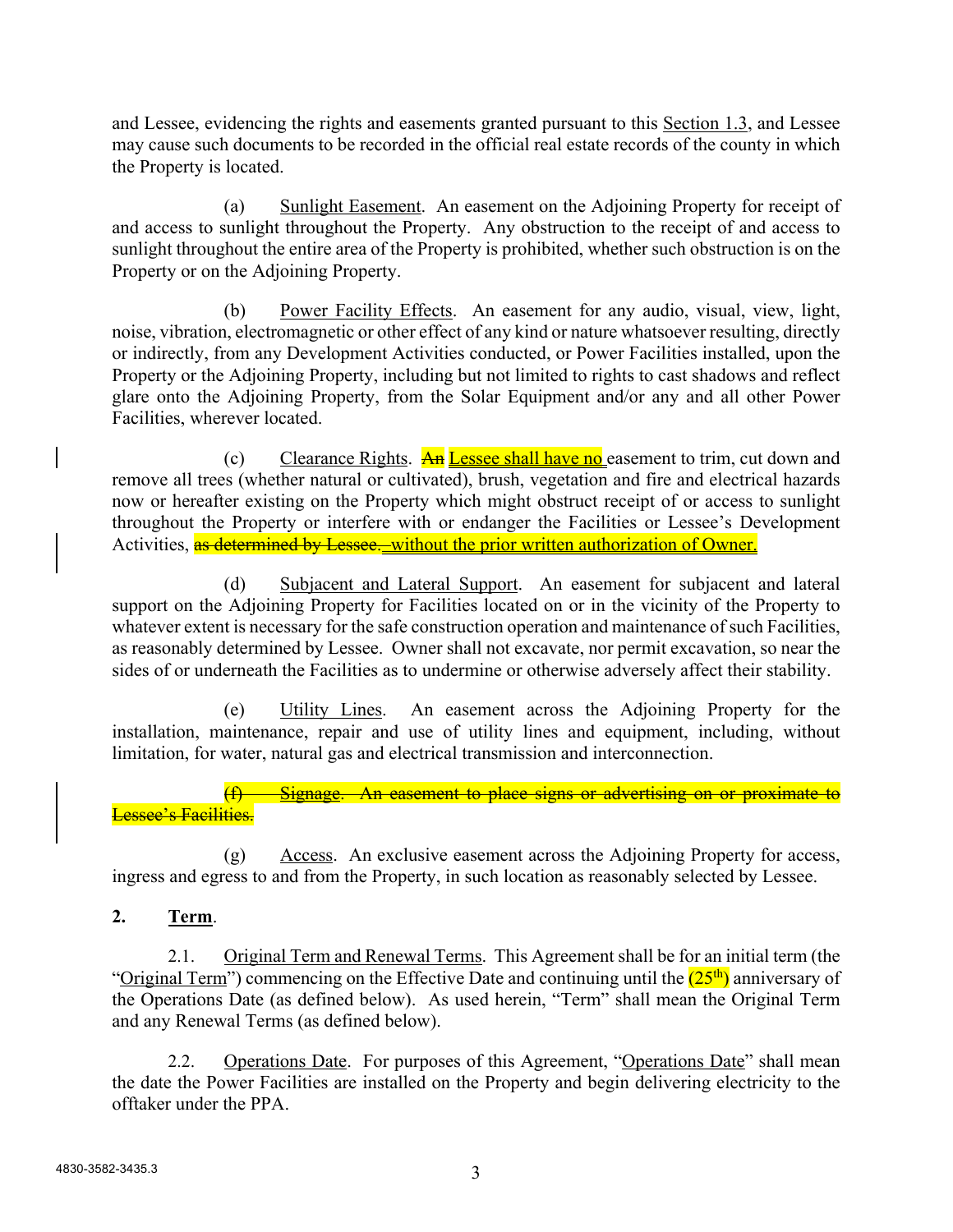and Lessee, evidencing the rights and easements granted pursuant to this Section 1.3, and Lessee may cause such documents to be recorded in the official real estate records of the county in which the Property is located.

(a) Sunlight Easement. An easement on the Adjoining Property for receipt of and access to sunlight throughout the Property. Any obstruction to the receipt of and access to sunlight throughout the entire area of the Property is prohibited, whether such obstruction is on the Property or on the Adjoining Property.

(b) Power Facility Effects. An easement for any audio, visual, view, light, noise, vibration, electromagnetic or other effect of any kind or nature whatsoever resulting, directly or indirectly, from any Development Activities conducted, or Power Facilities installed, upon the Property or the Adjoining Property, including but not limited to rights to cast shadows and reflect glare onto the Adjoining Property, from the Solar Equipment and/or any and all other Power Facilities, wherever located.

(c) Clearance Rights. ~~An~~ Lessee shall have no easement to trim, cut down and remove all trees (whether natural or cultivated), brush, vegetation and fire and electrical hazards now or hereafter existing on the Property which might obstruct receipt of or access to sunlight throughout the Property or interfere with or endanger the Facilities or Lessee's Development Activities, ~~as determined by Lessee.~~ without the prior written authorization of Owner.

(d) Subjacent and Lateral Support. An easement for subjacent and lateral support on the Adjoining Property for Facilities located on or in the vicinity of the Property to whatever extent is necessary for the safe construction operation and maintenance of such Facilities, as reasonably determined by Lessee. Owner shall not excavate, nor permit excavation, so near the sides of or underneath the Facilities as to undermine or otherwise adversely affect their stability.

(e) Utility Lines. An easement across the Adjoining Property for the installation, maintenance, repair and use of utility lines and equipment, including, without limitation, for water, natural gas and electrical transmission and interconnection.

~~(f) Signage. An easement to place signs or advertising on or proximate to Lessee's Facilities.~~

(g) Access. An exclusive easement across the Adjoining Property for access, ingress and egress to and from the Property, in such location as reasonably selected by Lessee.

**2. Term.**

2.1. Original Term and Renewal Terms. This Agreement shall be for an initial term (the "Original Term") commencing on the Effective Date and continuing until the (25th) anniversary of the Operations Date (as defined below). As used herein, "Term" shall mean the Original Term and any Renewal Terms (as defined below).

2.2. Operations Date. For purposes of this Agreement, "Operations Date" shall mean the date the Power Facilities are installed on the Property and begin delivering electricity to the offtaker under the PPA.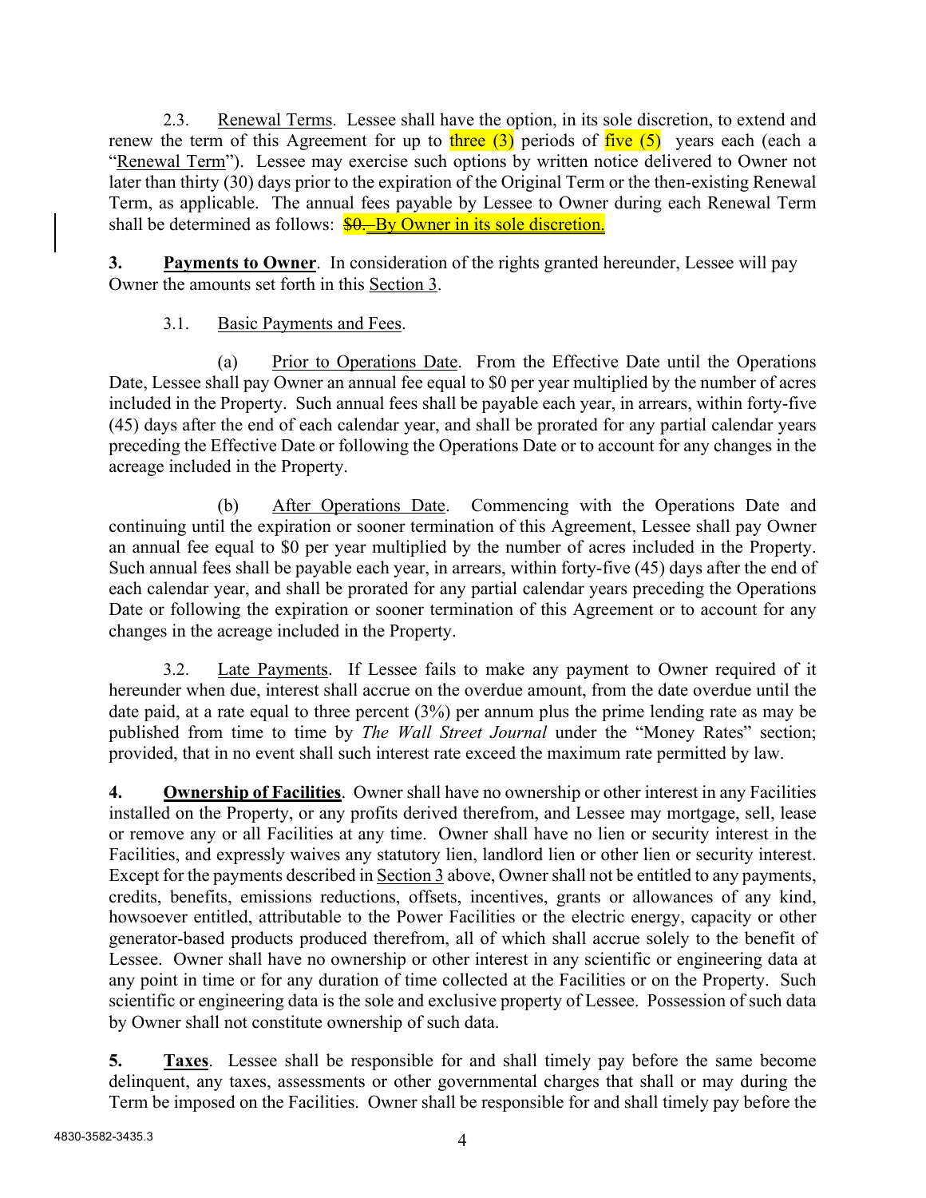2.3. Renewal Terms. Lessee shall have the option, in its sole discretion, to extend and renew the term of this Agreement for up to three (3) periods of five (5) years each (each a "Renewal Term"). Lessee may exercise such options by written notice delivered to Owner not later than thirty (30) days prior to the expiration of the Original Term or the then-existing Renewal Term, as applicable. The annual fees payable by Lessee to Owner during each Renewal Term shall be determined as follows: ~~$0.~~ By Owner in its sole discretion.

**3. Payments to Owner**. In consideration of the rights granted hereunder, Lessee will pay Owner the amounts set forth in this Section 3.

3.1. Basic Payments and Fees.

(a) Prior to Operations Date. From the Effective Date until the Operations Date, Lessee shall pay Owner an annual fee equal to $0 per year multiplied by the number of acres included in the Property. Such annual fees shall be payable each year, in arrears, within forty-five (45) days after the end of each calendar year, and shall be prorated for any partial calendar years preceding the Effective Date or following the Operations Date or to account for any changes in the acreage included in the Property.

(b) After Operations Date. Commencing with the Operations Date and continuing until the expiration or sooner termination of this Agreement, Lessee shall pay Owner an annual fee equal to $0 per year multiplied by the number of acres included in the Property. Such annual fees shall be payable each year, in arrears, within forty-five (45) days after the end of each calendar year, and shall be prorated for any partial calendar years preceding the Operations Date or following the expiration or sooner termination of this Agreement or to account for any changes in the acreage included in the Property.

3.2. Late Payments. If Lessee fails to make any payment to Owner required of it hereunder when due, interest shall accrue on the overdue amount, from the date overdue until the date paid, at a rate equal to three percent (3%) per annum plus the prime lending rate as may be published from time to time by *The Wall Street Journal* under the "Money Rates" section; provided, that in no event shall such interest rate exceed the maximum rate permitted by law.

**4. Ownership of Facilities**. Owner shall have no ownership or other interest in any Facilities installed on the Property, or any profits derived therefrom, and Lessee may mortgage, sell, lease or remove any or all Facilities at any time. Owner shall have no lien or security interest in the Facilities, and expressly waives any statutory lien, landlord lien or other lien or security interest. Except for the payments described in Section 3 above, Owner shall not be entitled to any payments, credits, benefits, emissions reductions, offsets, incentives, grants or allowances of any kind, howsoever entitled, attributable to the Power Facilities or the electric energy, capacity or other generator-based products produced therefrom, all of which shall accrue solely to the benefit of Lessee. Owner shall have no ownership or other interest in any scientific or engineering data at any point in time or for any duration of time collected at the Facilities or on the Property. Such scientific or engineering data is the sole and exclusive property of Lessee. Possession of such data by Owner shall not constitute ownership of such data.

**5. Taxes**. Lessee shall be responsible for and shall timely pay before the same become delinquent, any taxes, assessments or other governmental charges that shall or may during the Term be imposed on the Facilities. Owner shall be responsible for and shall timely pay before the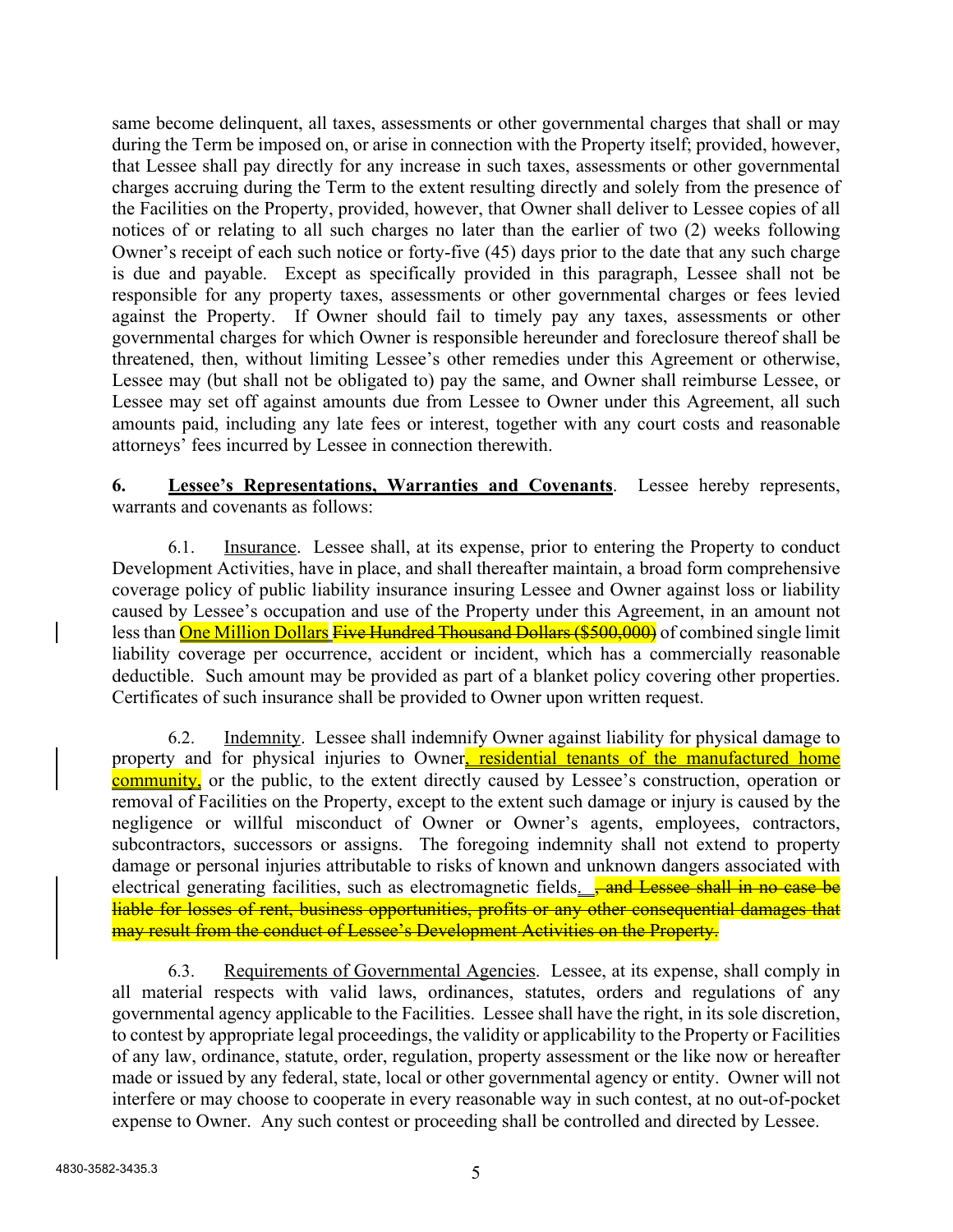same become delinquent, all taxes, assessments or other governmental charges that shall or may during the Term be imposed on, or arise in connection with the Property itself; provided, however, that Lessee shall pay directly for any increase in such taxes, assessments or other governmental charges accruing during the Term to the extent resulting directly and solely from the presence of the Facilities on the Property, provided, however, that Owner shall deliver to Lessee copies of all notices of or relating to all such charges no later than the earlier of two (2) weeks following Owner's receipt of each such notice or forty-five (45) days prior to the date that any such charge is due and payable. Except as specifically provided in this paragraph, Lessee shall not be responsible for any property taxes, assessments or other governmental charges or fees levied against the Property. If Owner should fail to timely pay any taxes, assessments or other governmental charges for which Owner is responsible hereunder and foreclosure thereof shall be threatened, then, without limiting Lessee's other remedies under this Agreement or otherwise, Lessee may (but shall not be obligated to) pay the same, and Owner shall reimburse Lessee, or Lessee may set off against amounts due from Lessee to Owner under this Agreement, all such amounts paid, including any late fees or interest, together with any court costs and reasonable attorneys' fees incurred by Lessee in connection therewith.

**6. Lessee's Representations, Warranties and Covenants**. Lessee hereby represents, warrants and covenants as follows:

6.1. Insurance. Lessee shall, at its expense, prior to entering the Property to conduct Development Activities, have in place, and shall thereafter maintain, a broad form comprehensive coverage policy of public liability insurance insuring Lessee and Owner against loss or liability caused by Lessee's occupation and use of the Property under this Agreement, in an amount not less than One Million Dollars ~~Five Hundred Thousand Dollars ($500,000)~~ of combined single limit liability coverage per occurrence, accident or incident, which has a commercially reasonable deductible. Such amount may be provided as part of a blanket policy covering other properties. Certificates of such insurance shall be provided to Owner upon written request.

6.2. Indemnity. Lessee shall indemnify Owner against liability for physical damage to property and for physical injuries to Owner, residential tenants of the manufactured home community, or the public, to the extent directly caused by Lessee's construction, operation or removal of Facilities on the Property, except to the extent such damage or injury is caused by the negligence or willful misconduct of Owner or Owner's agents, employees, contractors, subcontractors, successors or assigns. The foregoing indemnity shall not extend to property damage or personal injuries attributable to risks of known and unknown dangers associated with electrical generating facilities, such as electromagnetic fields. ~~, and Lessee shall in no case be liable for losses of rent, business opportunities, profits or any other consequential damages that may result from the conduct of Lessee's Development Activities on the Property.~~

6.3. Requirements of Governmental Agencies. Lessee, at its expense, shall comply in all material respects with valid laws, ordinances, statutes, orders and regulations of any governmental agency applicable to the Facilities. Lessee shall have the right, in its sole discretion, to contest by appropriate legal proceedings, the validity or applicability to the Property or Facilities of any law, ordinance, statute, order, regulation, property assessment or the like now or hereafter made or issued by any federal, state, local or other governmental agency or entity. Owner will not interfere or may choose to cooperate in every reasonable way in such contest, at no out-of-pocket expense to Owner. Any such contest or proceeding shall be controlled and directed by Lessee.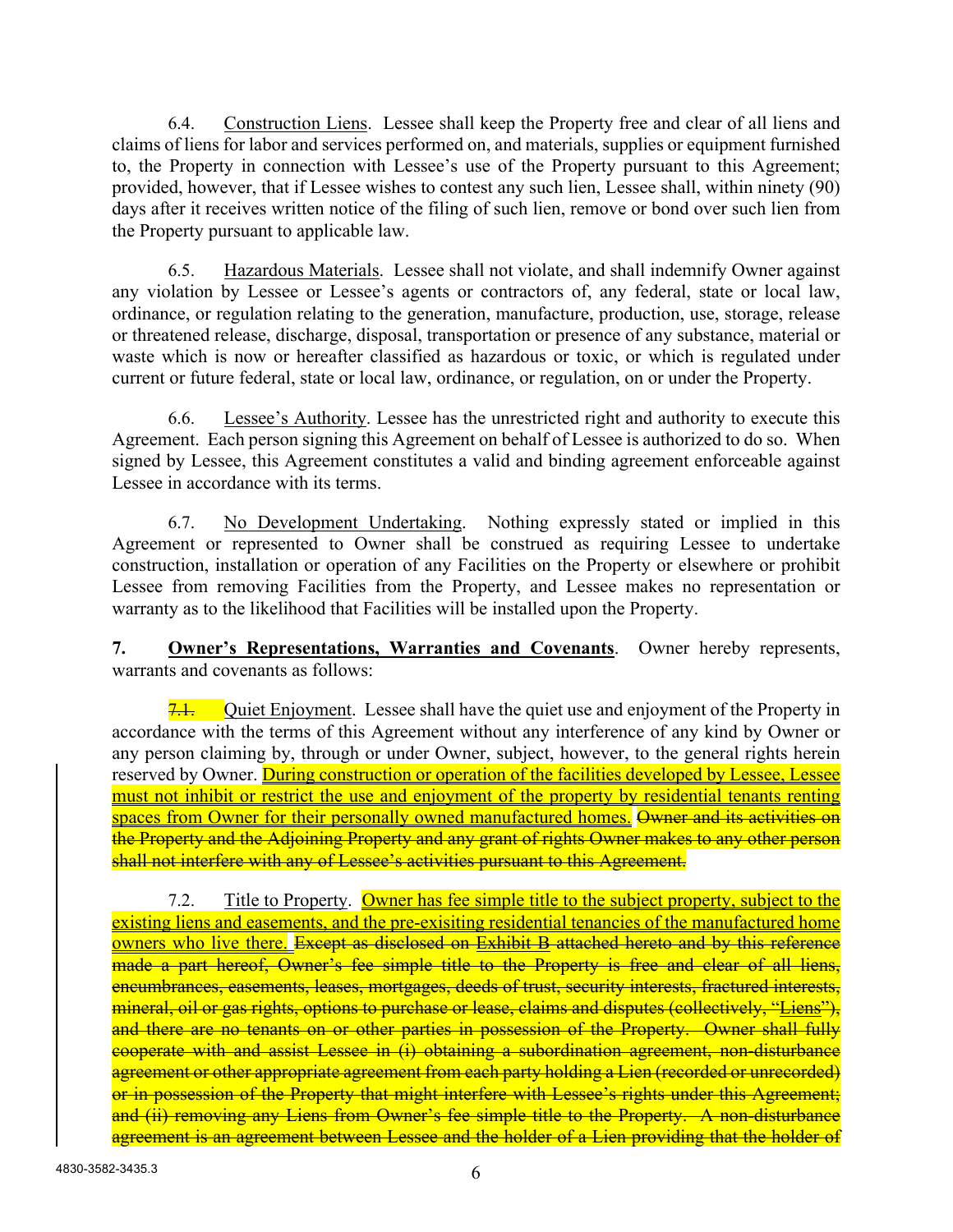6.4. Construction Liens. Lessee shall keep the Property free and clear of all liens and claims of liens for labor and services performed on, and materials, supplies or equipment furnished to, the Property in connection with Lessee's use of the Property pursuant to this Agreement; provided, however, that if Lessee wishes to contest any such lien, Lessee shall, within ninety (90) days after it receives written notice of the filing of such lien, remove or bond over such lien from the Property pursuant to applicable law.

6.5. Hazardous Materials. Lessee shall not violate, and shall indemnify Owner against any violation by Lessee or Lessee's agents or contractors of, any federal, state or local law, ordinance, or regulation relating to the generation, manufacture, production, use, storage, release or threatened release, discharge, disposal, transportation or presence of any substance, material or waste which is now or hereafter classified as hazardous or toxic, or which is regulated under current or future federal, state or local law, ordinance, or regulation, on or under the Property.

6.6. Lessee's Authority. Lessee has the unrestricted right and authority to execute this Agreement. Each person signing this Agreement on behalf of Lessee is authorized to do so. When signed by Lessee, this Agreement constitutes a valid and binding agreement enforceable against Lessee in accordance with its terms.

6.7. No Development Undertaking. Nothing expressly stated or implied in this Agreement or represented to Owner shall be construed as requiring Lessee to undertake construction, installation or operation of any Facilities on the Property or elsewhere or prohibit Lessee from removing Facilities from the Property, and Lessee makes no representation or warranty as to the likelihood that Facilities will be installed upon the Property.

**7. Owner's Representations, Warranties and Covenants**. Owner hereby represents, warrants and covenants as follows:

~~7.1.~~ Quiet Enjoyment. Lessee shall have the quiet use and enjoyment of the Property in accordance with the terms of this Agreement without any interference of any kind by Owner or any person claiming by, through or under Owner, subject, however, to the general rights herein reserved by Owner. During construction or operation of the facilities developed by Lessee, Lessee must not inhibit or restrict the use and enjoyment of the property by residential tenants renting spaces from Owner for their personally owned manufactured homes. ~~Owner and its activities on the Property and the Adjoining Property and any grant of rights Owner makes to any other person shall not interfere with any of Lessee's activities pursuant to this Agreement.~~

7.2. Title to Property. Owner has fee simple title to the subject property, subject to the existing liens and easements, and the pre-exisiting residential tenancies of the manufactured home owners who live there. ~~Except as disclosed on Exhibit B attached hereto and by this reference made a part hereof, Owner's fee simple title to the Property is free and clear of all liens, encumbrances, easements, leases, mortgages, deeds of trust, security interests, fractured interests, mineral, oil or gas rights, options to purchase or lease, claims and disputes (collectively, "Liens"), and there are no tenants on or other parties in possession of the Property. Owner shall fully cooperate with and assist Lessee in (i) obtaining a subordination agreement, non-disturbance agreement or other appropriate agreement from each party holding a Lien (recorded or unrecorded) or in possession of the Property that might interfere with Lessee's rights under this Agreement; and (ii) removing any Liens from Owner's fee simple title to the Property. A non-disturbance agreement is an agreement between Lessee and the holder of a Lien providing that the holder of~~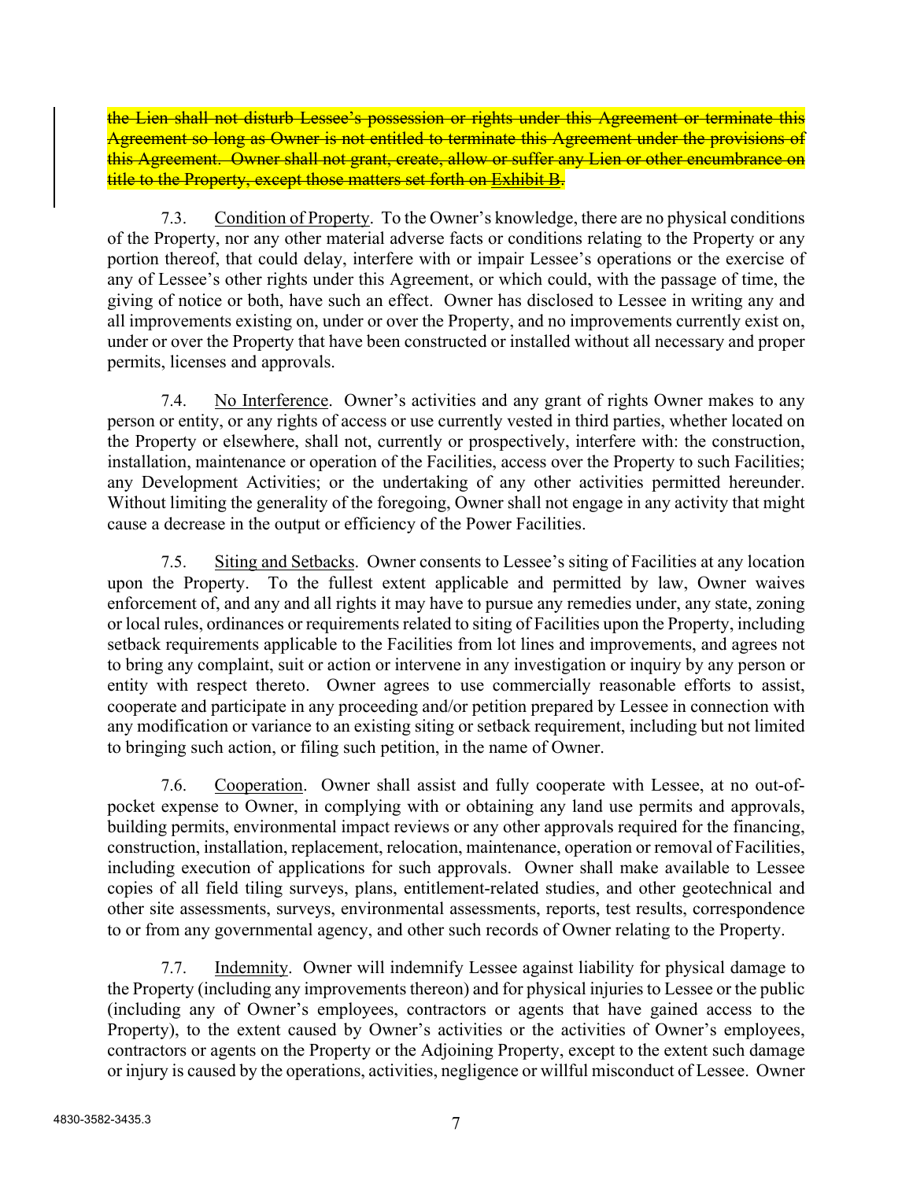~~the Lien shall not disturb Lessee's possession or rights under this Agreement or terminate this Agreement so long as Owner is not entitled to terminate this Agreement under the provisions of this Agreement. Owner shall not grant, create, allow or suffer any Lien or other encumbrance on title to the Property, except those matters set forth on Exhibit B.~~

7.3. Condition of Property. To the Owner's knowledge, there are no physical conditions of the Property, nor any other material adverse facts or conditions relating to the Property or any portion thereof, that could delay, interfere with or impair Lessee's operations or the exercise of any of Lessee's other rights under this Agreement, or which could, with the passage of time, the giving of notice or both, have such an effect. Owner has disclosed to Lessee in writing any and all improvements existing on, under or over the Property, and no improvements currently exist on, under or over the Property that have been constructed or installed without all necessary and proper permits, licenses and approvals.

7.4. No Interference. Owner's activities and any grant of rights Owner makes to any person or entity, or any rights of access or use currently vested in third parties, whether located on the Property or elsewhere, shall not, currently or prospectively, interfere with: the construction, installation, maintenance or operation of the Facilities, access over the Property to such Facilities; any Development Activities; or the undertaking of any other activities permitted hereunder. Without limiting the generality of the foregoing, Owner shall not engage in any activity that might cause a decrease in the output or efficiency of the Power Facilities.

7.5. Siting and Setbacks. Owner consents to Lessee's siting of Facilities at any location upon the Property. To the fullest extent applicable and permitted by law, Owner waives enforcement of, and any and all rights it may have to pursue any remedies under, any state, zoning or local rules, ordinances or requirements related to siting of Facilities upon the Property, including setback requirements applicable to the Facilities from lot lines and improvements, and agrees not to bring any complaint, suit or action or intervene in any investigation or inquiry by any person or entity with respect thereto. Owner agrees to use commercially reasonable efforts to assist, cooperate and participate in any proceeding and/or petition prepared by Lessee in connection with any modification or variance to an existing siting or setback requirement, including but not limited to bringing such action, or filing such petition, in the name of Owner.

7.6. Cooperation. Owner shall assist and fully cooperate with Lessee, at no out-of-pocket expense to Owner, in complying with or obtaining any land use permits and approvals, building permits, environmental impact reviews or any other approvals required for the financing, construction, installation, replacement, relocation, maintenance, operation or removal of Facilities, including execution of applications for such approvals. Owner shall make available to Lessee copies of all field tiling surveys, plans, entitlement-related studies, and other geotechnical and other site assessments, surveys, environmental assessments, reports, test results, correspondence to or from any governmental agency, and other such records of Owner relating to the Property.

7.7. Indemnity. Owner will indemnify Lessee against liability for physical damage to the Property (including any improvements thereon) and for physical injuries to Lessee or the public (including any of Owner's employees, contractors or agents that have gained access to the Property), to the extent caused by Owner's activities or the activities of Owner's employees, contractors or agents on the Property or the Adjoining Property, except to the extent such damage or injury is caused by the operations, activities, negligence or willful misconduct of Lessee. Owner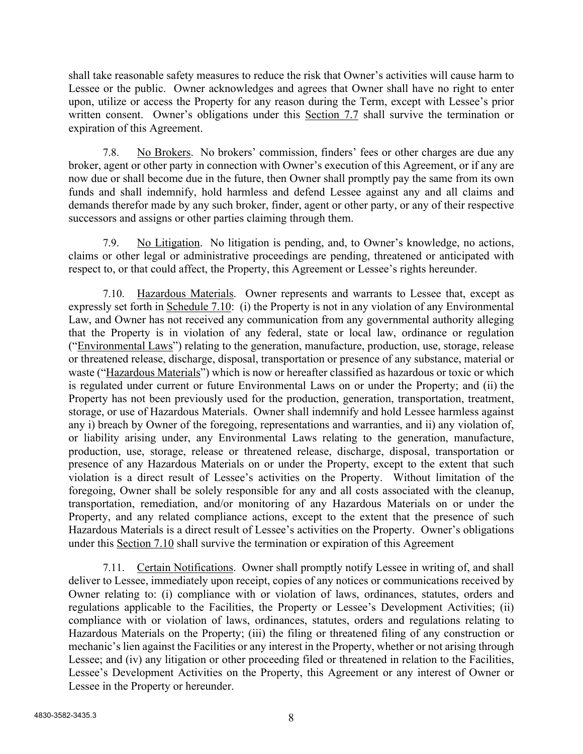shall take reasonable safety measures to reduce the risk that Owner's activities will cause harm to Lessee or the public. Owner acknowledges and agrees that Owner shall have no right to enter upon, utilize or access the Property for any reason during the Term, except with Lessee's prior written consent. Owner's obligations under this Section 7.7 shall survive the termination or expiration of this Agreement.

7.8. No Brokers. No brokers' commission, finders' fees or other charges are due any broker, agent or other party in connection with Owner's execution of this Agreement, or if any are now due or shall become due in the future, then Owner shall promptly pay the same from its own funds and shall indemnify, hold harmless and defend Lessee against any and all claims and demands therefor made by any such broker, finder, agent or other party, or any of their respective successors and assigns or other parties claiming through them.

7.9. No Litigation. No litigation is pending, and, to Owner's knowledge, no actions, claims or other legal or administrative proceedings are pending, threatened or anticipated with respect to, or that could affect, the Property, this Agreement or Lessee's rights hereunder.

7.10. Hazardous Materials. Owner represents and warrants to Lessee that, except as expressly set forth in Schedule 7.10: (i) the Property is not in any violation of any Environmental Law, and Owner has not received any communication from any governmental authority alleging that the Property is in violation of any federal, state or local law, ordinance or regulation ("Environmental Laws") relating to the generation, manufacture, production, use, storage, release or threatened release, discharge, disposal, transportation or presence of any substance, material or waste ("Hazardous Materials") which is now or hereafter classified as hazardous or toxic or which is regulated under current or future Environmental Laws on or under the Property; and (ii) the Property has not been previously used for the production, generation, transportation, treatment, storage, or use of Hazardous Materials. Owner shall indemnify and hold Lessee harmless against any i) breach by Owner of the foregoing, representations and warranties, and ii) any violation of, or liability arising under, any Environmental Laws relating to the generation, manufacture, production, use, storage, release or threatened release, discharge, disposal, transportation or presence of any Hazardous Materials on or under the Property, except to the extent that such violation is a direct result of Lessee's activities on the Property. Without limitation of the foregoing, Owner shall be solely responsible for any and all costs associated with the cleanup, transportation, remediation, and/or monitoring of any Hazardous Materials on or under the Property, and any related compliance actions, except to the extent that the presence of such Hazardous Materials is a direct result of Lessee's activities on the Property. Owner's obligations under this Section 7.10 shall survive the termination or expiration of this Agreement

7.11. Certain Notifications. Owner shall promptly notify Lessee in writing of, and shall deliver to Lessee, immediately upon receipt, copies of any notices or communications received by Owner relating to: (i) compliance with or violation of laws, ordinances, statutes, orders and regulations applicable to the Facilities, the Property or Lessee's Development Activities; (ii) compliance with or violation of laws, ordinances, statutes, orders and regulations relating to Hazardous Materials on the Property; (iii) the filing or threatened filing of any construction or mechanic's lien against the Facilities or any interest in the Property, whether or not arising through Lessee; and (iv) any litigation or other proceeding filed or threatened in relation to the Facilities, Lessee's Development Activities on the Property, this Agreement or any interest of Owner or Lessee in the Property or hereunder.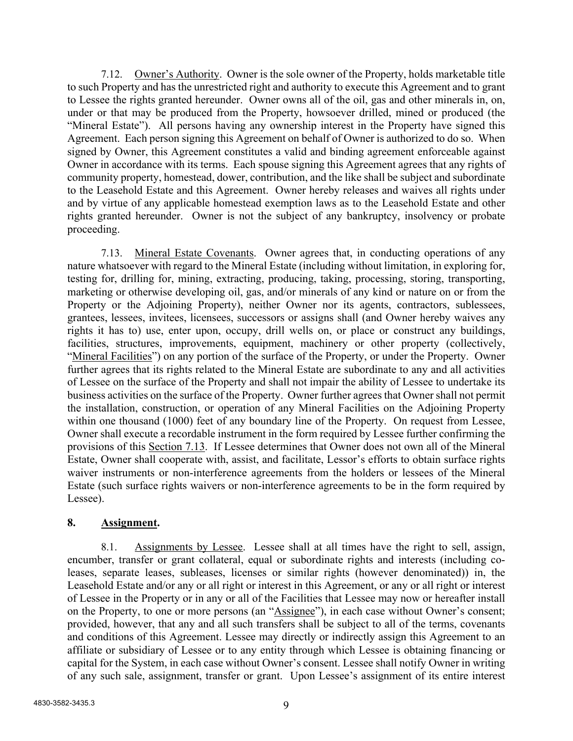7.12. Owner's Authority. Owner is the sole owner of the Property, holds marketable title to such Property and has the unrestricted right and authority to execute this Agreement and to grant to Lessee the rights granted hereunder. Owner owns all of the oil, gas and other minerals in, on, under or that may be produced from the Property, howsoever drilled, mined or produced (the "Mineral Estate"). All persons having any ownership interest in the Property have signed this Agreement. Each person signing this Agreement on behalf of Owner is authorized to do so. When signed by Owner, this Agreement constitutes a valid and binding agreement enforceable against Owner in accordance with its terms. Each spouse signing this Agreement agrees that any rights of community property, homestead, dower, contribution, and the like shall be subject and subordinate to the Leasehold Estate and this Agreement. Owner hereby releases and waives all rights under and by virtue of any applicable homestead exemption laws as to the Leasehold Estate and other rights granted hereunder. Owner is not the subject of any bankruptcy, insolvency or probate proceeding.

7.13. Mineral Estate Covenants. Owner agrees that, in conducting operations of any nature whatsoever with regard to the Mineral Estate (including without limitation, in exploring for, testing for, drilling for, mining, extracting, producing, taking, processing, storing, transporting, marketing or otherwise developing oil, gas, and/or minerals of any kind or nature on or from the Property or the Adjoining Property), neither Owner nor its agents, contractors, sublessees, grantees, lessees, invitees, licensees, successors or assigns shall (and Owner hereby waives any rights it has to) use, enter upon, occupy, drill wells on, or place or construct any buildings, facilities, structures, improvements, equipment, machinery or other property (collectively, "Mineral Facilities") on any portion of the surface of the Property, or under the Property. Owner further agrees that its rights related to the Mineral Estate are subordinate to any and all activities of Lessee on the surface of the Property and shall not impair the ability of Lessee to undertake its business activities on the surface of the Property. Owner further agrees that Owner shall not permit the installation, construction, or operation of any Mineral Facilities on the Adjoining Property within one thousand (1000) feet of any boundary line of the Property. On request from Lessee, Owner shall execute a recordable instrument in the form required by Lessee further confirming the provisions of this Section 7.13. If Lessee determines that Owner does not own all of the Mineral Estate, Owner shall cooperate with, assist, and facilitate, Lessor's efforts to obtain surface rights waiver instruments or non-interference agreements from the holders or lessees of the Mineral Estate (such surface rights waivers or non-interference agreements to be in the form required by Lessee).

## 8. Assignment.

8.1. Assignments by Lessee. Lessee shall at all times have the right to sell, assign, encumber, transfer or grant collateral, equal or subordinate rights and interests (including co-leases, separate leases, subleases, licenses or similar rights (however denominated)) in, the Leasehold Estate and/or any or all right or interest in this Agreement, or any or all right or interest of Lessee in the Property or in any or all of the Facilities that Lessee may now or hereafter install on the Property, to one or more persons (an "Assignee"), in each case without Owner's consent; provided, however, that any and all such transfers shall be subject to all of the terms, covenants and conditions of this Agreement. Lessee may directly or indirectly assign this Agreement to an affiliate or subsidiary of Lessee or to any entity through which Lessee is obtaining financing or capital for the System, in each case without Owner's consent. Lessee shall notify Owner in writing of any such sale, assignment, transfer or grant. Upon Lessee's assignment of its entire interest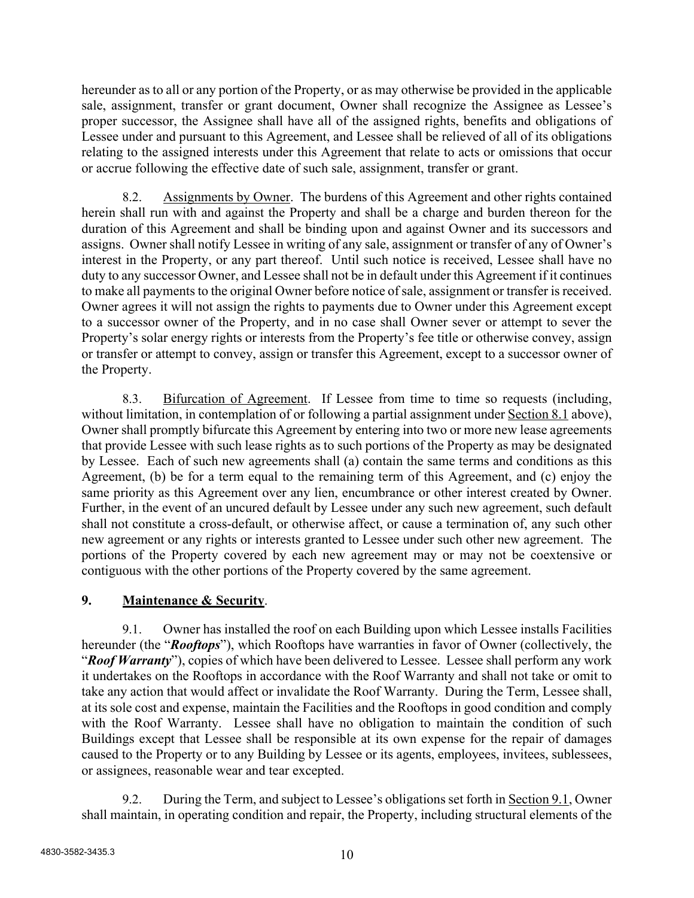hereunder as to all or any portion of the Property, or as may otherwise be provided in the applicable sale, assignment, transfer or grant document, Owner shall recognize the Assignee as Lessee's proper successor, the Assignee shall have all of the assigned rights, benefits and obligations of Lessee under and pursuant to this Agreement, and Lessee shall be relieved of all of its obligations relating to the assigned interests under this Agreement that relate to acts or omissions that occur or accrue following the effective date of such sale, assignment, transfer or grant.

8.2. Assignments by Owner. The burdens of this Agreement and other rights contained herein shall run with and against the Property and shall be a charge and burden thereon for the duration of this Agreement and shall be binding upon and against Owner and its successors and assigns. Owner shall notify Lessee in writing of any sale, assignment or transfer of any of Owner's interest in the Property, or any part thereof. Until such notice is received, Lessee shall have no duty to any successor Owner, and Lessee shall not be in default under this Agreement if it continues to make all payments to the original Owner before notice of sale, assignment or transfer is received. Owner agrees it will not assign the rights to payments due to Owner under this Agreement except to a successor owner of the Property, and in no case shall Owner sever or attempt to sever the Property's solar energy rights or interests from the Property's fee title or otherwise convey, assign or transfer or attempt to convey, assign or transfer this Agreement, except to a successor owner of the Property.

8.3. Bifurcation of Agreement. If Lessee from time to time so requests (including, without limitation, in contemplation of or following a partial assignment under Section 8.1 above), Owner shall promptly bifurcate this Agreement by entering into two or more new lease agreements that provide Lessee with such lease rights as to such portions of the Property as may be designated by Lessee. Each of such new agreements shall (a) contain the same terms and conditions as this Agreement, (b) be for a term equal to the remaining term of this Agreement, and (c) enjoy the same priority as this Agreement over any lien, encumbrance or other interest created by Owner. Further, in the event of an uncured default by Lessee under any such new agreement, such default shall not constitute a cross-default, or otherwise affect, or cause a termination of, any such other new agreement or any rights or interests granted to Lessee under such other new agreement. The portions of the Property covered by each new agreement may or may not be coextensive or contiguous with the other portions of the Property covered by the same agreement.

## 9. Maintenance & Security.

9.1. Owner has installed the roof on each Building upon which Lessee installs Facilities hereunder (the "***Rooftops***"), which Rooftops have warranties in favor of Owner (collectively, the "***Roof Warranty***"), copies of which have been delivered to Lessee. Lessee shall perform any work it undertakes on the Rooftops in accordance with the Roof Warranty and shall not take or omit to take any action that would affect or invalidate the Roof Warranty. During the Term, Lessee shall, at its sole cost and expense, maintain the Facilities and the Rooftops in good condition and comply with the Roof Warranty. Lessee shall have no obligation to maintain the condition of such Buildings except that Lessee shall be responsible at its own expense for the repair of damages caused to the Property or to any Building by Lessee or its agents, employees, invitees, sublessees, or assignees, reasonable wear and tear excepted.

9.2. During the Term, and subject to Lessee's obligations set forth in Section 9.1, Owner shall maintain, in operating condition and repair, the Property, including structural elements of the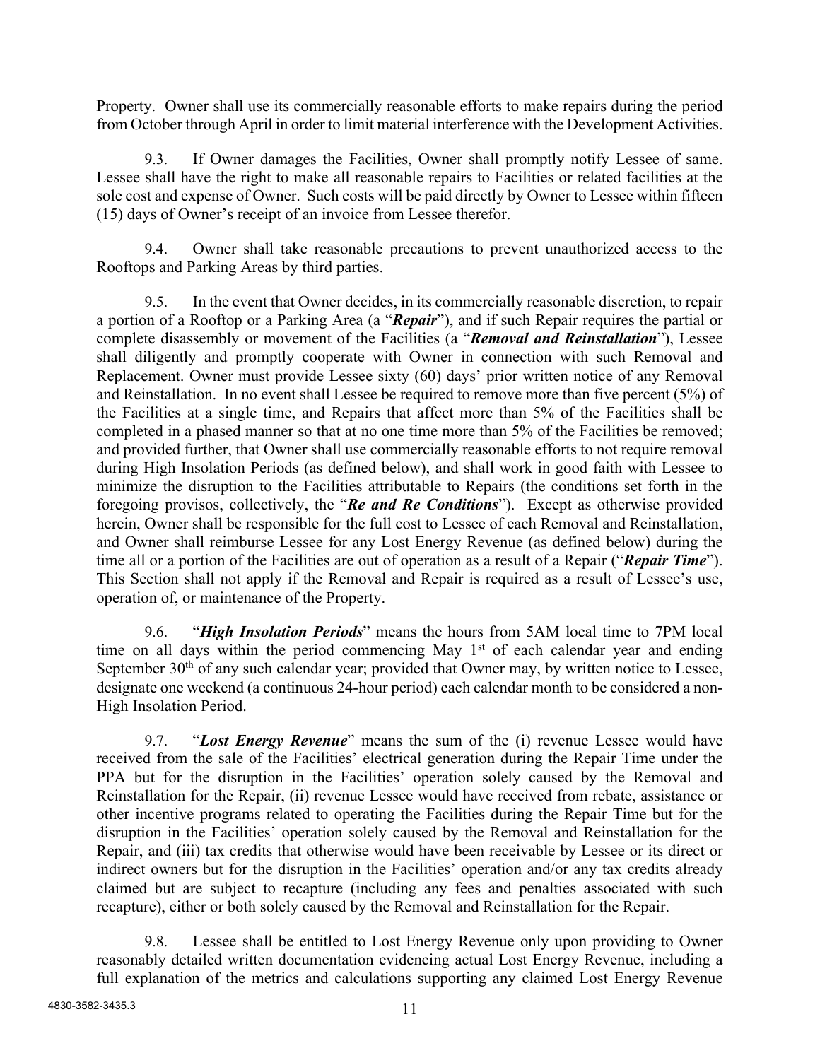Property. Owner shall use its commercially reasonable efforts to make repairs during the period from October through April in order to limit material interference with the Development Activities.

9.3. If Owner damages the Facilities, Owner shall promptly notify Lessee of same. Lessee shall have the right to make all reasonable repairs to Facilities or related facilities at the sole cost and expense of Owner. Such costs will be paid directly by Owner to Lessee within fifteen (15) days of Owner's receipt of an invoice from Lessee therefor.

9.4. Owner shall take reasonable precautions to prevent unauthorized access to the Rooftops and Parking Areas by third parties.

9.5. In the event that Owner decides, in its commercially reasonable discretion, to repair a portion of a Rooftop or a Parking Area (a "***Repair***"), and if such Repair requires the partial or complete disassembly or movement of the Facilities (a "***Removal and Reinstallation***"), Lessee shall diligently and promptly cooperate with Owner in connection with such Removal and Replacement. Owner must provide Lessee sixty (60) days' prior written notice of any Removal and Reinstallation. In no event shall Lessee be required to remove more than five percent (5%) of the Facilities at a single time, and Repairs that affect more than 5% of the Facilities shall be completed in a phased manner so that at no one time more than 5% of the Facilities be removed; and provided further, that Owner shall use commercially reasonable efforts to not require removal during High Insolation Periods (as defined below), and shall work in good faith with Lessee to minimize the disruption to the Facilities attributable to Repairs (the conditions set forth in the foregoing provisos, collectively, the "***Re and Re Conditions***"). Except as otherwise provided herein, Owner shall be responsible for the full cost to Lessee of each Removal and Reinstallation, and Owner shall reimburse Lessee for any Lost Energy Revenue (as defined below) during the time all or a portion of the Facilities are out of operation as a result of a Repair ("***Repair Time***"). This Section shall not apply if the Removal and Repair is required as a result of Lessee's use, operation of, or maintenance of the Property.

9.6. "***High Insolation Periods***" means the hours from 5AM local time to 7PM local time on all days within the period commencing May 1st of each calendar year and ending September 30th of any such calendar year; provided that Owner may, by written notice to Lessee, designate one weekend (a continuous 24-hour period) each calendar month to be considered a non-High Insolation Period.

9.7. "***Lost Energy Revenue***" means the sum of the (i) revenue Lessee would have received from the sale of the Facilities' electrical generation during the Repair Time under the PPA but for the disruption in the Facilities' operation solely caused by the Removal and Reinstallation for the Repair, (ii) revenue Lessee would have received from rebate, assistance or other incentive programs related to operating the Facilities during the Repair Time but for the disruption in the Facilities' operation solely caused by the Removal and Reinstallation for the Repair, and (iii) tax credits that otherwise would have been receivable by Lessee or its direct or indirect owners but for the disruption in the Facilities' operation and/or any tax credits already claimed but are subject to recapture (including any fees and penalties associated with such recapture), either or both solely caused by the Removal and Reinstallation for the Repair.

9.8. Lessee shall be entitled to Lost Energy Revenue only upon providing to Owner reasonably detailed written documentation evidencing actual Lost Energy Revenue, including a full explanation of the metrics and calculations supporting any claimed Lost Energy Revenue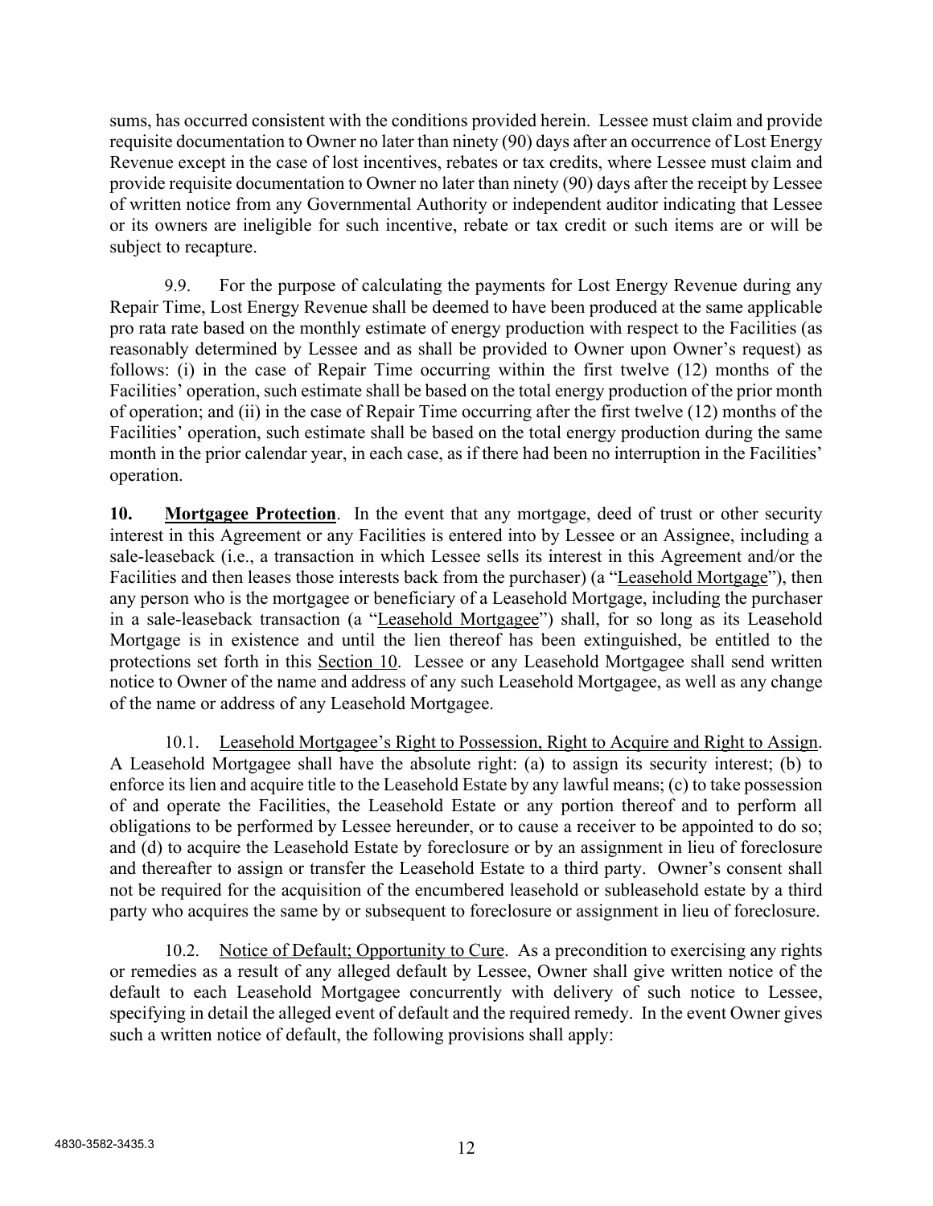sums, has occurred consistent with the conditions provided herein. Lessee must claim and provide requisite documentation to Owner no later than ninety (90) days after an occurrence of Lost Energy Revenue except in the case of lost incentives, rebates or tax credits, where Lessee must claim and provide requisite documentation to Owner no later than ninety (90) days after the receipt by Lessee of written notice from any Governmental Authority or independent auditor indicating that Lessee or its owners are ineligible for such incentive, rebate or tax credit or such items are or will be subject to recapture.

9.9. For the purpose of calculating the payments for Lost Energy Revenue during any Repair Time, Lost Energy Revenue shall be deemed to have been produced at the same applicable pro rata rate based on the monthly estimate of energy production with respect to the Facilities (as reasonably determined by Lessee and as shall be provided to Owner upon Owner's request) as follows: (i) in the case of Repair Time occurring within the first twelve (12) months of the Facilities' operation, such estimate shall be based on the total energy production of the prior month of operation; and (ii) in the case of Repair Time occurring after the first twelve (12) months of the Facilities' operation, such estimate shall be based on the total energy production during the same month in the prior calendar year, in each case, as if there had been no interruption in the Facilities' operation.

**10. Mortgagee Protection**. In the event that any mortgage, deed of trust or other security interest in this Agreement or any Facilities is entered into by Lessee or an Assignee, including a sale-leaseback (i.e., a transaction in which Lessee sells its interest in this Agreement and/or the Facilities and then leases those interests back from the purchaser) (a "Leasehold Mortgage"), then any person who is the mortgagee or beneficiary of a Leasehold Mortgage, including the purchaser in a sale-leaseback transaction (a "Leasehold Mortgagee") shall, for so long as its Leasehold Mortgage is in existence and until the lien thereof has been extinguished, be entitled to the protections set forth in this Section 10. Lessee or any Leasehold Mortgagee shall send written notice to Owner of the name and address of any such Leasehold Mortgagee, as well as any change of the name or address of any Leasehold Mortgagee.

10.1. Leasehold Mortgagee's Right to Possession, Right to Acquire and Right to Assign. A Leasehold Mortgagee shall have the absolute right: (a) to assign its security interest; (b) to enforce its lien and acquire title to the Leasehold Estate by any lawful means; (c) to take possession of and operate the Facilities, the Leasehold Estate or any portion thereof and to perform all obligations to be performed by Lessee hereunder, or to cause a receiver to be appointed to do so; and (d) to acquire the Leasehold Estate by foreclosure or by an assignment in lieu of foreclosure and thereafter to assign or transfer the Leasehold Estate to a third party. Owner's consent shall not be required for the acquisition of the encumbered leasehold or subleasehold estate by a third party who acquires the same by or subsequent to foreclosure or assignment in lieu of foreclosure.

10.2. Notice of Default; Opportunity to Cure. As a precondition to exercising any rights or remedies as a result of any alleged default by Lessee, Owner shall give written notice of the default to each Leasehold Mortgagee concurrently with delivery of such notice to Lessee, specifying in detail the alleged event of default and the required remedy. In the event Owner gives such a written notice of default, the following provisions shall apply: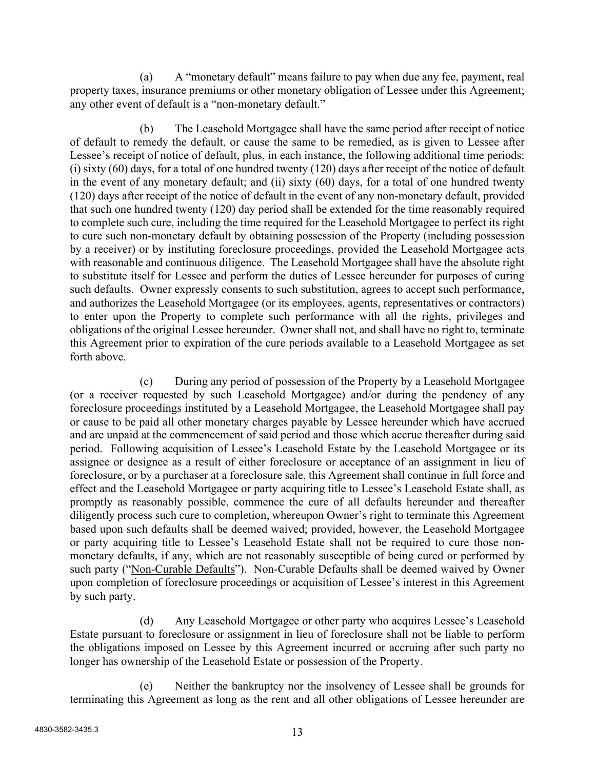(a) A "monetary default" means failure to pay when due any fee, payment, real property taxes, insurance premiums or other monetary obligation of Lessee under this Agreement; any other event of default is a "non-monetary default."

(b) The Leasehold Mortgagee shall have the same period after receipt of notice of default to remedy the default, or cause the same to be remedied, as is given to Lessee after Lessee's receipt of notice of default, plus, in each instance, the following additional time periods: (i) sixty (60) days, for a total of one hundred twenty (120) days after receipt of the notice of default in the event of any monetary default; and (ii) sixty (60) days, for a total of one hundred twenty (120) days after receipt of the notice of default in the event of any non-monetary default, provided that such one hundred twenty (120) day period shall be extended for the time reasonably required to complete such cure, including the time required for the Leasehold Mortgagee to perfect its right to cure such non-monetary default by obtaining possession of the Property (including possession by a receiver) or by instituting foreclosure proceedings, provided the Leasehold Mortgagee acts with reasonable and continuous diligence. The Leasehold Mortgagee shall have the absolute right to substitute itself for Lessee and perform the duties of Lessee hereunder for purposes of curing such defaults. Owner expressly consents to such substitution, agrees to accept such performance, and authorizes the Leasehold Mortgagee (or its employees, agents, representatives or contractors) to enter upon the Property to complete such performance with all the rights, privileges and obligations of the original Lessee hereunder. Owner shall not, and shall have no right to, terminate this Agreement prior to expiration of the cure periods available to a Leasehold Mortgagee as set forth above.

(c) During any period of possession of the Property by a Leasehold Mortgagee (or a receiver requested by such Leasehold Mortgagee) and/or during the pendency of any foreclosure proceedings instituted by a Leasehold Mortgagee, the Leasehold Mortgagee shall pay or cause to be paid all other monetary charges payable by Lessee hereunder which have accrued and are unpaid at the commencement of said period and those which accrue thereafter during said period. Following acquisition of Lessee's Leasehold Estate by the Leasehold Mortgagee or its assignee or designee as a result of either foreclosure or acceptance of an assignment in lieu of foreclosure, or by a purchaser at a foreclosure sale, this Agreement shall continue in full force and effect and the Leasehold Mortgagee or party acquiring title to Lessee's Leasehold Estate shall, as promptly as reasonably possible, commence the cure of all defaults hereunder and thereafter diligently process such cure to completion, whereupon Owner's right to terminate this Agreement based upon such defaults shall be deemed waived; provided, however, the Leasehold Mortgagee or party acquiring title to Lessee's Leasehold Estate shall not be required to cure those non-monetary defaults, if any, which are not reasonably susceptible of being cured or performed by such party ("Non-Curable Defaults"). Non-Curable Defaults shall be deemed waived by Owner upon completion of foreclosure proceedings or acquisition of Lessee's interest in this Agreement by such party.

(d) Any Leasehold Mortgagee or other party who acquires Lessee's Leasehold Estate pursuant to foreclosure or assignment in lieu of foreclosure shall not be liable to perform the obligations imposed on Lessee by this Agreement incurred or accruing after such party no longer has ownership of the Leasehold Estate or possession of the Property.

(e) Neither the bankruptcy nor the insolvency of Lessee shall be grounds for terminating this Agreement as long as the rent and all other obligations of Lessee hereunder are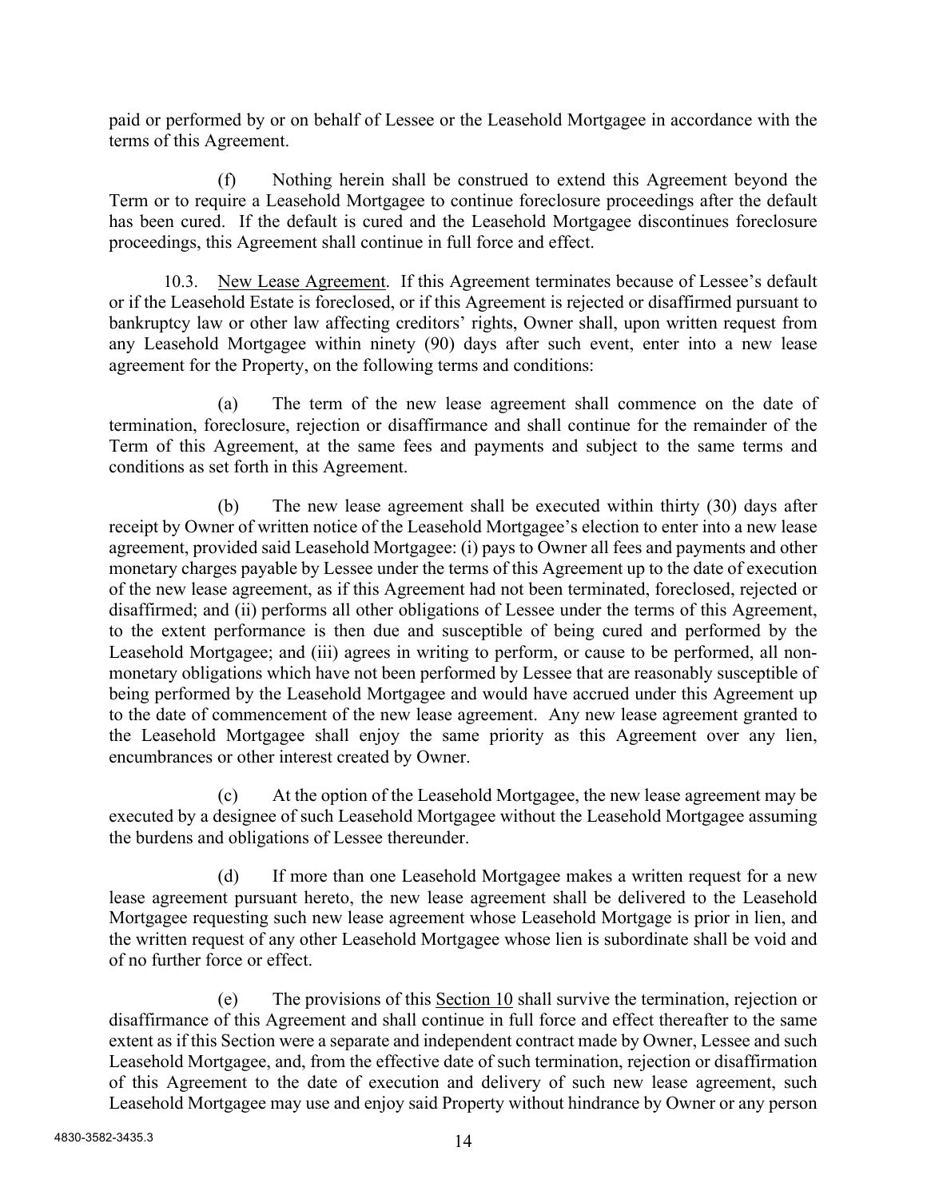paid or performed by or on behalf of Lessee or the Leasehold Mortgagee in accordance with the terms of this Agreement.

(f) Nothing herein shall be construed to extend this Agreement beyond the Term or to require a Leasehold Mortgagee to continue foreclosure proceedings after the default has been cured. If the default is cured and the Leasehold Mortgagee discontinues foreclosure proceedings, this Agreement shall continue in full force and effect.

10.3. New Lease Agreement. If this Agreement terminates because of Lessee's default or if the Leasehold Estate is foreclosed, or if this Agreement is rejected or disaffirmed pursuant to bankruptcy law or other law affecting creditors' rights, Owner shall, upon written request from any Leasehold Mortgagee within ninety (90) days after such event, enter into a new lease agreement for the Property, on the following terms and conditions:

(a) The term of the new lease agreement shall commence on the date of termination, foreclosure, rejection or disaffirmance and shall continue for the remainder of the Term of this Agreement, at the same fees and payments and subject to the same terms and conditions as set forth in this Agreement.

(b) The new lease agreement shall be executed within thirty (30) days after receipt by Owner of written notice of the Leasehold Mortgagee's election to enter into a new lease agreement, provided said Leasehold Mortgagee: (i) pays to Owner all fees and payments and other monetary charges payable by Lessee under the terms of this Agreement up to the date of execution of the new lease agreement, as if this Agreement had not been terminated, foreclosed, rejected or disaffirmed; and (ii) performs all other obligations of Lessee under the terms of this Agreement, to the extent performance is then due and susceptible of being cured and performed by the Leasehold Mortgagee; and (iii) agrees in writing to perform, or cause to be performed, all non-monetary obligations which have not been performed by Lessee that are reasonably susceptible of being performed by the Leasehold Mortgagee and would have accrued under this Agreement up to the date of commencement of the new lease agreement. Any new lease agreement granted to the Leasehold Mortgagee shall enjoy the same priority as this Agreement over any lien, encumbrances or other interest created by Owner.

(c) At the option of the Leasehold Mortgagee, the new lease agreement may be executed by a designee of such Leasehold Mortgagee without the Leasehold Mortgagee assuming the burdens and obligations of Lessee thereunder.

(d) If more than one Leasehold Mortgagee makes a written request for a new lease agreement pursuant hereto, the new lease agreement shall be delivered to the Leasehold Mortgagee requesting such new lease agreement whose Leasehold Mortgage is prior in lien, and the written request of any other Leasehold Mortgagee whose lien is subordinate shall be void and of no further force or effect.

(e) The provisions of this Section 10 shall survive the termination, rejection or disaffirmance of this Agreement and shall continue in full force and effect thereafter to the same extent as if this Section were a separate and independent contract made by Owner, Lessee and such Leasehold Mortgagee, and, from the effective date of such termination, rejection or disaffirmation of this Agreement to the date of execution and delivery of such new lease agreement, such Leasehold Mortgagee may use and enjoy said Property without hindrance by Owner or any person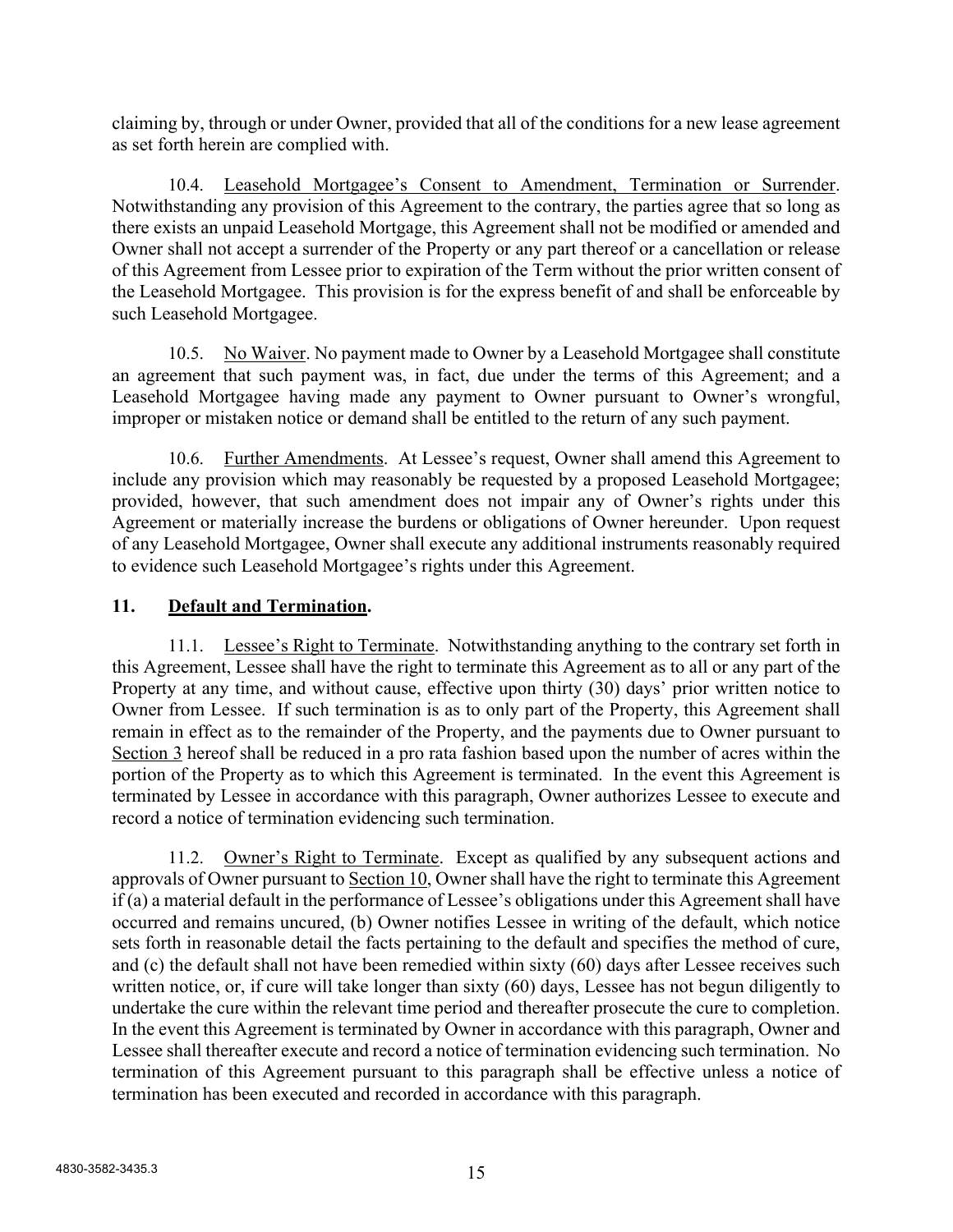claiming by, through or under Owner, provided that all of the conditions for a new lease agreement as set forth herein are complied with.

10.4. Leasehold Mortgagee's Consent to Amendment, Termination or Surrender. Notwithstanding any provision of this Agreement to the contrary, the parties agree that so long as there exists an unpaid Leasehold Mortgage, this Agreement shall not be modified or amended and Owner shall not accept a surrender of the Property or any part thereof or a cancellation or release of this Agreement from Lessee prior to expiration of the Term without the prior written consent of the Leasehold Mortgagee. This provision is for the express benefit of and shall be enforceable by such Leasehold Mortgagee.

10.5. No Waiver. No payment made to Owner by a Leasehold Mortgagee shall constitute an agreement that such payment was, in fact, due under the terms of this Agreement; and a Leasehold Mortgagee having made any payment to Owner pursuant to Owner's wrongful, improper or mistaken notice or demand shall be entitled to the return of any such payment.

10.6. Further Amendments. At Lessee's request, Owner shall amend this Agreement to include any provision which may reasonably be requested by a proposed Leasehold Mortgagee; provided, however, that such amendment does not impair any of Owner's rights under this Agreement or materially increase the burdens or obligations of Owner hereunder. Upon request of any Leasehold Mortgagee, Owner shall execute any additional instruments reasonably required to evidence such Leasehold Mortgagee's rights under this Agreement.

## 11. Default and Termination.

11.1. Lessee's Right to Terminate. Notwithstanding anything to the contrary set forth in this Agreement, Lessee shall have the right to terminate this Agreement as to all or any part of the Property at any time, and without cause, effective upon thirty (30) days' prior written notice to Owner from Lessee. If such termination is as to only part of the Property, this Agreement shall remain in effect as to the remainder of the Property, and the payments due to Owner pursuant to Section 3 hereof shall be reduced in a pro rata fashion based upon the number of acres within the portion of the Property as to which this Agreement is terminated. In the event this Agreement is terminated by Lessee in accordance with this paragraph, Owner authorizes Lessee to execute and record a notice of termination evidencing such termination.

11.2. Owner's Right to Terminate. Except as qualified by any subsequent actions and approvals of Owner pursuant to Section 10, Owner shall have the right to terminate this Agreement if (a) a material default in the performance of Lessee's obligations under this Agreement shall have occurred and remains uncured, (b) Owner notifies Lessee in writing of the default, which notice sets forth in reasonable detail the facts pertaining to the default and specifies the method of cure, and (c) the default shall not have been remedied within sixty (60) days after Lessee receives such written notice, or, if cure will take longer than sixty (60) days, Lessee has not begun diligently to undertake the cure within the relevant time period and thereafter prosecute the cure to completion. In the event this Agreement is terminated by Owner in accordance with this paragraph, Owner and Lessee shall thereafter execute and record a notice of termination evidencing such termination. No termination of this Agreement pursuant to this paragraph shall be effective unless a notice of termination has been executed and recorded in accordance with this paragraph.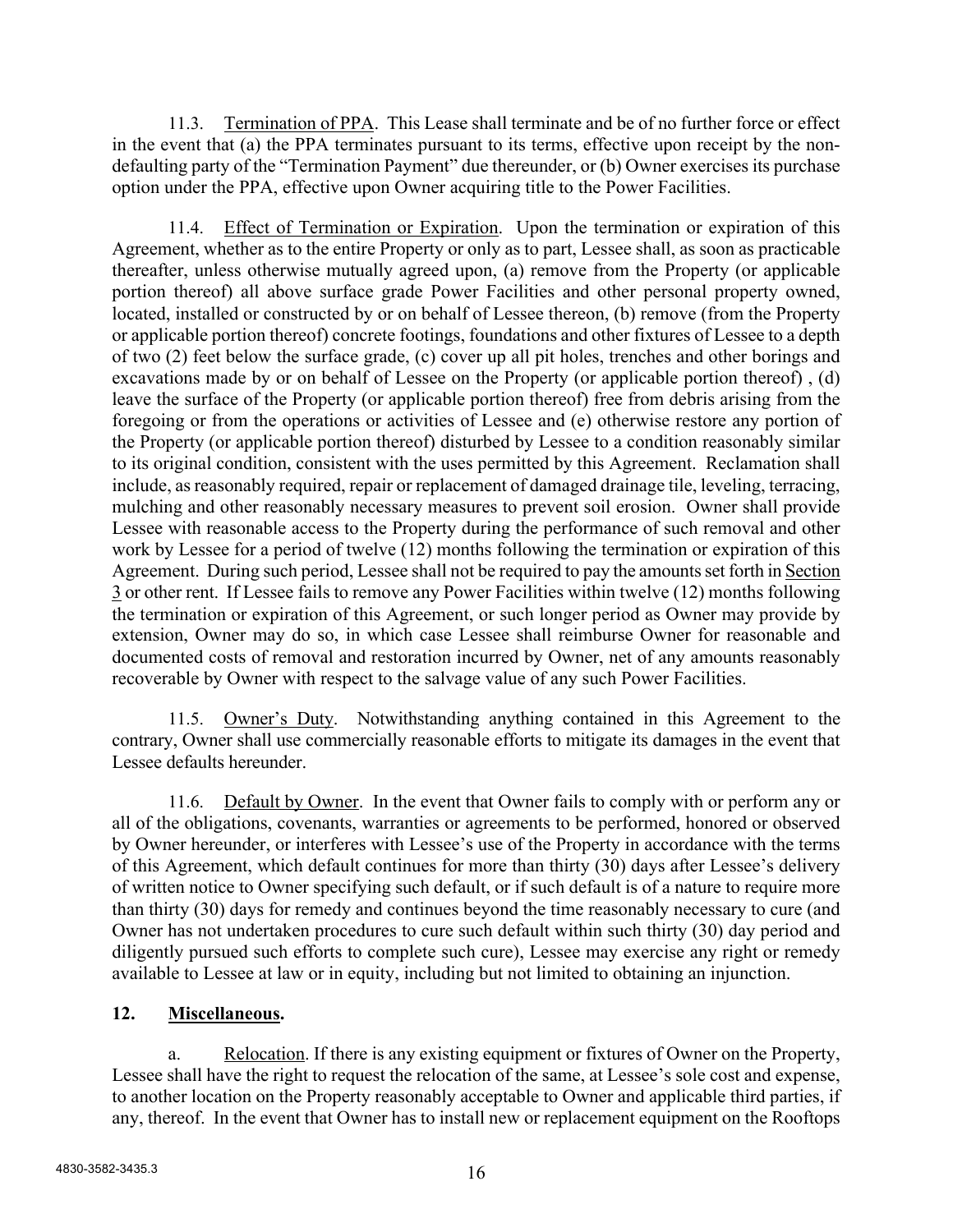11.3. Termination of PPA. This Lease shall terminate and be of no further force or effect in the event that (a) the PPA terminates pursuant to its terms, effective upon receipt by the non-defaulting party of the "Termination Payment" due thereunder, or (b) Owner exercises its purchase option under the PPA, effective upon Owner acquiring title to the Power Facilities.

11.4. Effect of Termination or Expiration. Upon the termination or expiration of this Agreement, whether as to the entire Property or only as to part, Lessee shall, as soon as practicable thereafter, unless otherwise mutually agreed upon, (a) remove from the Property (or applicable portion thereof) all above surface grade Power Facilities and other personal property owned, located, installed or constructed by or on behalf of Lessee thereon, (b) remove (from the Property or applicable portion thereof) concrete footings, foundations and other fixtures of Lessee to a depth of two (2) feet below the surface grade, (c) cover up all pit holes, trenches and other borings and excavations made by or on behalf of Lessee on the Property (or applicable portion thereof) , (d) leave the surface of the Property (or applicable portion thereof) free from debris arising from the foregoing or from the operations or activities of Lessee and (e) otherwise restore any portion of the Property (or applicable portion thereof) disturbed by Lessee to a condition reasonably similar to its original condition, consistent with the uses permitted by this Agreement. Reclamation shall include, as reasonably required, repair or replacement of damaged drainage tile, leveling, terracing, mulching and other reasonably necessary measures to prevent soil erosion. Owner shall provide Lessee with reasonable access to the Property during the performance of such removal and other work by Lessee for a period of twelve (12) months following the termination or expiration of this Agreement. During such period, Lessee shall not be required to pay the amounts set forth in Section 3 or other rent. If Lessee fails to remove any Power Facilities within twelve (12) months following the termination or expiration of this Agreement, or such longer period as Owner may provide by extension, Owner may do so, in which case Lessee shall reimburse Owner for reasonable and documented costs of removal and restoration incurred by Owner, net of any amounts reasonably recoverable by Owner with respect to the salvage value of any such Power Facilities.

11.5. Owner's Duty. Notwithstanding anything contained in this Agreement to the contrary, Owner shall use commercially reasonable efforts to mitigate its damages in the event that Lessee defaults hereunder.

11.6. Default by Owner. In the event that Owner fails to comply with or perform any or all of the obligations, covenants, warranties or agreements to be performed, honored or observed by Owner hereunder, or interferes with Lessee's use of the Property in accordance with the terms of this Agreement, which default continues for more than thirty (30) days after Lessee's delivery of written notice to Owner specifying such default, or if such default is of a nature to require more than thirty (30) days for remedy and continues beyond the time reasonably necessary to cure (and Owner has not undertaken procedures to cure such default within such thirty (30) day period and diligently pursued such efforts to complete such cure), Lessee may exercise any right or remedy available to Lessee at law or in equity, including but not limited to obtaining an injunction.

## 12. Miscellaneous.

a. Relocation. If there is any existing equipment or fixtures of Owner on the Property, Lessee shall have the right to request the relocation of the same, at Lessee's sole cost and expense, to another location on the Property reasonably acceptable to Owner and applicable third parties, if any, thereof. In the event that Owner has to install new or replacement equipment on the Rooftops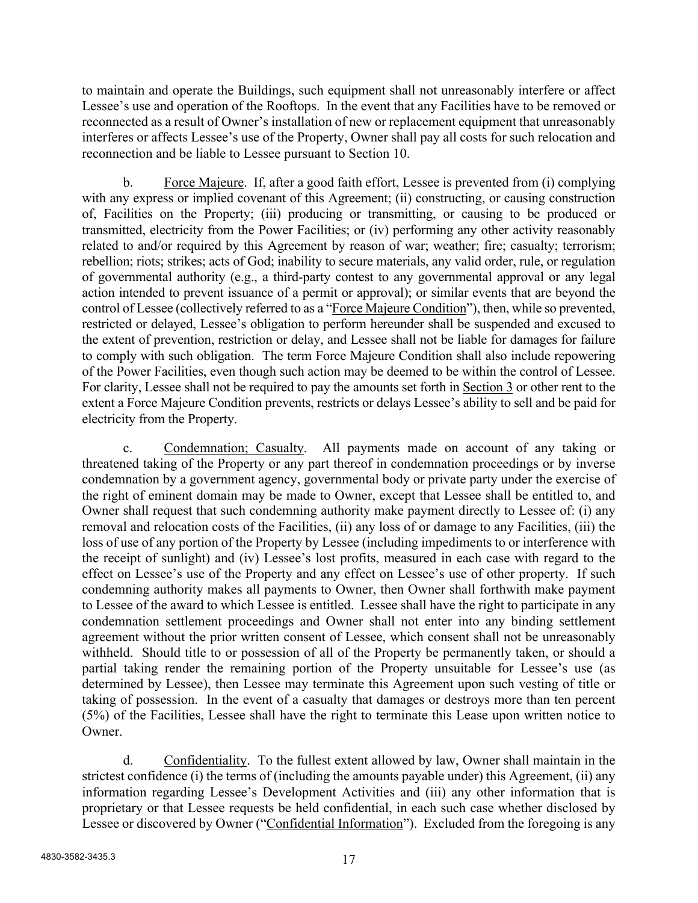to maintain and operate the Buildings, such equipment shall not unreasonably interfere or affect Lessee's use and operation of the Rooftops. In the event that any Facilities have to be removed or reconnected as a result of Owner's installation of new or replacement equipment that unreasonably interferes or affects Lessee's use of the Property, Owner shall pay all costs for such relocation and reconnection and be liable to Lessee pursuant to Section 10.

b. Force Majeure. If, after a good faith effort, Lessee is prevented from (i) complying with any express or implied covenant of this Agreement; (ii) constructing, or causing construction of, Facilities on the Property; (iii) producing or transmitting, or causing to be produced or transmitted, electricity from the Power Facilities; or (iv) performing any other activity reasonably related to and/or required by this Agreement by reason of war; weather; fire; casualty; terrorism; rebellion; riots; strikes; acts of God; inability to secure materials, any valid order, rule, or regulation of governmental authority (e.g., a third-party contest to any governmental approval or any legal action intended to prevent issuance of a permit or approval); or similar events that are beyond the control of Lessee (collectively referred to as a "Force Majeure Condition"), then, while so prevented, restricted or delayed, Lessee's obligation to perform hereunder shall be suspended and excused to the extent of prevention, restriction or delay, and Lessee shall not be liable for damages for failure to comply with such obligation. The term Force Majeure Condition shall also include repowering of the Power Facilities, even though such action may be deemed to be within the control of Lessee. For clarity, Lessee shall not be required to pay the amounts set forth in Section 3 or other rent to the extent a Force Majeure Condition prevents, restricts or delays Lessee's ability to sell and be paid for electricity from the Property.

c. Condemnation; Casualty. All payments made on account of any taking or threatened taking of the Property or any part thereof in condemnation proceedings or by inverse condemnation by a government agency, governmental body or private party under the exercise of the right of eminent domain may be made to Owner, except that Lessee shall be entitled to, and Owner shall request that such condemning authority make payment directly to Lessee of: (i) any removal and relocation costs of the Facilities, (ii) any loss of or damage to any Facilities, (iii) the loss of use of any portion of the Property by Lessee (including impediments to or interference with the receipt of sunlight) and (iv) Lessee's lost profits, measured in each case with regard to the effect on Lessee's use of the Property and any effect on Lessee's use of other property. If such condemning authority makes all payments to Owner, then Owner shall forthwith make payment to Lessee of the award to which Lessee is entitled. Lessee shall have the right to participate in any condemnation settlement proceedings and Owner shall not enter into any binding settlement agreement without the prior written consent of Lessee, which consent shall not be unreasonably withheld. Should title to or possession of all of the Property be permanently taken, or should a partial taking render the remaining portion of the Property unsuitable for Lessee's use (as determined by Lessee), then Lessee may terminate this Agreement upon such vesting of title or taking of possession. In the event of a casualty that damages or destroys more than ten percent (5%) of the Facilities, Lessee shall have the right to terminate this Lease upon written notice to Owner.

d. Confidentiality. To the fullest extent allowed by law, Owner shall maintain in the strictest confidence (i) the terms of (including the amounts payable under) this Agreement, (ii) any information regarding Lessee's Development Activities and (iii) any other information that is proprietary or that Lessee requests be held confidential, in each such case whether disclosed by Lessee or discovered by Owner ("Confidential Information"). Excluded from the foregoing is any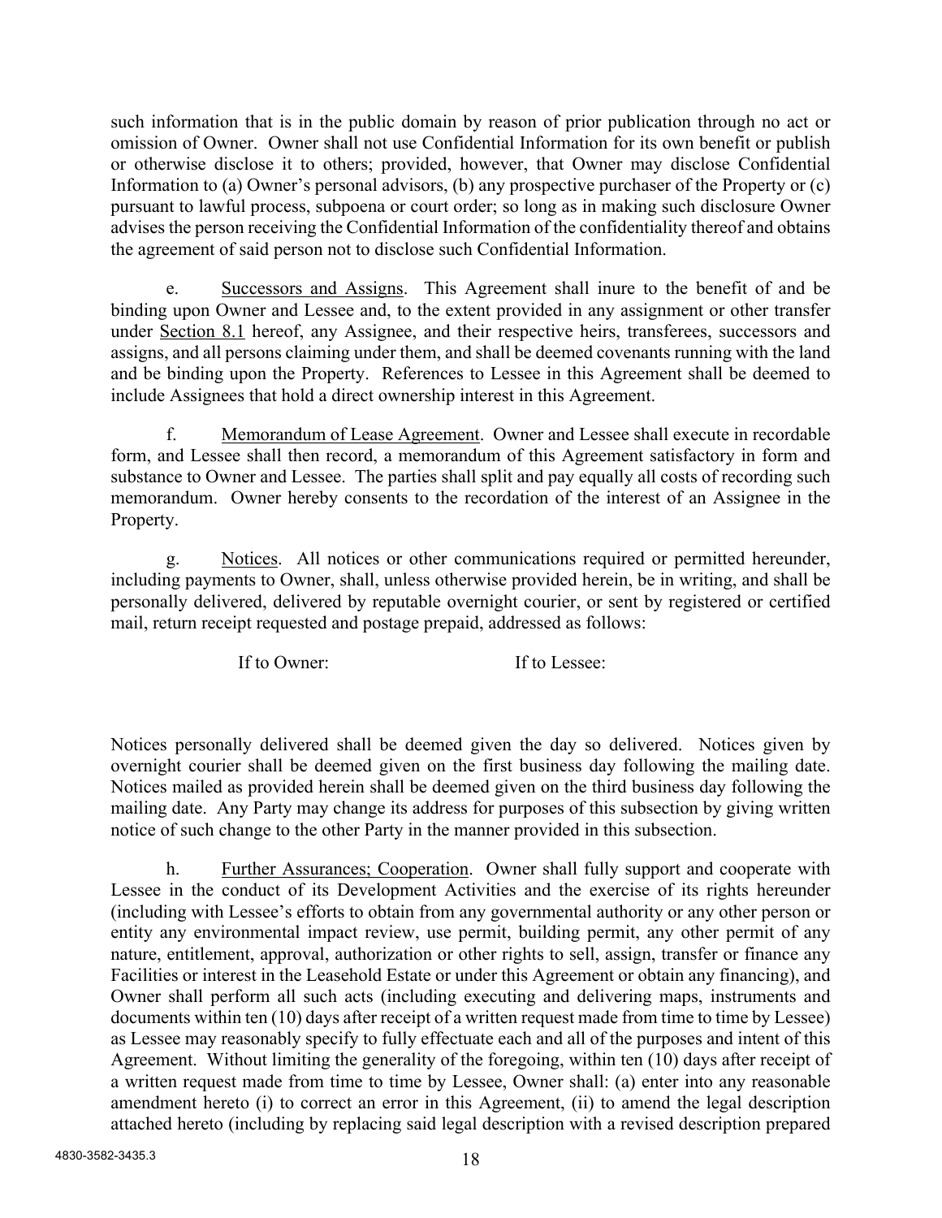such information that is in the public domain by reason of prior publication through no act or omission of Owner. Owner shall not use Confidential Information for its own benefit or publish or otherwise disclose it to others; provided, however, that Owner may disclose Confidential Information to (a) Owner's personal advisors, (b) any prospective purchaser of the Property or (c) pursuant to lawful process, subpoena or court order; so long as in making such disclosure Owner advises the person receiving the Confidential Information of the confidentiality thereof and obtains the agreement of said person not to disclose such Confidential Information.

e. Successors and Assigns. This Agreement shall inure to the benefit of and be binding upon Owner and Lessee and, to the extent provided in any assignment or other transfer under Section 8.1 hereof, any Assignee, and their respective heirs, transferees, successors and assigns, and all persons claiming under them, and shall be deemed covenants running with the land and be binding upon the Property. References to Lessee in this Agreement shall be deemed to include Assignees that hold a direct ownership interest in this Agreement.

f. Memorandum of Lease Agreement. Owner and Lessee shall execute in recordable form, and Lessee shall then record, a memorandum of this Agreement satisfactory in form and substance to Owner and Lessee. The parties shall split and pay equally all costs of recording such memorandum. Owner hereby consents to the recordation of the interest of an Assignee in the Property.

g. Notices. All notices or other communications required or permitted hereunder, including payments to Owner, shall, unless otherwise provided herein, be in writing, and shall be personally delivered, delivered by reputable overnight courier, or sent by registered or certified mail, return receipt requested and postage prepaid, addressed as follows:

| If to Owner: | If to Lessee: |
|---|---|

Notices personally delivered shall be deemed given the day so delivered. Notices given by overnight courier shall be deemed given on the first business day following the mailing date. Notices mailed as provided herein shall be deemed given on the third business day following the mailing date. Any Party may change its address for purposes of this subsection by giving written notice of such change to the other Party in the manner provided in this subsection.

h. Further Assurances; Cooperation. Owner shall fully support and cooperate with Lessee in the conduct of its Development Activities and the exercise of its rights hereunder (including with Lessee's efforts to obtain from any governmental authority or any other person or entity any environmental impact review, use permit, building permit, any other permit of any nature, entitlement, approval, authorization or other rights to sell, assign, transfer or finance any Facilities or interest in the Leasehold Estate or under this Agreement or obtain any financing), and Owner shall perform all such acts (including executing and delivering maps, instruments and documents within ten (10) days after receipt of a written request made from time to time by Lessee) as Lessee may reasonably specify to fully effectuate each and all of the purposes and intent of this Agreement. Without limiting the generality of the foregoing, within ten (10) days after receipt of a written request made from time to time by Lessee, Owner shall: (a) enter into any reasonable amendment hereto (i) to correct an error in this Agreement, (ii) to amend the legal description attached hereto (including by replacing said legal description with a revised description prepared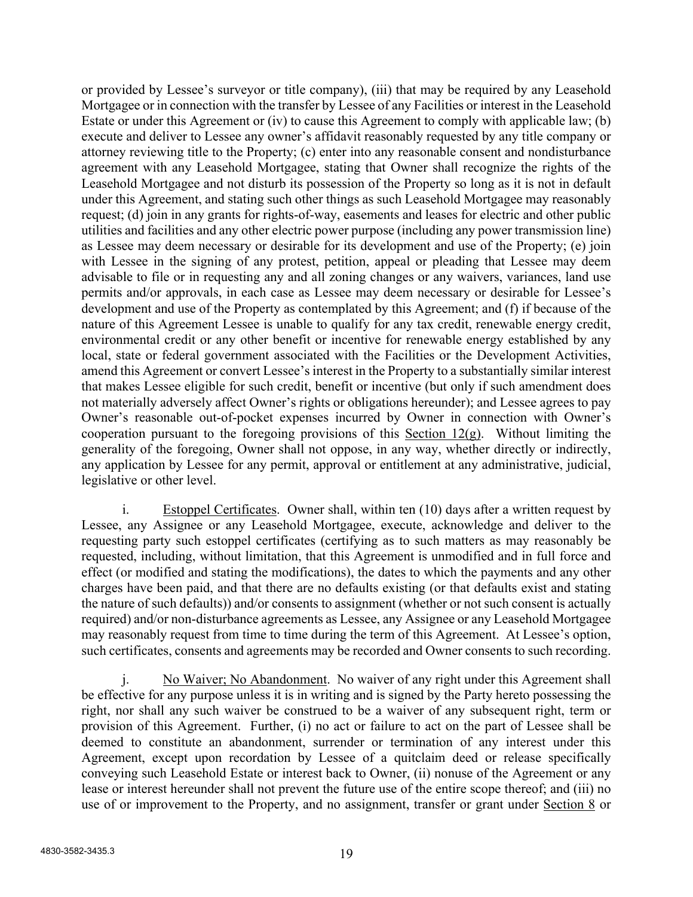or provided by Lessee's surveyor or title company), (iii) that may be required by any Leasehold Mortgagee or in connection with the transfer by Lessee of any Facilities or interest in the Leasehold Estate or under this Agreement or (iv) to cause this Agreement to comply with applicable law; (b) execute and deliver to Lessee any owner's affidavit reasonably requested by any title company or attorney reviewing title to the Property; (c) enter into any reasonable consent and nondisturbance agreement with any Leasehold Mortgagee, stating that Owner shall recognize the rights of the Leasehold Mortgagee and not disturb its possession of the Property so long as it is not in default under this Agreement, and stating such other things as such Leasehold Mortgagee may reasonably request; (d) join in any grants for rights-of-way, easements and leases for electric and other public utilities and facilities and any other electric power purpose (including any power transmission line) as Lessee may deem necessary or desirable for its development and use of the Property; (e) join with Lessee in the signing of any protest, petition, appeal or pleading that Lessee may deem advisable to file or in requesting any and all zoning changes or any waivers, variances, land use permits and/or approvals, in each case as Lessee may deem necessary or desirable for Lessee's development and use of the Property as contemplated by this Agreement; and (f) if because of the nature of this Agreement Lessee is unable to qualify for any tax credit, renewable energy credit, environmental credit or any other benefit or incentive for renewable energy established by any local, state or federal government associated with the Facilities or the Development Activities, amend this Agreement or convert Lessee's interest in the Property to a substantially similar interest that makes Lessee eligible for such credit, benefit or incentive (but only if such amendment does not materially adversely affect Owner's rights or obligations hereunder); and Lessee agrees to pay Owner's reasonable out-of-pocket expenses incurred by Owner in connection with Owner's cooperation pursuant to the foregoing provisions of this Section 12(g). Without limiting the generality of the foregoing, Owner shall not oppose, in any way, whether directly or indirectly, any application by Lessee for any permit, approval or entitlement at any administrative, judicial, legislative or other level.

i. Estoppel Certificates. Owner shall, within ten (10) days after a written request by Lessee, any Assignee or any Leasehold Mortgagee, execute, acknowledge and deliver to the requesting party such estoppel certificates (certifying as to such matters as may reasonably be requested, including, without limitation, that this Agreement is unmodified and in full force and effect (or modified and stating the modifications), the dates to which the payments and any other charges have been paid, and that there are no defaults existing (or that defaults exist and stating the nature of such defaults)) and/or consents to assignment (whether or not such consent is actually required) and/or non-disturbance agreements as Lessee, any Assignee or any Leasehold Mortgagee may reasonably request from time to time during the term of this Agreement. At Lessee's option, such certificates, consents and agreements may be recorded and Owner consents to such recording.

j. No Waiver; No Abandonment. No waiver of any right under this Agreement shall be effective for any purpose unless it is in writing and is signed by the Party hereto possessing the right, nor shall any such waiver be construed to be a waiver of any subsequent right, term or provision of this Agreement. Further, (i) no act or failure to act on the part of Lessee shall be deemed to constitute an abandonment, surrender or termination of any interest under this Agreement, except upon recordation by Lessee of a quitclaim deed or release specifically conveying such Leasehold Estate or interest back to Owner, (ii) nonuse of the Agreement or any lease or interest hereunder shall not prevent the future use of the entire scope thereof; and (iii) no use of or improvement to the Property, and no assignment, transfer or grant under Section 8 or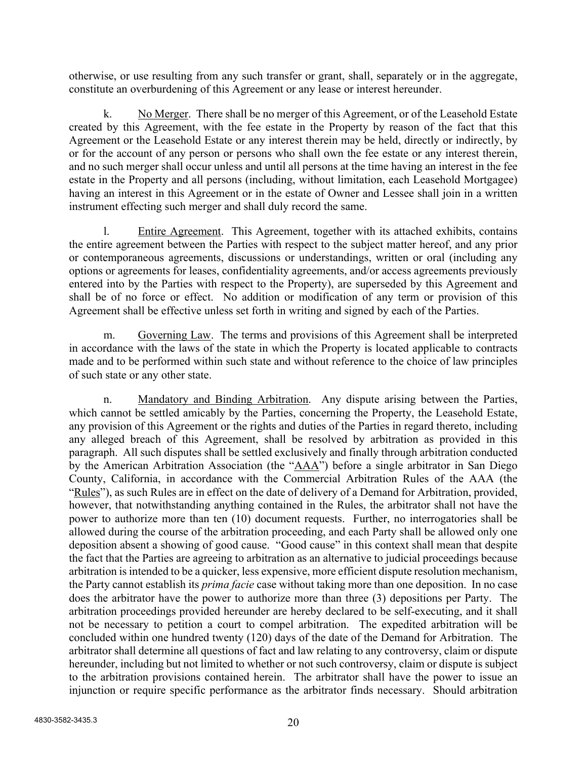otherwise, or use resulting from any such transfer or grant, shall, separately or in the aggregate, constitute an overburdening of this Agreement or any lease or interest hereunder.

k. No Merger. There shall be no merger of this Agreement, or of the Leasehold Estate created by this Agreement, with the fee estate in the Property by reason of the fact that this Agreement or the Leasehold Estate or any interest therein may be held, directly or indirectly, by or for the account of any person or persons who shall own the fee estate or any interest therein, and no such merger shall occur unless and until all persons at the time having an interest in the fee estate in the Property and all persons (including, without limitation, each Leasehold Mortgagee) having an interest in this Agreement or in the estate of Owner and Lessee shall join in a written instrument effecting such merger and shall duly record the same.

l. Entire Agreement. This Agreement, together with its attached exhibits, contains the entire agreement between the Parties with respect to the subject matter hereof, and any prior or contemporaneous agreements, discussions or understandings, written or oral (including any options or agreements for leases, confidentiality agreements, and/or access agreements previously entered into by the Parties with respect to the Property), are superseded by this Agreement and shall be of no force or effect. No addition or modification of any term or provision of this Agreement shall be effective unless set forth in writing and signed by each of the Parties.

m. Governing Law. The terms and provisions of this Agreement shall be interpreted in accordance with the laws of the state in which the Property is located applicable to contracts made and to be performed within such state and without reference to the choice of law principles of such state or any other state.

n. Mandatory and Binding Arbitration. Any dispute arising between the Parties, which cannot be settled amicably by the Parties, concerning the Property, the Leasehold Estate, any provision of this Agreement or the rights and duties of the Parties in regard thereto, including any alleged breach of this Agreement, shall be resolved by arbitration as provided in this paragraph. All such disputes shall be settled exclusively and finally through arbitration conducted by the American Arbitration Association (the "AAA") before a single arbitrator in San Diego County, California, in accordance with the Commercial Arbitration Rules of the AAA (the "Rules"), as such Rules are in effect on the date of delivery of a Demand for Arbitration, provided, however, that notwithstanding anything contained in the Rules, the arbitrator shall not have the power to authorize more than ten (10) document requests. Further, no interrogatories shall be allowed during the course of the arbitration proceeding, and each Party shall be allowed only one deposition absent a showing of good cause. "Good cause" in this context shall mean that despite the fact that the Parties are agreeing to arbitration as an alternative to judicial proceedings because arbitration is intended to be a quicker, less expensive, more efficient dispute resolution mechanism, the Party cannot establish its *prima facie* case without taking more than one deposition. In no case does the arbitrator have the power to authorize more than three (3) depositions per Party. The arbitration proceedings provided hereunder are hereby declared to be self-executing, and it shall not be necessary to petition a court to compel arbitration. The expedited arbitration will be concluded within one hundred twenty (120) days of the date of the Demand for Arbitration. The arbitrator shall determine all questions of fact and law relating to any controversy, claim or dispute hereunder, including but not limited to whether or not such controversy, claim or dispute is subject to the arbitration provisions contained herein. The arbitrator shall have the power to issue an injunction or require specific performance as the arbitrator finds necessary. Should arbitration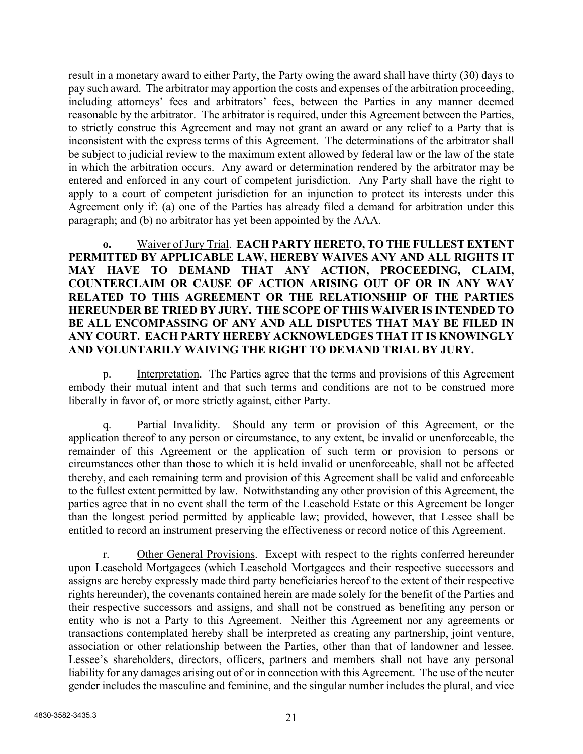result in a monetary award to either Party, the Party owing the award shall have thirty (30) days to pay such award. The arbitrator may apportion the costs and expenses of the arbitration proceeding, including attorneys' fees and arbitrators' fees, between the Parties in any manner deemed reasonable by the arbitrator. The arbitrator is required, under this Agreement between the Parties, to strictly construe this Agreement and may not grant an award or any relief to a Party that is inconsistent with the express terms of this Agreement. The determinations of the arbitrator shall be subject to judicial review to the maximum extent allowed by federal law or the law of the state in which the arbitration occurs. Any award or determination rendered by the arbitrator may be entered and enforced in any court of competent jurisdiction. Any Party shall have the right to apply to a court of competent jurisdiction for an injunction to protect its interests under this Agreement only if: (a) one of the Parties has already filed a demand for arbitration under this paragraph; and (b) no arbitrator has yet been appointed by the AAA.

**o.** Waiver of Jury Trial. **EACH PARTY HERETO, TO THE FULLEST EXTENT PERMITTED BY APPLICABLE LAW, HEREBY WAIVES ANY AND ALL RIGHTS IT MAY HAVE TO DEMAND THAT ANY ACTION, PROCEEDING, CLAIM, COUNTERCLAIM OR CAUSE OF ACTION ARISING OUT OF OR IN ANY WAY RELATED TO THIS AGREEMENT OR THE RELATIONSHIP OF THE PARTIES HEREUNDER BE TRIED BY JURY. THE SCOPE OF THIS WAIVER IS INTENDED TO BE ALL ENCOMPASSING OF ANY AND ALL DISPUTES THAT MAY BE FILED IN ANY COURT. EACH PARTY HEREBY ACKNOWLEDGES THAT IT IS KNOWINGLY AND VOLUNTARILY WAIVING THE RIGHT TO DEMAND TRIAL BY JURY.**

p. Interpretation. The Parties agree that the terms and provisions of this Agreement embody their mutual intent and that such terms and conditions are not to be construed more liberally in favor of, or more strictly against, either Party.

q. Partial Invalidity. Should any term or provision of this Agreement, or the application thereof to any person or circumstance, to any extent, be invalid or unenforceable, the remainder of this Agreement or the application of such term or provision to persons or circumstances other than those to which it is held invalid or unenforceable, shall not be affected thereby, and each remaining term and provision of this Agreement shall be valid and enforceable to the fullest extent permitted by law. Notwithstanding any other provision of this Agreement, the parties agree that in no event shall the term of the Leasehold Estate or this Agreement be longer than the longest period permitted by applicable law; provided, however, that Lessee shall be entitled to record an instrument preserving the effectiveness or record notice of this Agreement.

r. Other General Provisions. Except with respect to the rights conferred hereunder upon Leasehold Mortgagees (which Leasehold Mortgagees and their respective successors and assigns are hereby expressly made third party beneficiaries hereof to the extent of their respective rights hereunder), the covenants contained herein are made solely for the benefit of the Parties and their respective successors and assigns, and shall not be construed as benefiting any person or entity who is not a Party to this Agreement. Neither this Agreement nor any agreements or transactions contemplated hereby shall be interpreted as creating any partnership, joint venture, association or other relationship between the Parties, other than that of landowner and lessee. Lessee's shareholders, directors, officers, partners and members shall not have any personal liability for any damages arising out of or in connection with this Agreement. The use of the neuter gender includes the masculine and feminine, and the singular number includes the plural, and vice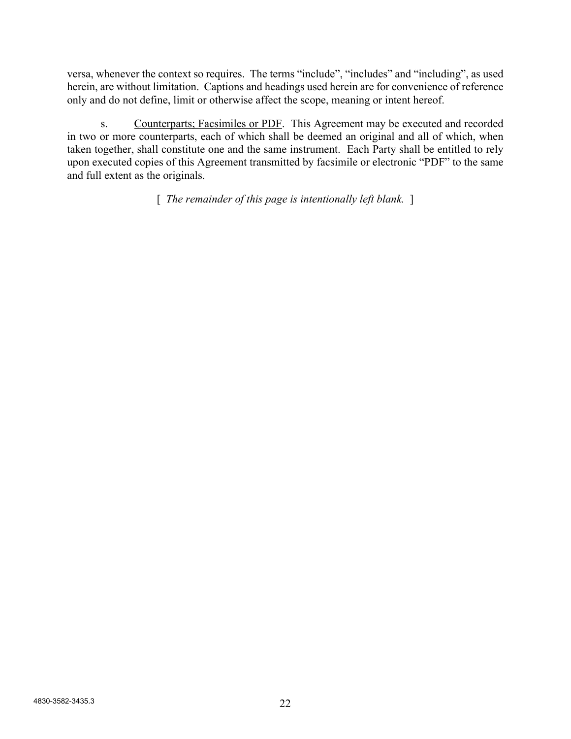versa, whenever the context so requires. The terms "include", "includes" and "including", as used herein, are without limitation. Captions and headings used herein are for convenience of reference only and do not define, limit or otherwise affect the scope, meaning or intent hereof.

s. Counterparts; Facsimiles or PDF. This Agreement may be executed and recorded in two or more counterparts, each of which shall be deemed an original and all of which, when taken together, shall constitute one and the same instrument. Each Party shall be entitled to rely upon executed copies of this Agreement transmitted by facsimile or electronic "PDF" to the same and full extent as the originals.

[ *The remainder of this page is intentionally left blank.* ]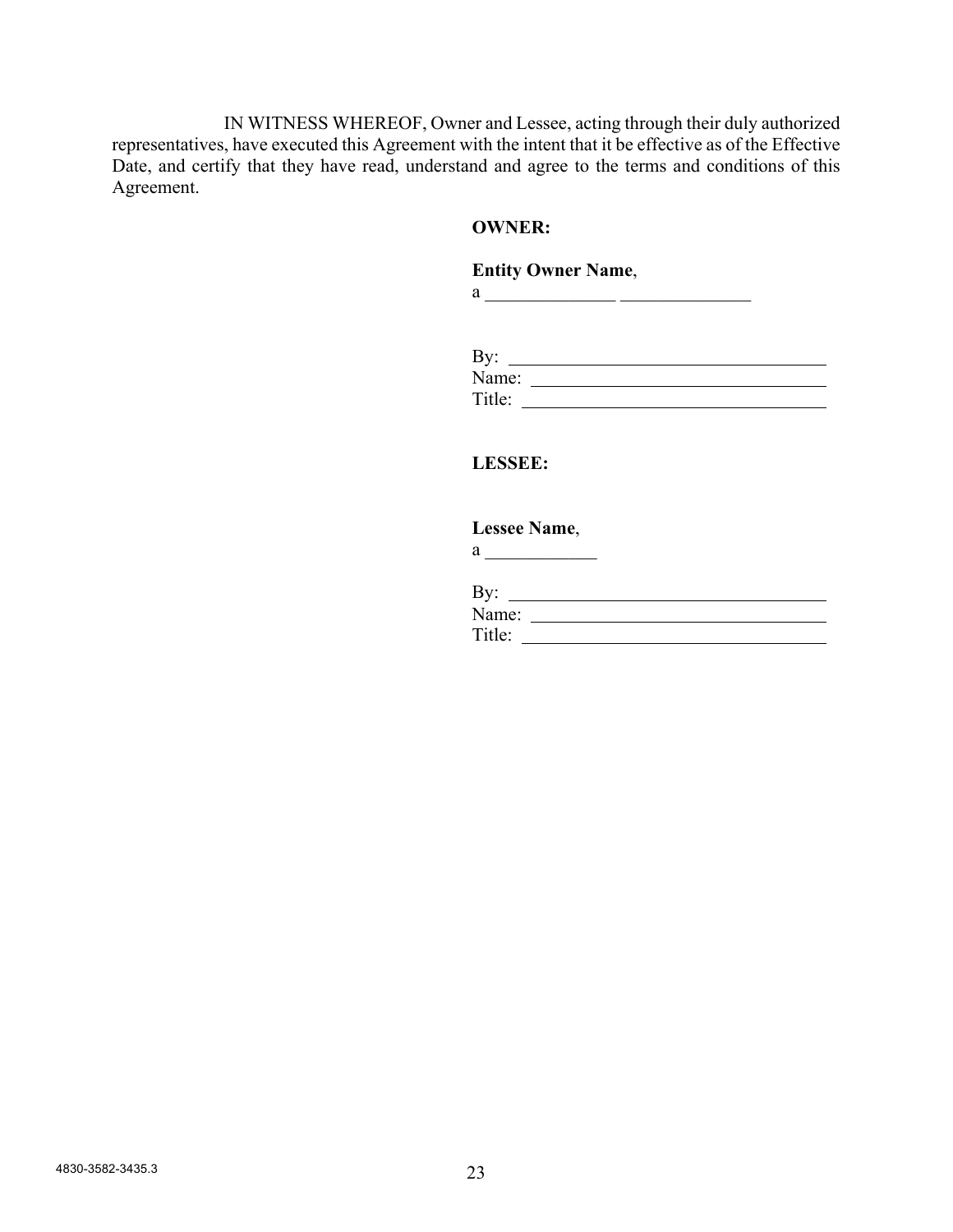IN WITNESS WHEREOF, Owner and Lessee, acting through their duly authorized representatives, have executed this Agreement with the intent that it be effective as of the Effective Date, and certify that they have read, understand and agree to the terms and conditions of this Agreement.

**OWNER:**

**Entity Owner Name**,
a ______________ ______________

By: ________________________________
Name: ______________________________
Title: _______________________________

**LESSEE:**

**Lessee Name**,
a ____________

By: ________________________________
Name: ______________________________
Title: _______________________________

4830-3582-3435.3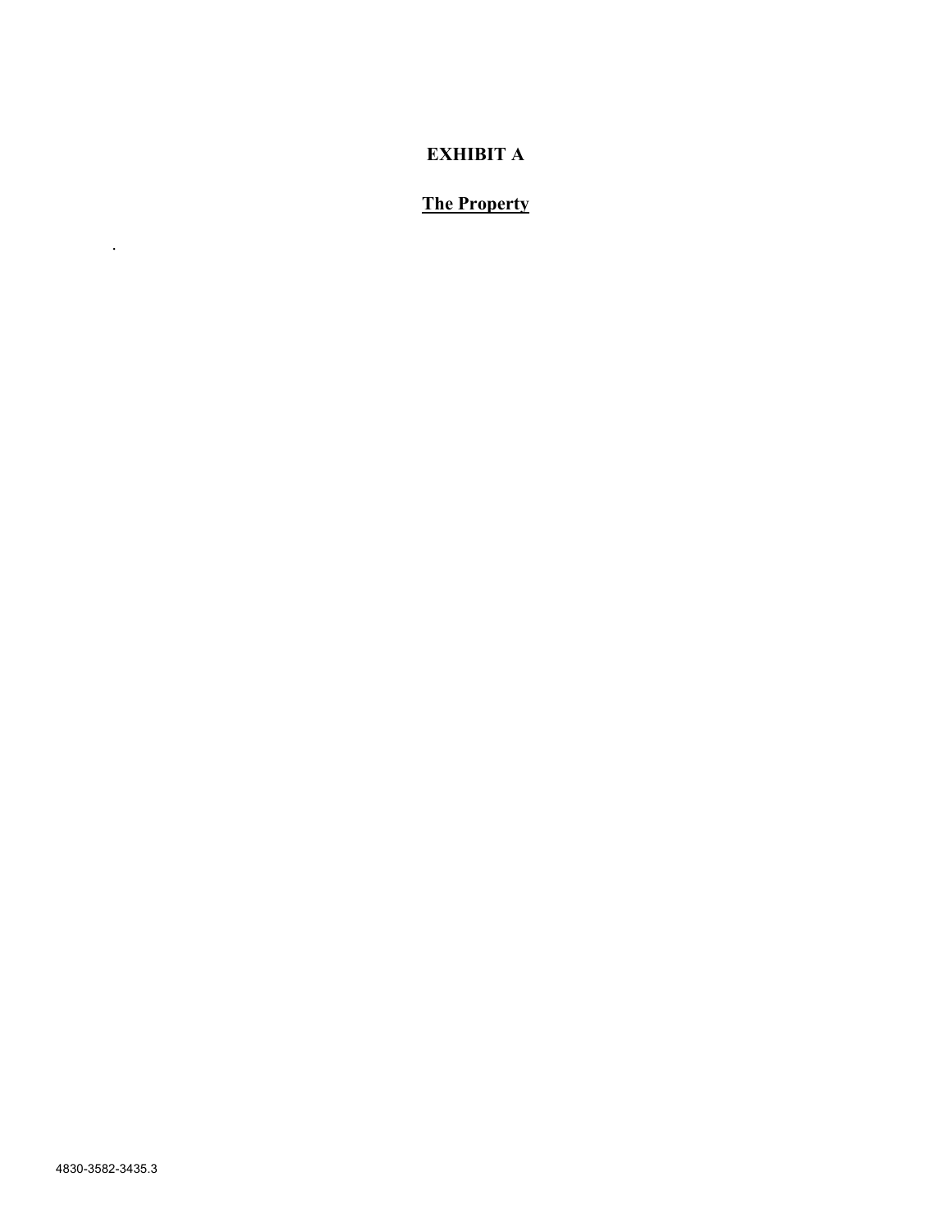# EXHIBIT A

## <u>The Property</u>

.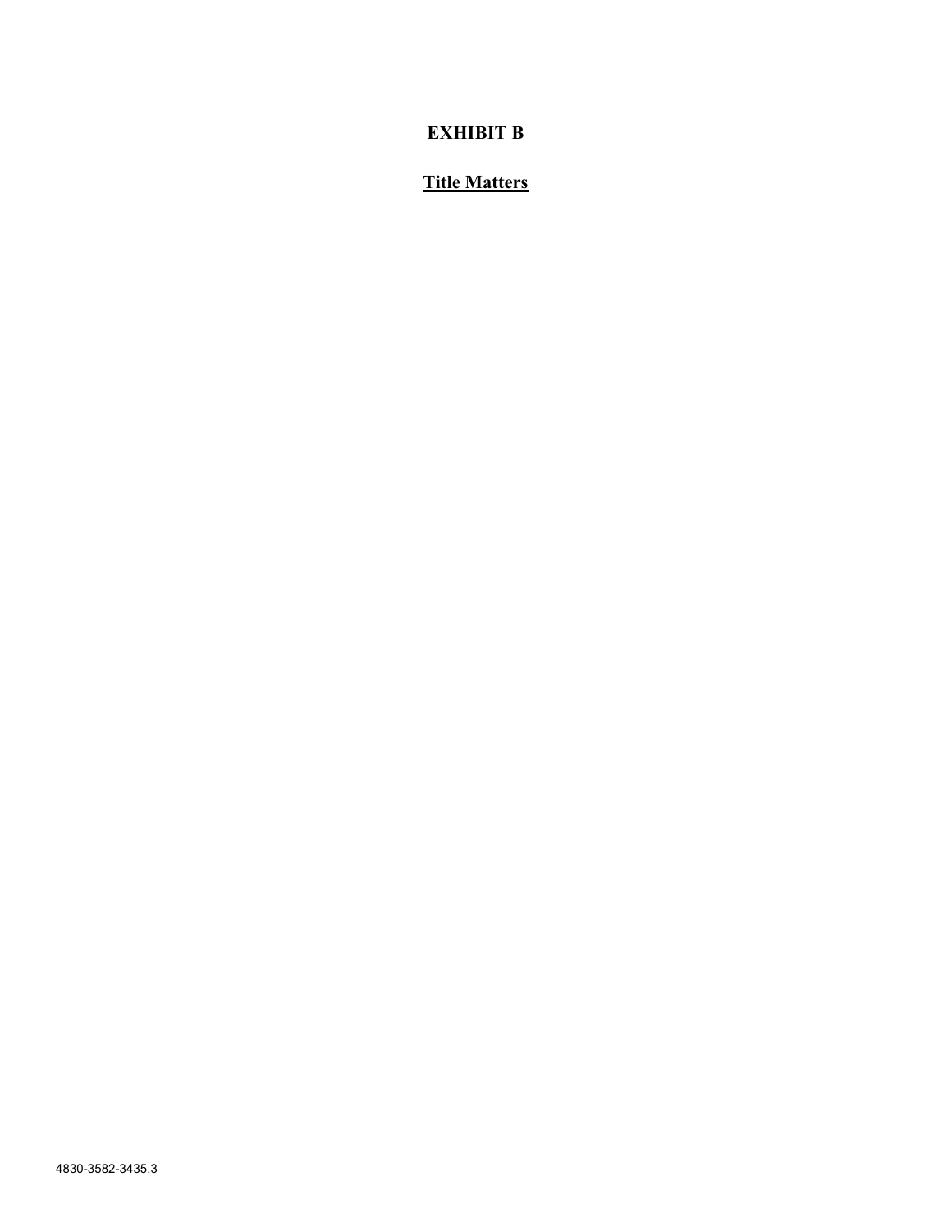# EXHIBIT B

## Title Matters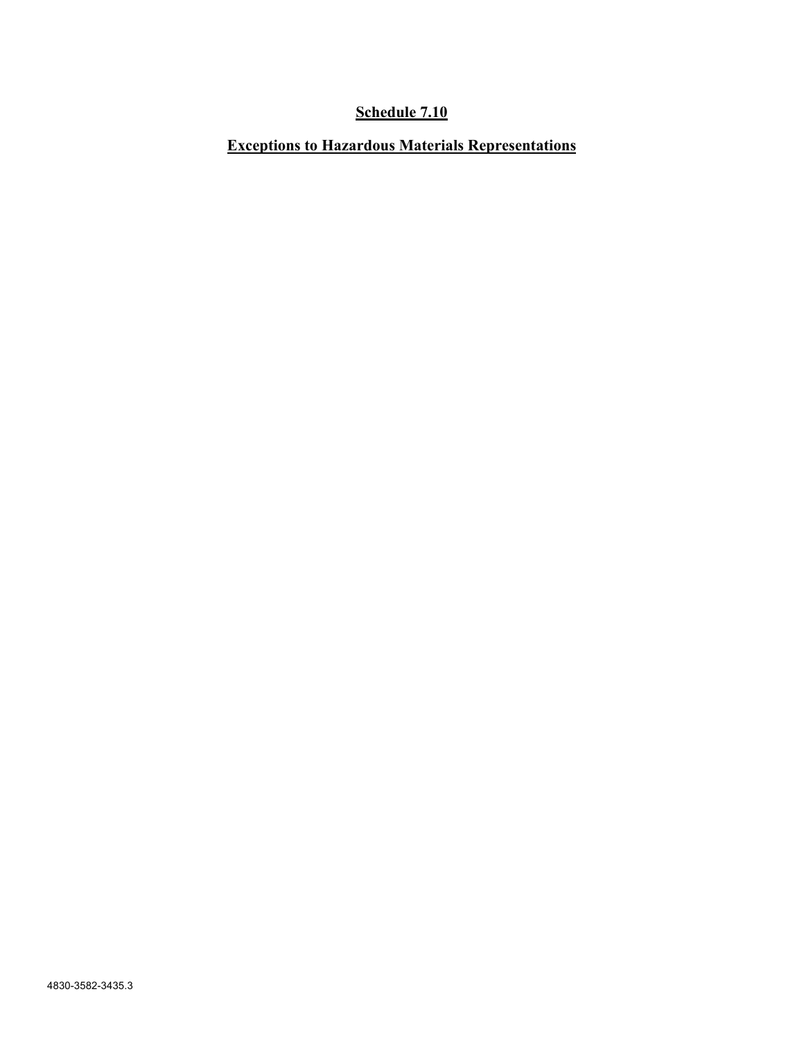# Schedule 7.10

## Exceptions to Hazardous Materials Representations

4830-3582-3435.3